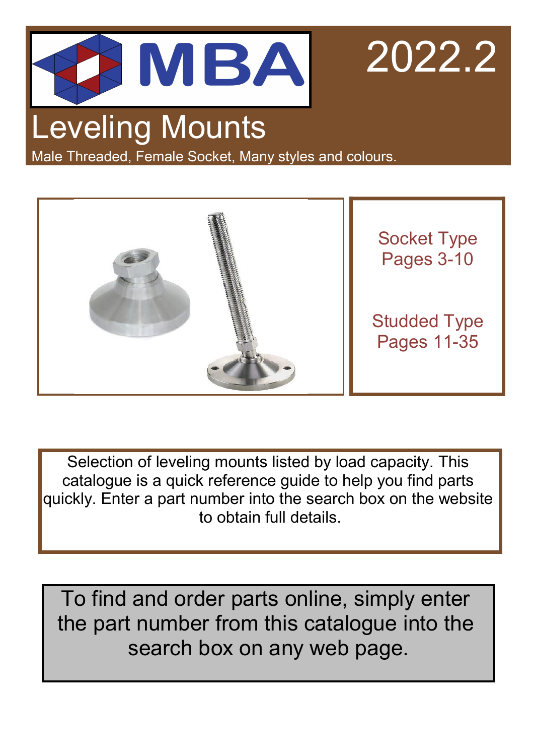MBA

2022.2

# Leveling Mounts

Male Threaded, Female Socket, Many styles and colours.

Socket Type
Pages 3-10

Studded Type
Pages 11-35

Selection of leveling mounts listed by load capacity. This catalogue is a quick reference guide to help you find parts quickly. Enter a part number into the search box on the website to obtain full details.

To find and order parts online, simply enter the part number from this catalogue into the search box on any web page.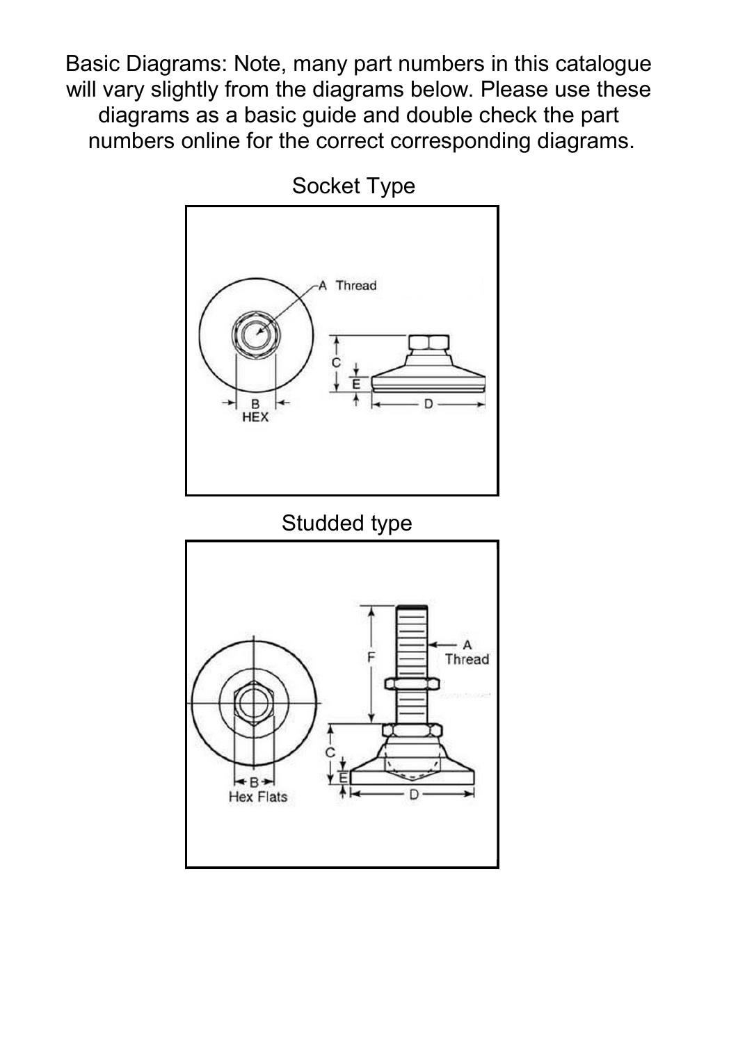Basic Diagrams: Note, many part numbers in this catalogue will vary slightly from the diagrams below. Please use these diagrams as a basic guide and double check the part numbers online for the correct corresponding diagrams.

Socket Type

Studded type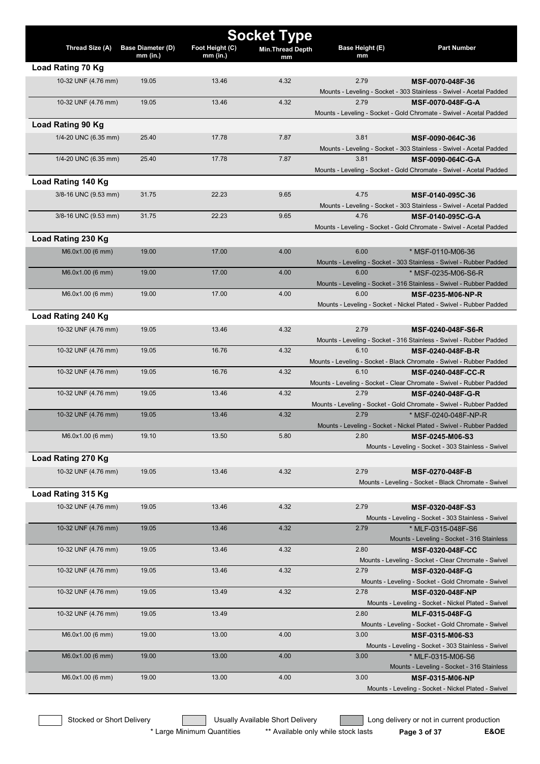# Socket Type

| Thread Size (A) | Base Diameter (D) mm (in.) | Foot Height (C) mm (in.) | Min.Thread Depth mm | Base Height (E) mm | Part Number |
|---|---|---|---|---|---|
| **Load Rating 70 Kg** | | | | | |
| 10-32 UNF (4.76 mm) | 19.05 | 13.46 | 4.32 | 2.79 | **MSF-0070-048F-36**<br>Mounts - Leveling - Socket - 303 Stainless - Swivel - Acetal Padded |
| 10-32 UNF (4.76 mm) | 19.05 | 13.46 | 4.32 | 2.79 | **MSF-0070-048F-G-A**<br>Mounts - Leveling - Socket - Gold Chromate - Swivel - Acetal Padded |
| **Load Rating 90 Kg** | | | | | |
| 1/4-20 UNC (6.35 mm) | 25.40 | 17.78 | 7.87 | 3.81 | **MSF-0090-064C-36**<br>Mounts - Leveling - Socket - 303 Stainless - Swivel - Acetal Padded |
| 1/4-20 UNC (6.35 mm) | 25.40 | 17.78 | 7.87 | 3.81 | **MSF-0090-064C-G-A**<br>Mounts - Leveling - Socket - Gold Chromate - Swivel - Acetal Padded |
| **Load Rating 140 Kg** | | | | | |
| 3/8-16 UNC (9.53 mm) | 31.75 | 22.23 | 9.65 | 4.75 | **MSF-0140-095C-36**<br>Mounts - Leveling - Socket - 303 Stainless - Swivel - Acetal Padded |
| 3/8-16 UNC (9.53 mm) | 31.75 | 22.23 | 9.65 | 4.76 | **MSF-0140-095C-G-A**<br>Mounts - Leveling - Socket - Gold Chromate - Swivel - Acetal Padded |
| **Load Rating 230 Kg** | | | | | |
| M6.0x1.00 (6 mm) | 19.00 | 17.00 | 4.00 | 6.00 | * MSF-0110-M06-36<br>Mounts - Leveling - Socket - 303 Stainless - Swivel - Rubber Padded |
| M6.0x1.00 (6 mm) | 19.00 | 17.00 | 4.00 | 6.00 | * MSF-0235-M06-S6-R<br>Mounts - Leveling - Socket - 316 Stainless - Swivel - Rubber Padded |
| M6.0x1.00 (6 mm) | 19.00 | 17.00 | 4.00 | 6.00 | **MSF-0235-M06-NP-R**<br>Mounts - Leveling - Socket - Nickel Plated - Swivel - Rubber Padded |
| **Load Rating 240 Kg** | | | | | |
| 10-32 UNF (4.76 mm) | 19.05 | 13.46 | 4.32 | 2.79 | **MSF-0240-048F-S6-R**<br>Mounts - Leveling - Socket - 316 Stainless - Swivel - Rubber Padded |
| 10-32 UNF (4.76 mm) | 19.05 | 16.76 | 4.32 | 6.10 | **MSF-0240-048F-B-R**<br>Mounts - Leveling - Socket - Black Chromate - Swivel - Rubber Padded |
| 10-32 UNF (4.76 mm) | 19.05 | 16.76 | 4.32 | 6.10 | **MSF-0240-048F-CC-R**<br>Mounts - Leveling - Socket - Clear Chromate - Swivel - Rubber Padded |
| 10-32 UNF (4.76 mm) | 19.05 | 13.46 | 4.32 | 2.79 | **MSF-0240-048F-G-R**<br>Mounts - Leveling - Socket - Gold Chromate - Swivel - Rubber Padded |
| 10-32 UNF (4.76 mm) | 19.05 | 13.46 | 4.32 | 2.79 | * MSF-0240-048F-NP-R<br>Mounts - Leveling - Socket - Nickel Plated - Swivel - Rubber Padded |
| M6.0x1.00 (6 mm) | 19.10 | 13.50 | 5.80 | 2.80 | **MSF-0245-M06-S3**<br>Mounts - Leveling - Socket - 303 Stainless - Swivel |
| **Load Rating 270 Kg** | | | | | |
| 10-32 UNF (4.76 mm) | 19.05 | 13.46 | 4.32 | 2.79 | **MSF-0270-048F-B**<br>Mounts - Leveling - Socket - Black Chromate - Swivel |
| **Load Rating 315 Kg** | | | | | |
| 10-32 UNF (4.76 mm) | 19.05 | 13.46 | 4.32 | 2.79 | **MSF-0320-048F-S3**<br>Mounts - Leveling - Socket - 303 Stainless - Swivel |
| 10-32 UNF (4.76 mm) | 19.05 | 13.46 | 4.32 | 2.79 | * MLF-0315-048F-S6<br>Mounts - Leveling - Socket - 316 Stainless |
| 10-32 UNF (4.76 mm) | 19.05 | 13.46 | 4.32 | 2.80 | **MSF-0320-048F-CC**<br>Mounts - Leveling - Socket - Clear Chromate - Swivel |
| 10-32 UNF (4.76 mm) | 19.05 | 13.46 | 4.32 | 2.79 | **MSF-0320-048F-G**<br>Mounts - Leveling - Socket - Gold Chromate - Swivel |
| 10-32 UNF (4.76 mm) | 19.05 | 13.49 | 4.32 | 2.78 | **MSF-0320-048F-NP**<br>Mounts - Leveling - Socket - Nickel Plated - Swivel |
| 10-32 UNF (4.76 mm) | 19.05 | 13.49 | | 2.80 | **MLF-0315-048F-G**<br>Mounts - Leveling - Socket - Gold Chromate - Swivel |
| M6.0x1.00 (6 mm) | 19.00 | 13.00 | 4.00 | 3.00 | **MSF-0315-M06-S3**<br>Mounts - Leveling - Socket - 303 Stainless - Swivel |
| M6.0x1.00 (6 mm) | 19.00 | 13.00 | 4.00 | 3.00 | * MLF-0315-M06-S6<br>Mounts - Leveling - Socket - 316 Stainless |
| M6.0x1.00 (6 mm) | 19.00 | 13.00 | 4.00 | 3.00 | **MSF-0315-M06-NP**<br>Mounts - Leveling - Socket - Nickel Plated - Swivel |

Stocked or Short Delivery | Usually Available Short Delivery | Long delivery or not in current production

* Large Minimum Quantities ** Available only while stock lasts E&OE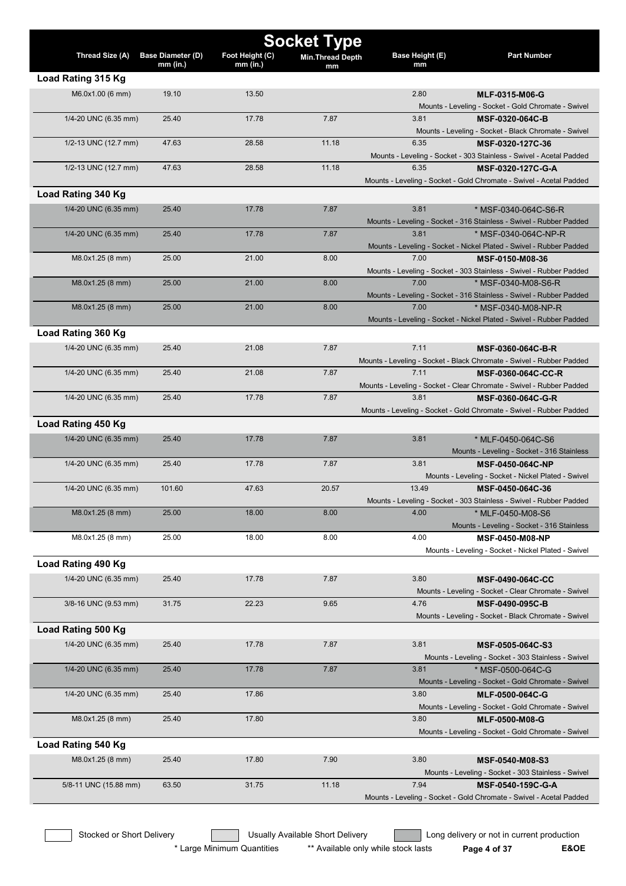# Socket Type

| Thread Size (A) | Base Diameter (D) mm (in.) | Foot Height (C) mm (in.) | Min.Thread Depth mm | Base Height (E) mm | Part Number |
|---|---|---|---|---|---|
| **Load Rating 315 Kg** | | | | | |
| M6.0x1.00 (6 mm) | 19.10 | 13.50 | | 2.80 | **MLF-0315-M06-G** Mounts - Leveling - Socket - Gold Chromate - Swivel |
| 1/4-20 UNC (6.35 mm) | 25.40 | 17.78 | 7.87 | 3.81 | **MSF-0320-064C-B** Mounts - Leveling - Socket - Black Chromate - Swivel |
| 1/2-13 UNC (12.7 mm) | 47.63 | 28.58 | 11.18 | 6.35 | **MSF-0320-127C-36** Mounts - Leveling - Socket - 303 Stainless - Swivel - Acetal Padded |
| 1/2-13 UNC (12.7 mm) | 47.63 | 28.58 | 11.18 | 6.35 | **MSF-0320-127C-G-A** Mounts - Leveling - Socket - Gold Chromate - Swivel - Acetal Padded |
| **Load Rating 340 Kg** | | | | | |
| 1/4-20 UNC (6.35 mm) | 25.40 | 17.78 | 7.87 | 3.81 | * MSF-0340-064C-S6-R Mounts - Leveling - Socket - 316 Stainless - Swivel - Rubber Padded |
| 1/4-20 UNC (6.35 mm) | 25.40 | 17.78 | 7.87 | 3.81 | * MSF-0340-064C-NP-R Mounts - Leveling - Socket - Nickel Plated - Swivel - Rubber Padded |
| M8.0x1.25 (8 mm) | 25.00 | 21.00 | 8.00 | 7.00 | **MSF-0150-M08-36** Mounts - Leveling - Socket - 303 Stainless - Swivel - Rubber Padded |
| M8.0x1.25 (8 mm) | 25.00 | 21.00 | 8.00 | 7.00 | * MSF-0340-M08-S6-R Mounts - Leveling - Socket - 316 Stainless - Swivel - Rubber Padded |
| M8.0x1.25 (8 mm) | 25.00 | 21.00 | 8.00 | 7.00 | * MSF-0340-M08-NP-R Mounts - Leveling - Socket - Nickel Plated - Swivel - Rubber Padded |
| **Load Rating 360 Kg** | | | | | |
| 1/4-20 UNC (6.35 mm) | 25.40 | 21.08 | 7.87 | 7.11 | **MSF-0360-064C-B-R** Mounts - Leveling - Socket - Black Chromate - Swivel - Rubber Padded |
| 1/4-20 UNC (6.35 mm) | 25.40 | 21.08 | 7.87 | 7.11 | **MSF-0360-064C-CC-R** Mounts - Leveling - Socket - Clear Chromate - Swivel - Rubber Padded |
| 1/4-20 UNC (6.35 mm) | 25.40 | 17.78 | 7.87 | 3.81 | **MSF-0360-064C-G-R** Mounts - Leveling - Socket - Gold Chromate - Swivel - Rubber Padded |
| **Load Rating 450 Kg** | | | | | |
| 1/4-20 UNC (6.35 mm) | 25.40 | 17.78 | 7.87 | 3.81 | * MLF-0450-064C-S6 Mounts - Leveling - Socket - 316 Stainless |
| 1/4-20 UNC (6.35 mm) | 25.40 | 17.78 | 7.87 | 3.81 | **MSF-0450-064C-NP** Mounts - Leveling - Socket - Nickel Plated - Swivel |
| 1/4-20 UNC (6.35 mm) | 101.60 | 47.63 | 20.57 | 13.49 | **MSF-0450-064C-36** Mounts - Leveling - Socket - 303 Stainless - Swivel - Rubber Padded |
| M8.0x1.25 (8 mm) | 25.00 | 18.00 | 8.00 | 4.00 | * MLF-0450-M08-S6 Mounts - Leveling - Socket - 316 Stainless |
| M8.0x1.25 (8 mm) | 25.00 | 18.00 | 8.00 | 4.00 | **MSF-0450-M08-NP** Mounts - Leveling - Socket - Nickel Plated - Swivel |
| **Load Rating 490 Kg** | | | | | |
| 1/4-20 UNC (6.35 mm) | 25.40 | 17.78 | 7.87 | 3.80 | **MSF-0490-064C-CC** Mounts - Leveling - Socket - Clear Chromate - Swivel |
| 3/8-16 UNC (9.53 mm) | 31.75 | 22.23 | 9.65 | 4.76 | **MSF-0490-095C-B** Mounts - Leveling - Socket - Black Chromate - Swivel |
| **Load Rating 500 Kg** | | | | | |
| 1/4-20 UNC (6.35 mm) | 25.40 | 17.78 | 7.87 | 3.81 | **MSF-0505-064C-S3** Mounts - Leveling - Socket - 303 Stainless - Swivel |
| 1/4-20 UNC (6.35 mm) | 25.40 | 17.78 | 7.87 | 3.81 | * MSF-0500-064C-G Mounts - Leveling - Socket - Gold Chromate - Swivel |
| 1/4-20 UNC (6.35 mm) | 25.40 | 17.86 | | 3.80 | **MLF-0500-064C-G** Mounts - Leveling - Socket - Gold Chromate - Swivel |
| M8.0x1.25 (8 mm) | 25.40 | 17.80 | | 3.80 | **MLF-0500-M08-G** Mounts - Leveling - Socket - Gold Chromate - Swivel |
| **Load Rating 540 Kg** | | | | | |
| M8.0x1.25 (8 mm) | 25.40 | 17.80 | 7.90 | 3.80 | **MSF-0540-M08-S3** Mounts - Leveling - Socket - 303 Stainless - Swivel |
| 5/8-11 UNC (15.88 mm) | 63.50 | 31.75 | 11.18 | 7.94 | **MSF-0540-159C-G-A** Mounts - Leveling - Socket - Gold Chromate - Swivel - Acetal Padded |

Stocked or Short Delivery | Usually Available Short Delivery | Long delivery or not in current production

* Large Minimum Quantities ** Available only while stock lasts

E&OE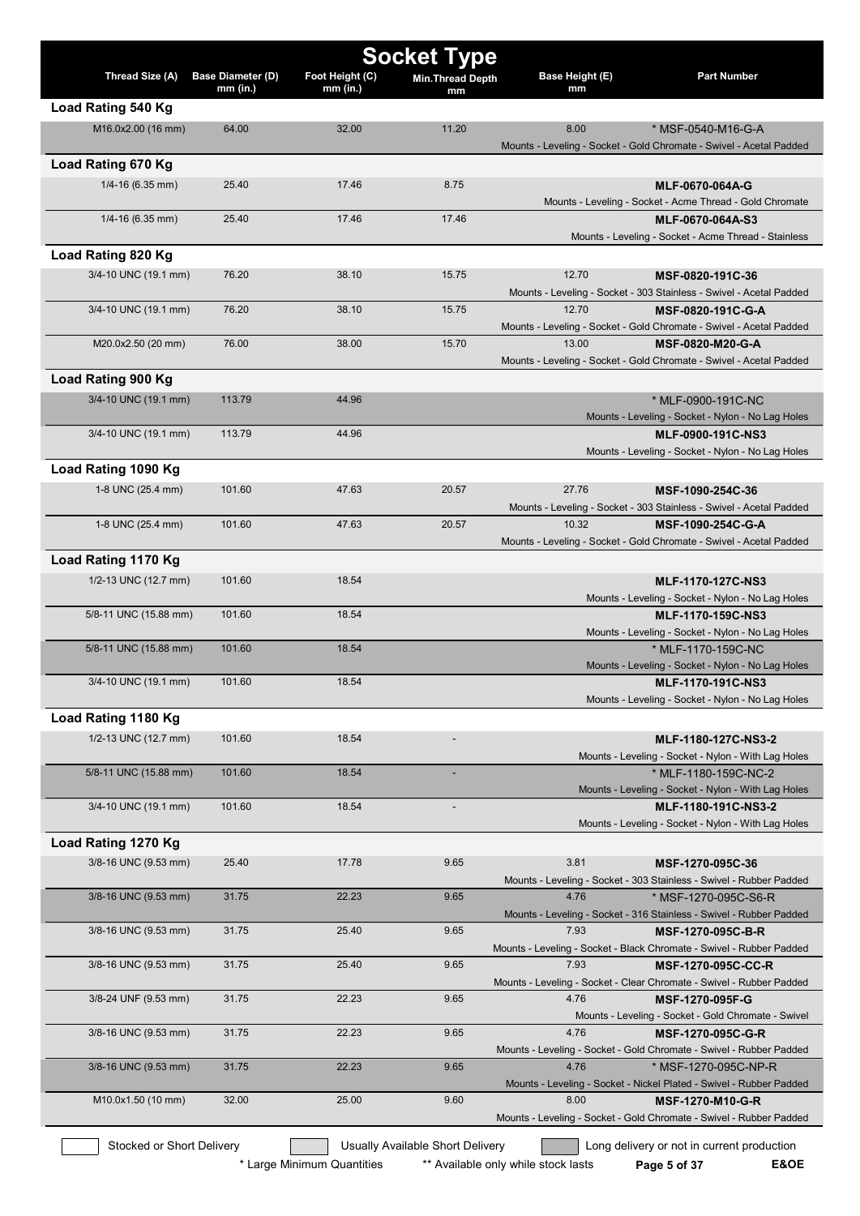# Socket Type

| Thread Size (A) | Base Diameter (D) mm (in.) | Foot Height (C) mm (in.) | Min.Thread Depth mm | Base Height (E) mm | Part Number |
|---|---|---|---|---|---|
| **Load Rating 540 Kg** | | | | | |
| M16.0x2.00 (16 mm) | 64.00 | 32.00 | 11.20 | 8.00 | * MSF-0540-M16-G-A<br>Mounts - Leveling - Socket - Gold Chromate - Swivel - Acetal Padded |
| **Load Rating 670 Kg** | | | | | |
| 1/4-16 (6.35 mm) | 25.40 | 17.46 | 8.75 | | **MLF-0670-064A-G**<br>Mounts - Leveling - Socket - Acme Thread - Gold Chromate |
| 1/4-16 (6.35 mm) | 25.40 | 17.46 | 17.46 | | **MLF-0670-064A-S3**<br>Mounts - Leveling - Socket - Acme Thread - Stainless |
| **Load Rating 820 Kg** | | | | | |
| 3/4-10 UNC (19.1 mm) | 76.20 | 38.10 | 15.75 | 12.70 | **MSF-0820-191C-36**<br>Mounts - Leveling - Socket - 303 Stainless - Swivel - Acetal Padded |
| 3/4-10 UNC (19.1 mm) | 76.20 | 38.10 | 15.75 | 12.70 | **MSF-0820-191C-G-A**<br>Mounts - Leveling - Socket - Gold Chromate - Swivel - Acetal Padded |
| M20.0x2.50 (20 mm) | 76.00 | 38.00 | 15.70 | 13.00 | **MSF-0820-M20-G-A**<br>Mounts - Leveling - Socket - Gold Chromate - Swivel - Acetal Padded |
| **Load Rating 900 Kg** | | | | | |
| 3/4-10 UNC (19.1 mm) | 113.79 | 44.96 | | | * MLF-0900-191C-NC<br>Mounts - Leveling - Socket - Nylon - No Lag Holes |
| 3/4-10 UNC (19.1 mm) | 113.79 | 44.96 | | | **MLF-0900-191C-NS3**<br>Mounts - Leveling - Socket - Nylon - No Lag Holes |
| **Load Rating 1090 Kg** | | | | | |
| 1-8 UNC (25.4 mm) | 101.60 | 47.63 | 20.57 | 27.76 | **MSF-1090-254C-36**<br>Mounts - Leveling - Socket - 303 Stainless - Swivel - Acetal Padded |
| 1-8 UNC (25.4 mm) | 101.60 | 47.63 | 20.57 | 10.32 | **MSF-1090-254C-G-A**<br>Mounts - Leveling - Socket - Gold Chromate - Swivel - Acetal Padded |
| **Load Rating 1170 Kg** | | | | | |
| 1/2-13 UNC (12.7 mm) | 101.60 | 18.54 | | | **MLF-1170-127C-NS3**<br>Mounts - Leveling - Socket - Nylon - No Lag Holes |
| 5/8-11 UNC (15.88 mm) | 101.60 | 18.54 | | | **MLF-1170-159C-NS3**<br>Mounts - Leveling - Socket - Nylon - No Lag Holes |
| 5/8-11 UNC (15.88 mm) | 101.60 | 18.54 | | | * MLF-1170-159C-NC<br>Mounts - Leveling - Socket - Nylon - No Lag Holes |
| 3/4-10 UNC (19.1 mm) | 101.60 | 18.54 | | | **MLF-1170-191C-NS3**<br>Mounts - Leveling - Socket - Nylon - No Lag Holes |
| **Load Rating 1180 Kg** | | | | | |
| 1/2-13 UNC (12.7 mm) | 101.60 | 18.54 | - | | **MLF-1180-127C-NS3-2**<br>Mounts - Leveling - Socket - Nylon - With Lag Holes |
| 5/8-11 UNC (15.88 mm) | 101.60 | 18.54 | - | | * MLF-1180-159C-NC-2<br>Mounts - Leveling - Socket - Nylon - With Lag Holes |
| 3/4-10 UNC (19.1 mm) | 101.60 | 18.54 | - | | **MLF-1180-191C-NS3-2**<br>Mounts - Leveling - Socket - Nylon - With Lag Holes |
| **Load Rating 1270 Kg** | | | | | |
| 3/8-16 UNC (9.53 mm) | 25.40 | 17.78 | 9.65 | 3.81 | **MSF-1270-095C-36**<br>Mounts - Leveling - Socket - 303 Stainless - Swivel - Rubber Padded |
| 3/8-16 UNC (9.53 mm) | 31.75 | 22.23 | 9.65 | 4.76 | * MSF-1270-095C-S6-R<br>Mounts - Leveling - Socket - 316 Stainless - Swivel - Rubber Padded |
| 3/8-16 UNC (9.53 mm) | 31.75 | 25.40 | 9.65 | 7.93 | **MSF-1270-095C-B-R**<br>Mounts - Leveling - Socket - Black Chromate - Swivel - Rubber Padded |
| 3/8-16 UNC (9.53 mm) | 31.75 | 25.40 | 9.65 | 7.93 | **MSF-1270-095C-CC-R**<br>Mounts - Leveling - Socket - Clear Chromate - Swivel - Rubber Padded |
| 3/8-24 UNF (9.53 mm) | 31.75 | 22.23 | 9.65 | 4.76 | **MSF-1270-095F-G**<br>Mounts - Leveling - Socket - Gold Chromate - Swivel |
| 3/8-16 UNC (9.53 mm) | 31.75 | 22.23 | 9.65 | 4.76 | **MSF-1270-095C-G-R**<br>Mounts - Leveling - Socket - Gold Chromate - Swivel - Rubber Padded |
| 3/8-16 UNC (9.53 mm) | 31.75 | 22.23 | 9.65 | 4.76 | * MSF-1270-095C-NP-R<br>Mounts - Leveling - Socket - Nickel Plated - Swivel - Rubber Padded |
| M10.0x1.50 (10 mm) | 32.00 | 25.00 | 9.60 | 8.00 | **MSF-1270-M10-G-R**<br>Mounts - Leveling - Socket - Gold Chromate - Swivel - Rubber Padded |

Stocked or Short Delivery | Usually Available Short Delivery | Long delivery or not in current production

\* Large Minimum Quantities    ** Available only while stock lasts    E&OE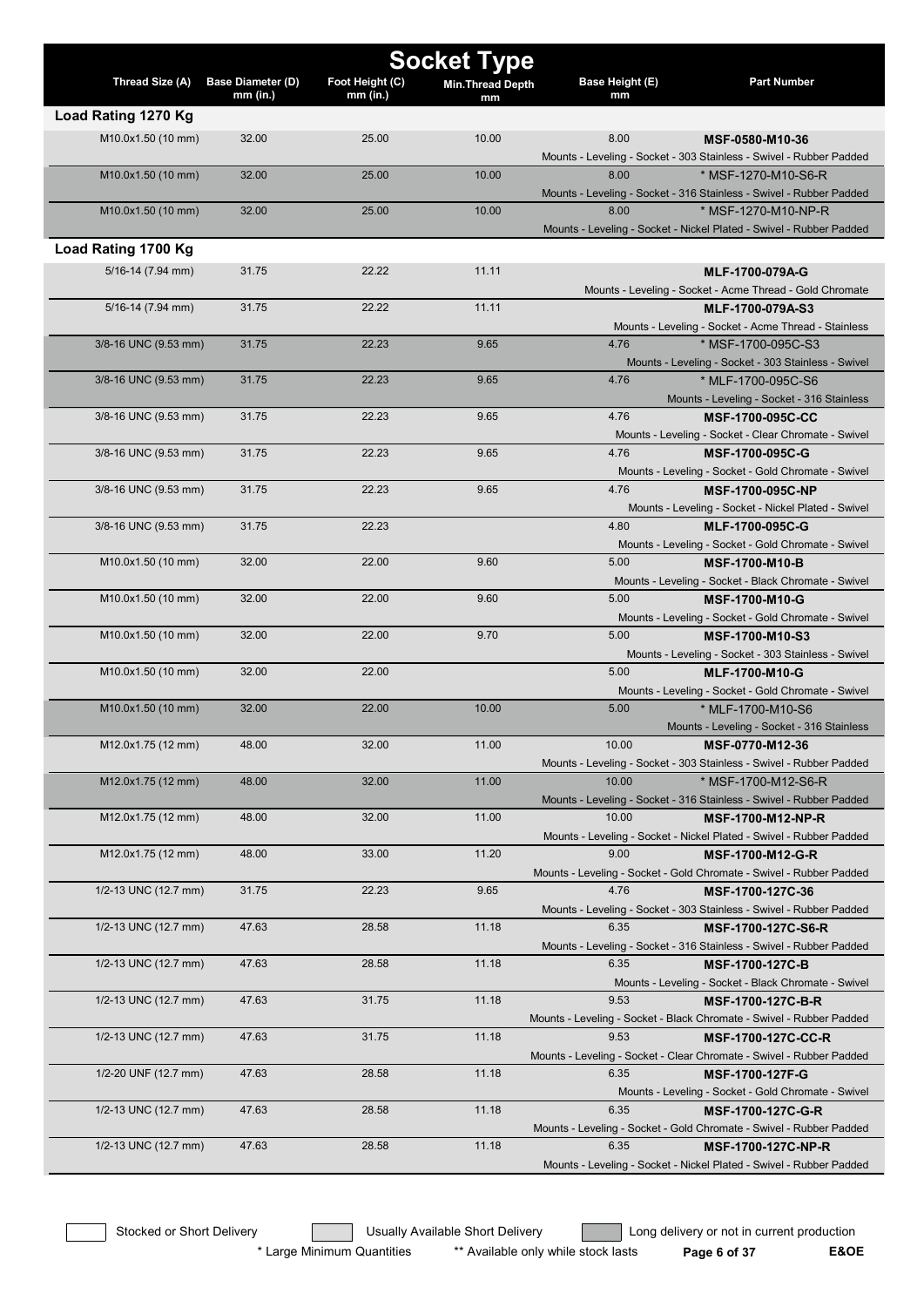# Socket Type

| Thread Size (A) | Base Diameter (D) mm (in.) | Foot Height (C) mm (in.) | Min.Thread Depth mm | Base Height (E) mm | Part Number |
|---|---|---|---|---|---|
| **Load Rating 1270 Kg** | | | | | |
| M10.0x1.50 (10 mm) | 32.00 | 25.00 | 10.00 | 8.00 | **MSF-0580-M10-36**<br>Mounts - Leveling - Socket - 303 Stainless - Swivel - Rubber Padded |
| M10.0x1.50 (10 mm) | 32.00 | 25.00 | 10.00 | 8.00 | * MSF-1270-M10-S6-R<br>Mounts - Leveling - Socket - 316 Stainless - Swivel - Rubber Padded |
| M10.0x1.50 (10 mm) | 32.00 | 25.00 | 10.00 | 8.00 | * MSF-1270-M10-NP-R<br>Mounts - Leveling - Socket - Nickel Plated - Swivel - Rubber Padded |
| **Load Rating 1700 Kg** | | | | | |
| 5/16-14 (7.94 mm) | 31.75 | 22.22 | 11.11 | | **MLF-1700-079A-G**<br>Mounts - Leveling - Socket - Acme Thread - Gold Chromate |
| 5/16-14 (7.94 mm) | 31.75 | 22.22 | 11.11 | | **MLF-1700-079A-S3**<br>Mounts - Leveling - Socket - Acme Thread - Stainless |
| 3/8-16 UNC (9.53 mm) | 31.75 | 22.23 | 9.65 | 4.76 | * MSF-1700-095C-S3<br>Mounts - Leveling - Socket - 303 Stainless - Swivel |
| 3/8-16 UNC (9.53 mm) | 31.75 | 22.23 | 9.65 | 4.76 | * MLF-1700-095C-S6<br>Mounts - Leveling - Socket - 316 Stainless |
| 3/8-16 UNC (9.53 mm) | 31.75 | 22.23 | 9.65 | 4.76 | **MSF-1700-095C-CC**<br>Mounts - Leveling - Socket - Clear Chromate - Swivel |
| 3/8-16 UNC (9.53 mm) | 31.75 | 22.23 | 9.65 | 4.76 | **MSF-1700-095C-G**<br>Mounts - Leveling - Socket - Gold Chromate - Swivel |
| 3/8-16 UNC (9.53 mm) | 31.75 | 22.23 | 9.65 | 4.76 | **MSF-1700-095C-NP**<br>Mounts - Leveling - Socket - Nickel Plated - Swivel |
| 3/8-16 UNC (9.53 mm) | 31.75 | 22.23 | | 4.80 | **MLF-1700-095C-G**<br>Mounts - Leveling - Socket - Gold Chromate - Swivel |
| M10.0x1.50 (10 mm) | 32.00 | 22.00 | 9.60 | 5.00 | **MSF-1700-M10-B**<br>Mounts - Leveling - Socket - Black Chromate - Swivel |
| M10.0x1.50 (10 mm) | 32.00 | 22.00 | 9.60 | 5.00 | **MSF-1700-M10-G**<br>Mounts - Leveling - Socket - Gold Chromate - Swivel |
| M10.0x1.50 (10 mm) | 32.00 | 22.00 | 9.70 | 5.00 | **MSF-1700-M10-S3**<br>Mounts - Leveling - Socket - 303 Stainless - Swivel |
| M10.0x1.50 (10 mm) | 32.00 | 22.00 | | 5.00 | **MLF-1700-M10-G**<br>Mounts - Leveling - Socket - Gold Chromate - Swivel |
| M10.0x1.50 (10 mm) | 32.00 | 22.00 | 10.00 | 5.00 | * MLF-1700-M10-S6<br>Mounts - Leveling - Socket - 316 Stainless |
| M12.0x1.75 (12 mm) | 48.00 | 32.00 | 11.00 | 10.00 | **MSF-0770-M12-36**<br>Mounts - Leveling - Socket - 303 Stainless - Swivel - Rubber Padded |
| M12.0x1.75 (12 mm) | 48.00 | 32.00 | 11.00 | 10.00 | * MSF-1700-M12-S6-R<br>Mounts - Leveling - Socket - 316 Stainless - Swivel - Rubber Padded |
| M12.0x1.75 (12 mm) | 48.00 | 32.00 | 11.00 | 10.00 | **MSF-1700-M12-NP-R**<br>Mounts - Leveling - Socket - Nickel Plated - Swivel - Rubber Padded |
| M12.0x1.75 (12 mm) | 48.00 | 33.00 | 11.20 | 9.00 | **MSF-1700-M12-G-R**<br>Mounts - Leveling - Socket - Gold Chromate - Swivel - Rubber Padded |
| 1/2-13 UNC (12.7 mm) | 31.75 | 22.23 | 9.65 | 4.76 | **MSF-1700-127C-36**<br>Mounts - Leveling - Socket - 303 Stainless - Swivel - Rubber Padded |
| 1/2-13 UNC (12.7 mm) | 47.63 | 28.58 | 11.18 | 6.35 | **MSF-1700-127C-S6-R**<br>Mounts - Leveling - Socket - 316 Stainless - Swivel - Rubber Padded |
| 1/2-13 UNC (12.7 mm) | 47.63 | 28.58 | 11.18 | 6.35 | **MSF-1700-127C-B**<br>Mounts - Leveling - Socket - Black Chromate - Swivel |
| 1/2-13 UNC (12.7 mm) | 47.63 | 31.75 | 11.18 | 9.53 | **MSF-1700-127C-B-R**<br>Mounts - Leveling - Socket - Black Chromate - Swivel - Rubber Padded |
| 1/2-13 UNC (12.7 mm) | 47.63 | 31.75 | 11.18 | 9.53 | **MSF-1700-127C-CC-R**<br>Mounts - Leveling - Socket - Clear Chromate - Swivel - Rubber Padded |
| 1/2-20 UNF (12.7 mm) | 47.63 | 28.58 | 11.18 | 6.35 | **MSF-1700-127F-G**<br>Mounts - Leveling - Socket - Gold Chromate - Swivel |
| 1/2-13 UNC (12.7 mm) | 47.63 | 28.58 | 11.18 | 6.35 | **MSF-1700-127C-G-R**<br>Mounts - Leveling - Socket - Gold Chromate - Swivel - Rubber Padded |
| 1/2-13 UNC (12.7 mm) | 47.63 | 28.58 | 11.18 | 6.35 | **MSF-1700-127C-NP-R**<br>Mounts - Leveling - Socket - Nickel Plated - Swivel - Rubber Padded |

Stocked or Short Delivery | Usually Available Short Delivery | Long delivery or not in current production

\* Large Minimum Quantities ** Available only while stock lasts E&OE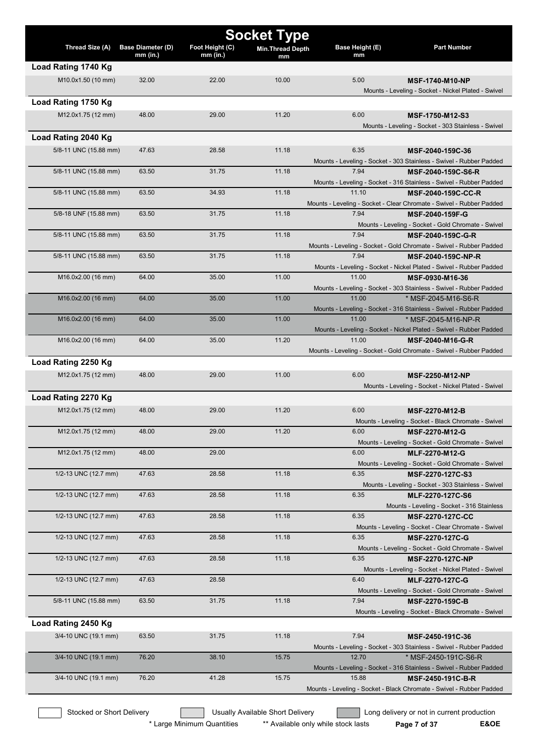# Socket Type

| Thread Size (A) | Base Diameter (D) mm (in.) | Foot Height (C) mm (in.) | Min.Thread Depth mm | Base Height (E) mm | Part Number |
|---|---|---|---|---|---|
| **Load Rating 1740 Kg** | | | | | |
| M10.0x1.50 (10 mm) | 32.00 | 22.00 | 10.00 | 5.00 | **MSF-1740-M10-NP** Mounts - Leveling - Socket - Nickel Plated - Swivel |
| **Load Rating 1750 Kg** | | | | | |
| M12.0x1.75 (12 mm) | 48.00 | 29.00 | 11.20 | 6.00 | **MSF-1750-M12-S3** Mounts - Leveling - Socket - 303 Stainless - Swivel |
| **Load Rating 2040 Kg** | | | | | |
| 5/8-11 UNC (15.88 mm) | 47.63 | 28.58 | 11.18 | 6.35 | **MSF-2040-159C-36** Mounts - Leveling - Socket - 303 Stainless - Swivel - Rubber Padded |
| 5/8-11 UNC (15.88 mm) | 63.50 | 31.75 | 11.18 | 7.94 | **MSF-2040-159C-S6-R** Mounts - Leveling - Socket - 316 Stainless - Swivel - Rubber Padded |
| 5/8-11 UNC (15.88 mm) | 63.50 | 34.93 | 11.18 | 11.10 | **MSF-2040-159C-CC-R** Mounts - Leveling - Socket - Clear Chromate - Swivel - Rubber Padded |
| 5/8-18 UNF (15.88 mm) | 63.50 | 31.75 | 11.18 | 7.94 | **MSF-2040-159F-G** Mounts - Leveling - Socket - Gold Chromate - Swivel |
| 5/8-11 UNC (15.88 mm) | 63.50 | 31.75 | 11.18 | 7.94 | **MSF-2040-159C-G-R** Mounts - Leveling - Socket - Gold Chromate - Swivel - Rubber Padded |
| 5/8-11 UNC (15.88 mm) | 63.50 | 31.75 | 11.18 | 7.94 | **MSF-2040-159C-NP-R** Mounts - Leveling - Socket - Nickel Plated - Swivel - Rubber Padded |
| M16.0x2.00 (16 mm) | 64.00 | 35.00 | 11.00 | 11.00 | **MSF-0930-M16-36** Mounts - Leveling - Socket - 303 Stainless - Swivel - Rubber Padded |
| M16.0x2.00 (16 mm) | 64.00 | 35.00 | 11.00 | 11.00 | * MSF-2045-M16-S6-R Mounts - Leveling - Socket - 316 Stainless - Swivel - Rubber Padded |
| M16.0x2.00 (16 mm) | 64.00 | 35.00 | 11.00 | 11.00 | * MSF-2045-M16-NP-R Mounts - Leveling - Socket - Nickel Plated - Swivel - Rubber Padded |
| M16.0x2.00 (16 mm) | 64.00 | 35.00 | 11.20 | 11.00 | **MSF-2040-M16-G-R** Mounts - Leveling - Socket - Gold Chromate - Swivel - Rubber Padded |
| **Load Rating 2250 Kg** | | | | | |
| M12.0x1.75 (12 mm) | 48.00 | 29.00 | 11.00 | 6.00 | **MSF-2250-M12-NP** Mounts - Leveling - Socket - Nickel Plated - Swivel |
| **Load Rating 2270 Kg** | | | | | |
| M12.0x1.75 (12 mm) | 48.00 | 29.00 | 11.20 | 6.00 | **MSF-2270-M12-B** Mounts - Leveling - Socket - Black Chromate - Swivel |
| M12.0x1.75 (12 mm) | 48.00 | 29.00 | 11.20 | 6.00 | **MSF-2270-M12-G** Mounts - Leveling - Socket - Gold Chromate - Swivel |
| M12.0x1.75 (12 mm) | 48.00 | 29.00 | | 6.00 | **MLF-2270-M12-G** Mounts - Leveling - Socket - Gold Chromate - Swivel |
| 1/2-13 UNC (12.7 mm) | 47.63 | 28.58 | 11.18 | 6.35 | **MSF-2270-127C-S3** Mounts - Leveling - Socket - 303 Stainless - Swivel |
| 1/2-13 UNC (12.7 mm) | 47.63 | 28.58 | 11.18 | 6.35 | **MLF-2270-127C-S6** Mounts - Leveling - Socket - 316 Stainless |
| 1/2-13 UNC (12.7 mm) | 47.63 | 28.58 | 11.18 | 6.35 | **MSF-2270-127C-CC** Mounts - Leveling - Socket - Clear Chromate - Swivel |
| 1/2-13 UNC (12.7 mm) | 47.63 | 28.58 | 11.18 | 6.35 | **MSF-2270-127C-G** Mounts - Leveling - Socket - Gold Chromate - Swivel |
| 1/2-13 UNC (12.7 mm) | 47.63 | 28.58 | 11.18 | 6.35 | **MSF-2270-127C-NP** Mounts - Leveling - Socket - Nickel Plated - Swivel |
| 1/2-13 UNC (12.7 mm) | 47.63 | 28.58 | | 6.40 | **MLF-2270-127C-G** Mounts - Leveling - Socket - Gold Chromate - Swivel |
| 5/8-11 UNC (15.88 mm) | 63.50 | 31.75 | 11.18 | 7.94 | **MSF-2270-159C-B** Mounts - Leveling - Socket - Black Chromate - Swivel |
| **Load Rating 2450 Kg** | | | | | |
| 3/4-10 UNC (19.1 mm) | 63.50 | 31.75 | 11.18 | 7.94 | **MSF-2450-191C-36** Mounts - Leveling - Socket - 303 Stainless - Swivel - Rubber Padded |
| 3/4-10 UNC (19.1 mm) | 76.20 | 38.10 | 15.75 | 12.70 | * MSF-2450-191C-S6-R Mounts - Leveling - Socket - 316 Stainless - Swivel - Rubber Padded |
| 3/4-10 UNC (19.1 mm) | 76.20 | 41.28 | 15.75 | 15.88 | **MSF-2450-191C-B-R** Mounts - Leveling - Socket - Black Chromate - Swivel - Rubber Padded |

Stocked or Short Delivery | Usually Available Short Delivery | Long delivery or not in current production

\* Large Minimum Quantities ** Available only while stock lasts

E&OE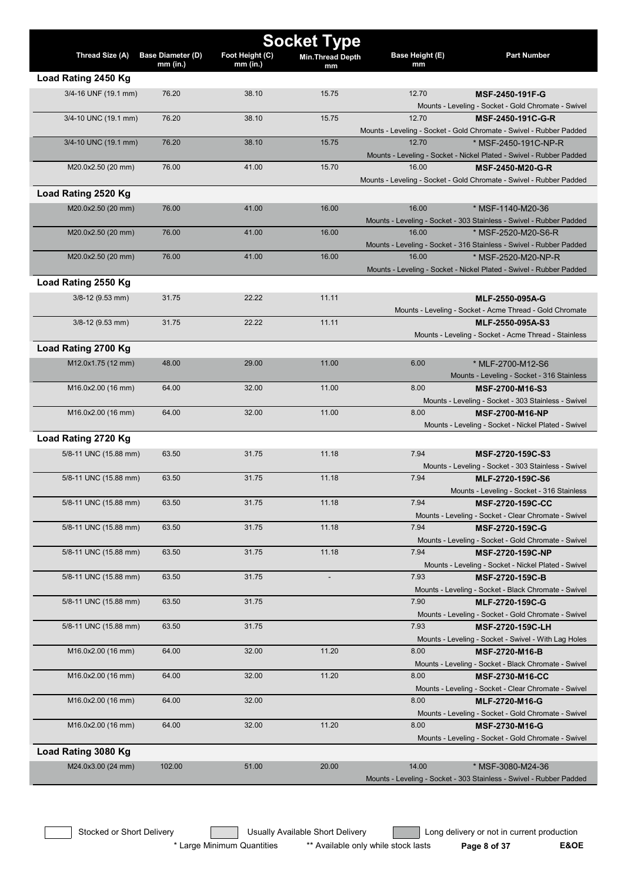# Socket Type

| Thread Size (A) | Base Diameter (D) mm (in.) | Foot Height (C) mm (in.) | Min.Thread Depth mm | Base Height (E) mm | Part Number |
|---|---|---|---|---|---|
| **Load Rating 2450 Kg** | | | | | |
| 3/4-16 UNF (19.1 mm) | 76.20 | 38.10 | 15.75 | 12.70 | **MSF-2450-191F-G** Mounts - Leveling - Socket - Gold Chromate - Swivel |
| 3/4-10 UNC (19.1 mm) | 76.20 | 38.10 | 15.75 | 12.70 | **MSF-2450-191C-G-R** Mounts - Leveling - Socket - Gold Chromate - Swivel - Rubber Padded |
| 3/4-10 UNC (19.1 mm) | 76.20 | 38.10 | 15.75 | 12.70 | * MSF-2450-191C-NP-R Mounts - Leveling - Socket - Nickel Plated - Swivel - Rubber Padded |
| M20.0x2.50 (20 mm) | 76.00 | 41.00 | 15.70 | 16.00 | **MSF-2450-M20-G-R** Mounts - Leveling - Socket - Gold Chromate - Swivel - Rubber Padded |
| **Load Rating 2520 Kg** | | | | | |
| M20.0x2.50 (20 mm) | 76.00 | 41.00 | 16.00 | 16.00 | * MSF-1140-M20-36 Mounts - Leveling - Socket - 303 Stainless - Swivel - Rubber Padded |
| M20.0x2.50 (20 mm) | 76.00 | 41.00 | 16.00 | 16.00 | * MSF-2520-M20-S6-R Mounts - Leveling - Socket - 316 Stainless - Swivel - Rubber Padded |
| M20.0x2.50 (20 mm) | 76.00 | 41.00 | 16.00 | 16.00 | * MSF-2520-M20-NP-R Mounts - Leveling - Socket - Nickel Plated - Swivel - Rubber Padded |
| **Load Rating 2550 Kg** | | | | | |
| 3/8-12 (9.53 mm) | 31.75 | 22.22 | 11.11 | | **MLF-2550-095A-G** Mounts - Leveling - Socket - Acme Thread - Gold Chromate |
| 3/8-12 (9.53 mm) | 31.75 | 22.22 | 11.11 | | **MLF-2550-095A-S3** Mounts - Leveling - Socket - Acme Thread - Stainless |
| **Load Rating 2700 Kg** | | | | | |
| M12.0x1.75 (12 mm) | 48.00 | 29.00 | 11.00 | 6.00 | * MLF-2700-M12-S6 Mounts - Leveling - Socket - 316 Stainless |
| M16.0x2.00 (16 mm) | 64.00 | 32.00 | 11.00 | 8.00 | **MSF-2700-M16-S3** Mounts - Leveling - Socket - 303 Stainless - Swivel |
| M16.0x2.00 (16 mm) | 64.00 | 32.00 | 11.00 | 8.00 | **MSF-2700-M16-NP** Mounts - Leveling - Socket - Nickel Plated - Swivel |
| **Load Rating 2720 Kg** | | | | | |
| 5/8-11 UNC (15.88 mm) | 63.50 | 31.75 | 11.18 | 7.94 | **MSF-2720-159C-S3** Mounts - Leveling - Socket - 303 Stainless - Swivel |
| 5/8-11 UNC (15.88 mm) | 63.50 | 31.75 | 11.18 | 7.94 | **MLF-2720-159C-S6** Mounts - Leveling - Socket - 316 Stainless |
| 5/8-11 UNC (15.88 mm) | 63.50 | 31.75 | 11.18 | 7.94 | **MSF-2720-159C-CC** Mounts - Leveling - Socket - Clear Chromate - Swivel |
| 5/8-11 UNC (15.88 mm) | 63.50 | 31.75 | 11.18 | 7.94 | **MSF-2720-159C-G** Mounts - Leveling - Socket - Gold Chromate - Swivel |
| 5/8-11 UNC (15.88 mm) | 63.50 | 31.75 | 11.18 | 7.94 | **MSF-2720-159C-NP** Mounts - Leveling - Socket - Nickel Plated - Swivel |
| 5/8-11 UNC (15.88 mm) | 63.50 | 31.75 | - | 7.93 | **MSF-2720-159C-B** Mounts - Leveling - Socket - Black Chromate - Swivel |
| 5/8-11 UNC (15.88 mm) | 63.50 | 31.75 | | 7.90 | **MLF-2720-159C-G** Mounts - Leveling - Socket - Gold Chromate - Swivel |
| 5/8-11 UNC (15.88 mm) | 63.50 | 31.75 | | 7.93 | **MSF-2720-159C-LH** Mounts - Leveling - Socket - Swivel - With Lag Holes |
| M16.0x2.00 (16 mm) | 64.00 | 32.00 | 11.20 | 8.00 | **MSF-2720-M16-B** Mounts - Leveling - Socket - Black Chromate - Swivel |
| M16.0x2.00 (16 mm) | 64.00 | 32.00 | 11.20 | 8.00 | **MSF-2730-M16-CC** Mounts - Leveling - Socket - Clear Chromate - Swivel |
| M16.0x2.00 (16 mm) | 64.00 | 32.00 | | 8.00 | **MLF-2720-M16-G** Mounts - Leveling - Socket - Gold Chromate - Swivel |
| M16.0x2.00 (16 mm) | 64.00 | 32.00 | 11.20 | 8.00 | **MSF-2730-M16-G** Mounts - Leveling - Socket - Gold Chromate - Swivel |
| **Load Rating 3080 Kg** | | | | | |
| M24.0x3.00 (24 mm) | 102.00 | 51.00 | 20.00 | 14.00 | * MSF-3080-M24-36 Mounts - Leveling - Socket - 303 Stainless - Swivel - Rubber Padded |

Stocked or Short Delivery | Usually Available Short Delivery | Long delivery or not in current production

\* Large Minimum Quantities    ** Available only while stock lasts    E&OE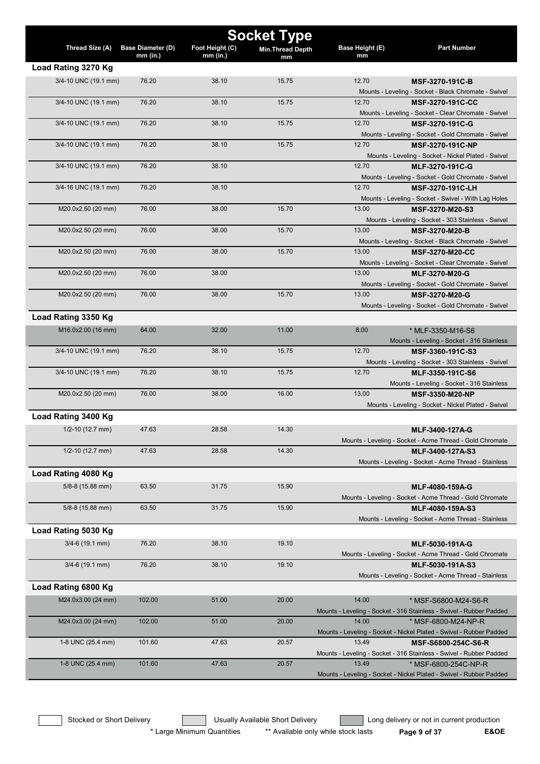# Socket Type

| Thread Size (A) | Base Diameter (D) mm (in.) | Foot Height (C) mm (in.) | Min.Thread Depth mm | Base Height (E) mm | Part Number |
|---|---|---|---|---|---|
| **Load Rating 3270 Kg** | | | | | |
| 3/4-10 UNC (19.1 mm) | 76.20 | 38.10 | 15.75 | 12.70 | **MSF-3270-191C-B** Mounts - Leveling - Socket - Black Chromate - Swivel |
| 3/4-10 UNC (19.1 mm) | 76.20 | 38.10 | 15.75 | 12.70 | **MSF-3270-191C-CC** Mounts - Leveling - Socket - Clear Chromate - Swivel |
| 3/4-10 UNC (19.1 mm) | 76.20 | 38.10 | 15.75 | 12.70 | **MSF-3270-191C-G** Mounts - Leveling - Socket - Gold Chromate - Swivel |
| 3/4-10 UNC (19.1 mm) | 76.20 | 38.10 | 15.75 | 12.70 | **MSF-3270-191C-NP** Mounts - Leveling - Socket - Nickel Plated - Swivel |
| 3/4-10 UNC (19.1 mm) | 76.20 | 38.10 | | 12.70 | **MLF-3270-191C-G** Mounts - Leveling - Socket - Gold Chromate - Swivel |
| 3/4-16 UNC (19.1 mm) | 76.20 | 38.10 | | 12.70 | **MSF-3270-191C-LH** Mounts - Leveling - Socket - Swivel - With Lag Holes |
| M20.0x2.50 (20 mm) | 76.00 | 38.00 | 15.70 | 13.00 | **MSF-3270-M20-S3** Mounts - Leveling - Socket - 303 Stainless - Swivel |
| M20.0x2.50 (20 mm) | 76.00 | 38.00 | 15.70 | 13.00 | **MSF-3270-M20-B** Mounts - Leveling - Socket - Black Chromate - Swivel |
| M20.0x2.50 (20 mm) | 76.00 | 38.00 | 15.70 | 13.00 | **MSF-3270-M20-CC** Mounts - Leveling - Socket - Clear Chromate - Swivel |
| M20.0x2.50 (20 mm) | 76.00 | 38.00 | | 13.00 | **MLF-3270-M20-G** Mounts - Leveling - Socket - Gold Chromate - Swivel |
| M20.0x2.50 (20 mm) | 76.00 | 38.00 | 15.70 | 13.00 | **MSF-3270-M20-G** Mounts - Leveling - Socket - Gold Chromate - Swivel |
| **Load Rating 3350 Kg** | | | | | |
| M16.0x2.00 (16 mm) | 64.00 | 32.00 | 11.00 | 8.00 | * MLF-3350-M16-S6 Mounts - Leveling - Socket - 316 Stainless |
| 3/4-10 UNC (19.1 mm) | 76.20 | 38.10 | 15.75 | 12.70 | **MSF-3360-191C-S3** Mounts - Leveling - Socket - 303 Stainless - Swivel |
| 3/4-10 UNC (19.1 mm) | 76.20 | 38.10 | 15.75 | 12.70 | **MLF-3350-191C-S6** Mounts - Leveling - Socket - 316 Stainless |
| M20.0x2.50 (20 mm) | 76.00 | 38.00 | 16.00 | 13.00 | **MSF-3350-M20-NP** Mounts - Leveling - Socket - Nickel Plated - Swivel |
| **Load Rating 3400 Kg** | | | | | |
| 1/2-10 (12.7 mm) | 47.63 | 28.58 | 14.30 | | **MLF-3400-127A-G** Mounts - Leveling - Socket - Acme Thread - Gold Chromate |
| 1/2-10 (12.7 mm) | 47.63 | 28.58 | 14.30 | | **MLF-3400-127A-S3** Mounts - Leveling - Socket - Acme Thread - Stainless |
| **Load Rating 4080 Kg** | | | | | |
| 5/8-8 (15.88 mm) | 63.50 | 31.75 | 15.90 | | **MLF-4080-159A-G** Mounts - Leveling - Socket - Acme Thread - Gold Chromate |
| 5/8-8 (15.88 mm) | 63.50 | 31.75 | 15.90 | | **MLF-4080-159A-S3** Mounts - Leveling - Socket - Acme Thread - Stainless |
| **Load Rating 5030 Kg** | | | | | |
| 3/4-6 (19.1 mm) | 76.20 | 38.10 | 19.10 | | **MLF-5030-191A-G** Mounts - Leveling - Socket - Acme Thread - Gold Chromate |
| 3/4-6 (19.1 mm) | 76.20 | 38.10 | 19.10 | | **MLF-5030-191A-S3** Mounts - Leveling - Socket - Acme Thread - Stainless |
| **Load Rating 6800 Kg** | | | | | |
| M24.0x3.00 (24 mm) | 102.00 | 51.00 | 20.00 | 14.00 | * MSF-S6800-M24-S6-R Mounts - Leveling - Socket - 316 Stainless - Swivel - Rubber Padded |
| M24.0x3.00 (24 mm) | 102.00 | 51.00 | 20.00 | 14.00 | * MSF-6800-M24-NP-R Mounts - Leveling - Socket - Nickel Plated - Swivel - Rubber Padded |
| 1-8 UNC (25.4 mm) | 101.60 | 47.63 | 20.57 | 13.49 | **MSF-S6800-254C-S6-R** Mounts - Leveling - Socket - 316 Stainless - Swivel - Rubber Padded |
| 1-8 UNC (25.4 mm) | 101.60 | 47.63 | 20.57 | 13.49 | * MSF-6800-254C-NP-R Mounts - Leveling - Socket - Nickel Plated - Swivel - Rubber Padded |

Stocked or Short Delivery | Usually Available Short Delivery | Long delivery or not in current production

* Large Minimum Quantities ** Available only while stock lasts E&OE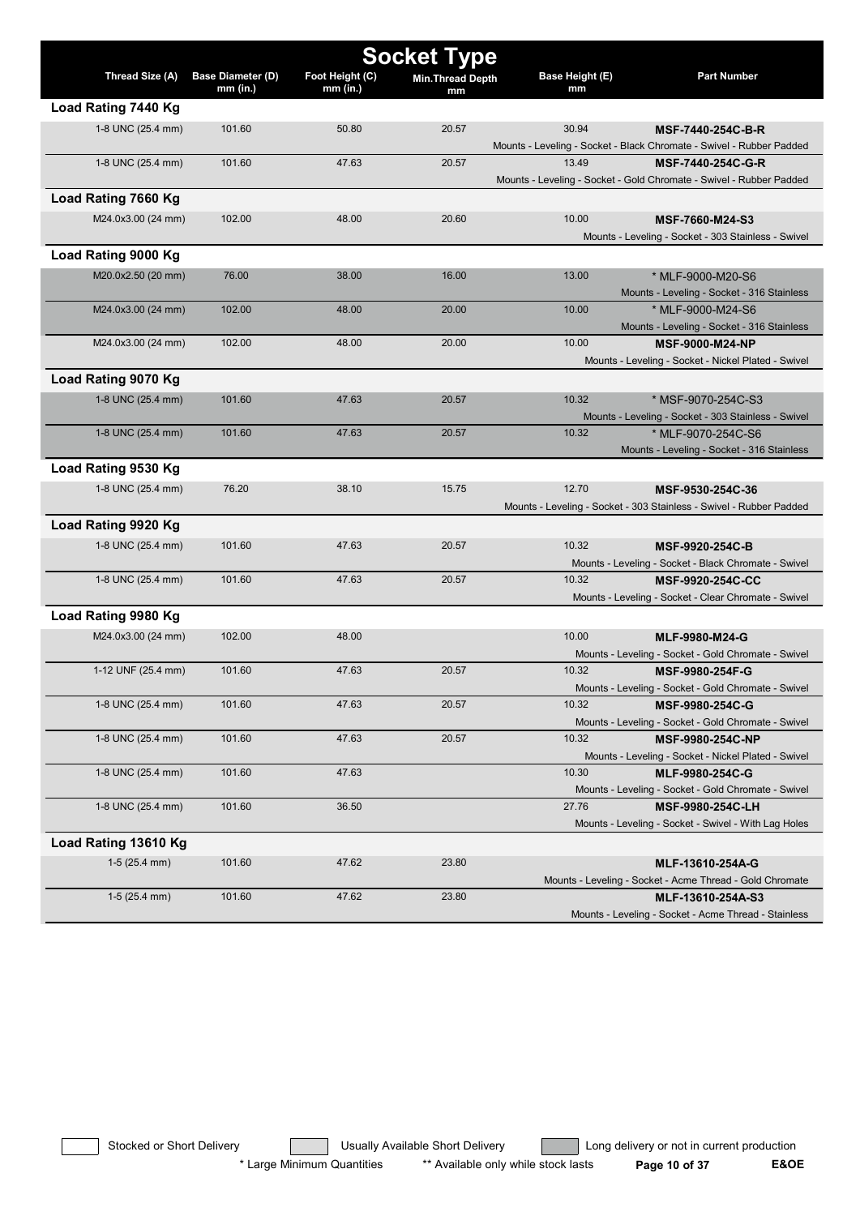# Socket Type

| Thread Size (A) | Base Diameter (D) mm (in.) | Foot Height (C) mm (in.) | Min.Thread Depth mm | Base Height (E) mm | Part Number |
|---|---|---|---|---|---|
| **Load Rating 7440 Kg** | | | | | |
| 1-8 UNC (25.4 mm) | 101.60 | 50.80 | 20.57 | 30.94 | **MSF-7440-254C-B-R**<br>Mounts - Leveling - Socket - Black Chromate - Swivel - Rubber Padded |
| 1-8 UNC (25.4 mm) | 101.60 | 47.63 | 20.57 | 13.49 | **MSF-7440-254C-G-R**<br>Mounts - Leveling - Socket - Gold Chromate - Swivel - Rubber Padded |
| **Load Rating 7660 Kg** | | | | | |
| M24.0x3.00 (24 mm) | 102.00 | 48.00 | 20.60 | 10.00 | **MSF-7660-M24-S3**<br>Mounts - Leveling - Socket - 303 Stainless - Swivel |
| **Load Rating 9000 Kg** | | | | | |
| M20.0x2.50 (20 mm) | 76.00 | 38.00 | 16.00 | 13.00 | * MLF-9000-M20-S6<br>Mounts - Leveling - Socket - 316 Stainless |
| M24.0x3.00 (24 mm) | 102.00 | 48.00 | 20.00 | 10.00 | * MLF-9000-M24-S6<br>Mounts - Leveling - Socket - 316 Stainless |
| M24.0x3.00 (24 mm) | 102.00 | 48.00 | 20.00 | 10.00 | **MSF-9000-M24-NP**<br>Mounts - Leveling - Socket - Nickel Plated - Swivel |
| **Load Rating 9070 Kg** | | | | | |
| 1-8 UNC (25.4 mm) | 101.60 | 47.63 | 20.57 | 10.32 | * MSF-9070-254C-S3<br>Mounts - Leveling - Socket - 303 Stainless - Swivel |
| 1-8 UNC (25.4 mm) | 101.60 | 47.63 | 20.57 | 10.32 | * MLF-9070-254C-S6<br>Mounts - Leveling - Socket - 316 Stainless |
| **Load Rating 9530 Kg** | | | | | |
| 1-8 UNC (25.4 mm) | 76.20 | 38.10 | 15.75 | 12.70 | **MSF-9530-254C-36**<br>Mounts - Leveling - Socket - 303 Stainless - Swivel - Rubber Padded |
| **Load Rating 9920 Kg** | | | | | |
| 1-8 UNC (25.4 mm) | 101.60 | 47.63 | 20.57 | 10.32 | **MSF-9920-254C-B**<br>Mounts - Leveling - Socket - Black Chromate - Swivel |
| 1-8 UNC (25.4 mm) | 101.60 | 47.63 | 20.57 | 10.32 | **MSF-9920-254C-CC**<br>Mounts - Leveling - Socket - Clear Chromate - Swivel |
| **Load Rating 9980 Kg** | | | | | |
| M24.0x3.00 (24 mm) | 102.00 | 48.00 | | 10.00 | **MLF-9980-M24-G**<br>Mounts - Leveling - Socket - Gold Chromate - Swivel |
| 1-12 UNF (25.4 mm) | 101.60 | 47.63 | 20.57 | 10.32 | **MSF-9980-254F-G**<br>Mounts - Leveling - Socket - Gold Chromate - Swivel |
| 1-8 UNC (25.4 mm) | 101.60 | 47.63 | 20.57 | 10.32 | **MSF-9980-254C-G**<br>Mounts - Leveling - Socket - Gold Chromate - Swivel |
| 1-8 UNC (25.4 mm) | 101.60 | 47.63 | 20.57 | 10.32 | **MSF-9980-254C-NP**<br>Mounts - Leveling - Socket - Nickel Plated - Swivel |
| 1-8 UNC (25.4 mm) | 101.60 | 47.63 | | 10.30 | **MLF-9980-254C-G**<br>Mounts - Leveling - Socket - Gold Chromate - Swivel |
| 1-8 UNC (25.4 mm) | 101.60 | 36.50 | | 27.76 | **MSF-9980-254C-LH**<br>Mounts - Leveling - Socket - Swivel - With Lag Holes |
| **Load Rating 13610 Kg** | | | | | |
| 1-5 (25.4 mm) | 101.60 | 47.62 | 23.80 | | **MLF-13610-254A-G**<br>Mounts - Leveling - Socket - Acme Thread - Gold Chromate |
| 1-5 (25.4 mm) | 101.60 | 47.62 | 23.80 | | **MLF-13610-254A-S3**<br>Mounts - Leveling - Socket - Acme Thread - Stainless |

Stocked or Short Delivery | Usually Available Short Delivery | Long delivery or not in current production

* Large Minimum Quantities ** Available only while stock lasts

E&OE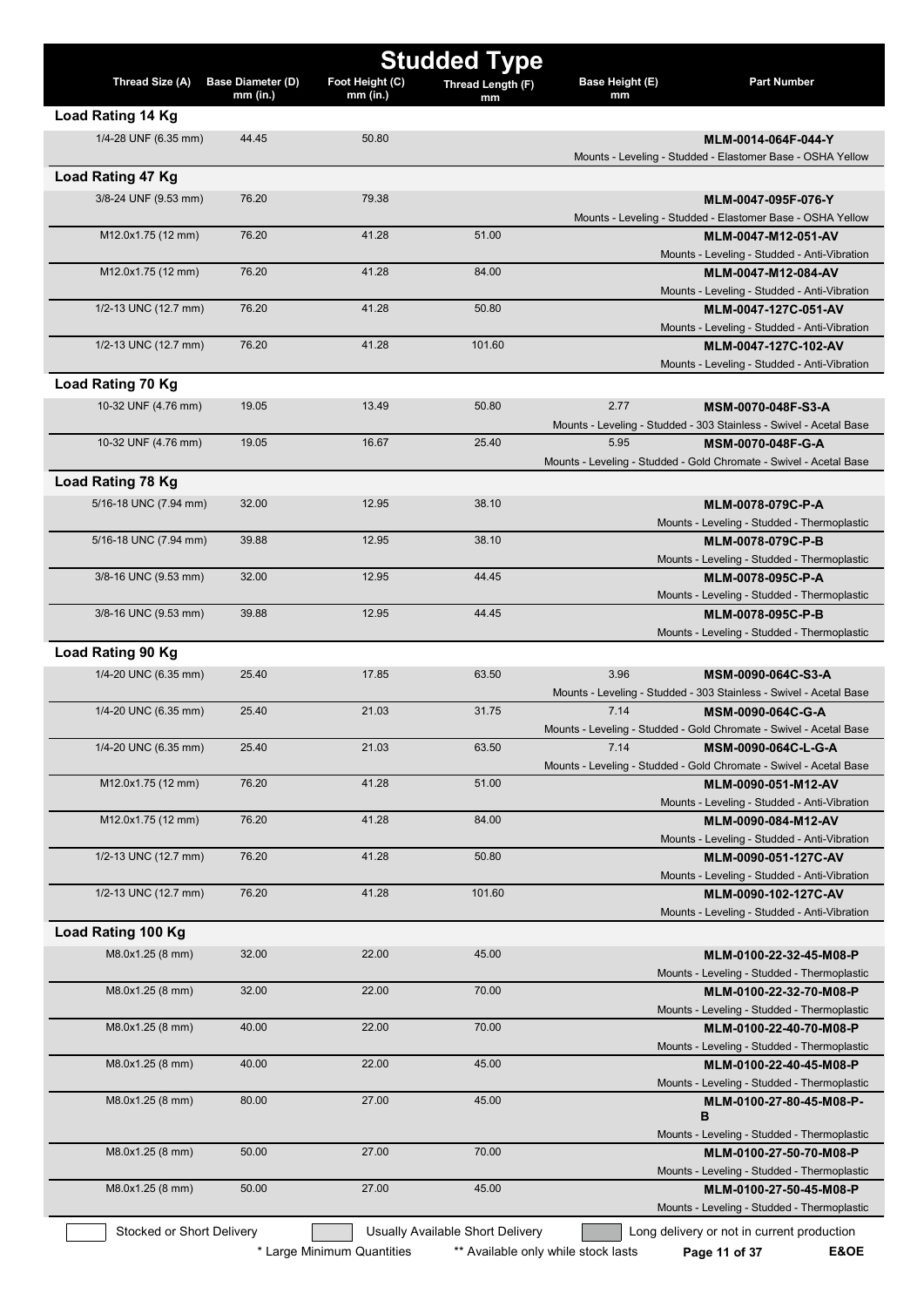# Studded Type

| Thread Size (A) | Base Diameter (D) mm (in.) | Foot Height (C) mm (in.) | Thread Length (F) mm | Base Height (E) mm | Part Number |
|---|---|---|---|---|---|
| **Load Rating 14 Kg** | | | | | |
| 1/4-28 UNF (6.35 mm) | 44.45 | 50.80 | | | **MLM-0014-064F-044-Y** Mounts - Leveling - Studded - Elastomer Base - OSHA Yellow |
| **Load Rating 47 Kg** | | | | | |
| 3/8-24 UNF (9.53 mm) | 76.20 | 79.38 | | | **MLM-0047-095F-076-Y** Mounts - Leveling - Studded - Elastomer Base - OSHA Yellow |
| M12.0x1.75 (12 mm) | 76.20 | 41.28 | 51.00 | | **MLM-0047-M12-051-AV** Mounts - Leveling - Studded - Anti-Vibration |
| M12.0x1.75 (12 mm) | 76.20 | 41.28 | 84.00 | | **MLM-0047-M12-084-AV** Mounts - Leveling - Studded - Anti-Vibration |
| 1/2-13 UNC (12.7 mm) | 76.20 | 41.28 | 50.80 | | **MLM-0047-127C-051-AV** Mounts - Leveling - Studded - Anti-Vibration |
| 1/2-13 UNC (12.7 mm) | 76.20 | 41.28 | 101.60 | | **MLM-0047-127C-102-AV** Mounts - Leveling - Studded - Anti-Vibration |
| **Load Rating 70 Kg** | | | | | |
| 10-32 UNF (4.76 mm) | 19.05 | 13.49 | 50.80 | 2.77 | **MSM-0070-048F-S3-A** Mounts - Leveling - Studded - 303 Stainless - Swivel - Acetal Base |
| 10-32 UNF (4.76 mm) | 19.05 | 16.67 | 25.40 | 5.95 | **MSM-0070-048F-G-A** Mounts - Leveling - Studded - Gold Chromate - Swivel - Acetal Base |
| **Load Rating 78 Kg** | | | | | |
| 5/16-18 UNC (7.94 mm) | 32.00 | 12.95 | 38.10 | | **MLM-0078-079C-P-A** Mounts - Leveling - Studded - Thermoplastic |
| 5/16-18 UNC (7.94 mm) | 39.88 | 12.95 | 38.10 | | **MLM-0078-079C-P-B** Mounts - Leveling - Studded - Thermoplastic |
| 3/8-16 UNC (9.53 mm) | 32.00 | 12.95 | 44.45 | | **MLM-0078-095C-P-A** Mounts - Leveling - Studded - Thermoplastic |
| 3/8-16 UNC (9.53 mm) | 39.88 | 12.95 | 44.45 | | **MLM-0078-095C-P-B** Mounts - Leveling - Studded - Thermoplastic |
| **Load Rating 90 Kg** | | | | | |
| 1/4-20 UNC (6.35 mm) | 25.40 | 17.85 | 63.50 | 3.96 | **MSM-0090-064C-S3-A** Mounts - Leveling - Studded - 303 Stainless - Swivel - Acetal Base |
| 1/4-20 UNC (6.35 mm) | 25.40 | 21.03 | 31.75 | 7.14 | **MSM-0090-064C-G-A** Mounts - Leveling - Studded - Gold Chromate - Swivel - Acetal Base |
| 1/4-20 UNC (6.35 mm) | 25.40 | 21.03 | 63.50 | 7.14 | **MSM-0090-064C-L-G-A** Mounts - Leveling - Studded - Gold Chromate - Swivel - Acetal Base |
| M12.0x1.75 (12 mm) | 76.20 | 41.28 | 51.00 | | **MLM-0090-051-M12-AV** Mounts - Leveling - Studded - Anti-Vibration |
| M12.0x1.75 (12 mm) | 76.20 | 41.28 | 84.00 | | **MLM-0090-084-M12-AV** Mounts - Leveling - Studded - Anti-Vibration |
| 1/2-13 UNC (12.7 mm) | 76.20 | 41.28 | 50.80 | | **MLM-0090-051-127C-AV** Mounts - Leveling - Studded - Anti-Vibration |
| 1/2-13 UNC (12.7 mm) | 76.20 | 41.28 | 101.60 | | **MLM-0090-102-127C-AV** Mounts - Leveling - Studded - Anti-Vibration |
| **Load Rating 100 Kg** | | | | | |
| M8.0x1.25 (8 mm) | 32.00 | 22.00 | 45.00 | | **MLM-0100-22-32-45-M08-P** Mounts - Leveling - Studded - Thermoplastic |
| M8.0x1.25 (8 mm) | 32.00 | 22.00 | 70.00 | | **MLM-0100-22-32-70-M08-P** Mounts - Leveling - Studded - Thermoplastic |
| M8.0x1.25 (8 mm) | 40.00 | 22.00 | 70.00 | | **MLM-0100-22-40-70-M08-P** Mounts - Leveling - Studded - Thermoplastic |
| M8.0x1.25 (8 mm) | 40.00 | 22.00 | 45.00 | | **MLM-0100-22-40-45-M08-P** Mounts - Leveling - Studded - Thermoplastic |
| M8.0x1.25 (8 mm) | 80.00 | 27.00 | 45.00 | | **MLM-0100-27-80-45-M08-P-B** Mounts - Leveling - Studded - Thermoplastic |
| M8.0x1.25 (8 mm) | 50.00 | 27.00 | 70.00 | | **MLM-0100-27-50-70-M08-P** Mounts - Leveling - Studded - Thermoplastic |
| M8.0x1.25 (8 mm) | 50.00 | 27.00 | 45.00 | | **MLM-0100-27-50-45-M08-P** Mounts - Leveling - Studded - Thermoplastic |

Stocked or Short Delivery | Usually Available Short Delivery | Long delivery or not in current production

\* Large Minimum Quantities  ** Available only while stock lasts  E&OE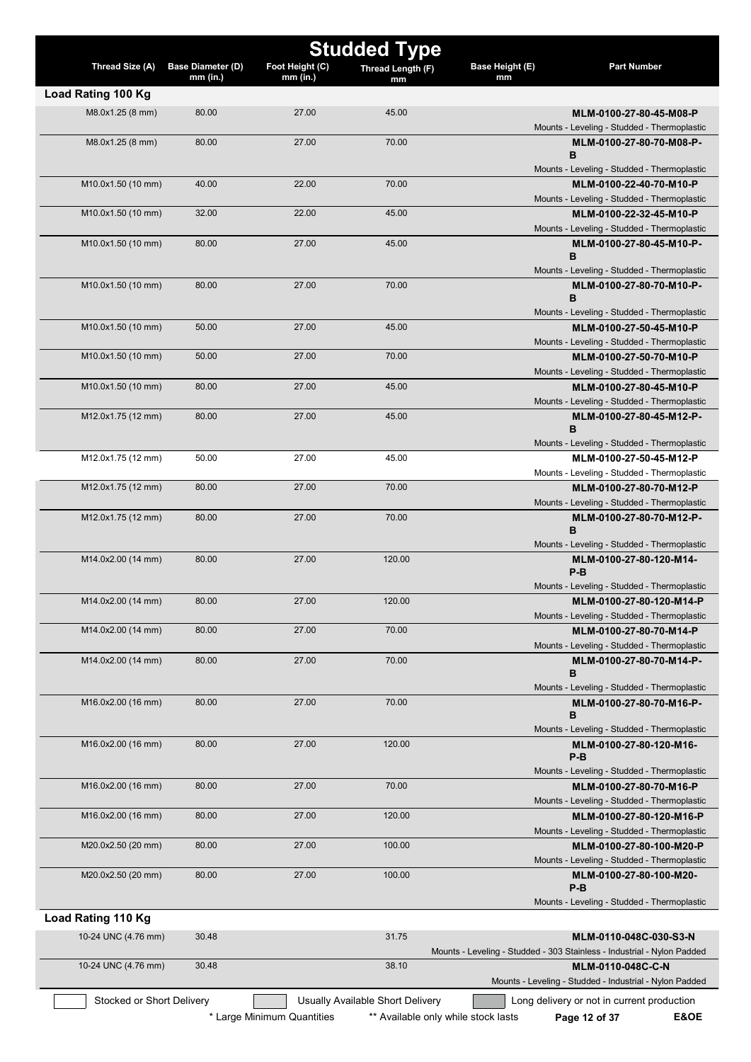# Studded Type

| Thread Size (A) | Base Diameter (D) mm (in.) | Foot Height (C) mm (in.) | Thread Length (F) mm | Base Height (E) mm | Part Number |
|---|---|---|---|---|---|
| **Load Rating 100 Kg** | | | | | |
| M8.0x1.25 (8 mm) | 80.00 | 27.00 | 45.00 | | **MLM-0100-27-80-45-M08-P** Mounts - Leveling - Studded - Thermoplastic |
| M8.0x1.25 (8 mm) | 80.00 | 27.00 | 70.00 | | **MLM-0100-27-80-70-M08-P-B** Mounts - Leveling - Studded - Thermoplastic |
| M10.0x1.50 (10 mm) | 40.00 | 22.00 | 70.00 | | **MLM-0100-22-40-70-M10-P** Mounts - Leveling - Studded - Thermoplastic |
| M10.0x1.50 (10 mm) | 32.00 | 22.00 | 45.00 | | **MLM-0100-22-32-45-M10-P** Mounts - Leveling - Studded - Thermoplastic |
| M10.0x1.50 (10 mm) | 80.00 | 27.00 | 45.00 | | **MLM-0100-27-80-45-M10-P-B** Mounts - Leveling - Studded - Thermoplastic |
| M10.0x1.50 (10 mm) | 80.00 | 27.00 | 70.00 | | **MLM-0100-27-80-70-M10-P-B** Mounts - Leveling - Studded - Thermoplastic |
| M10.0x1.50 (10 mm) | 50.00 | 27.00 | 45.00 | | **MLM-0100-27-50-45-M10-P** Mounts - Leveling - Studded - Thermoplastic |
| M10.0x1.50 (10 mm) | 50.00 | 27.00 | 70.00 | | **MLM-0100-27-50-70-M10-P** Mounts - Leveling - Studded - Thermoplastic |
| M10.0x1.50 (10 mm) | 80.00 | 27.00 | 45.00 | | **MLM-0100-27-80-45-M10-P** Mounts - Leveling - Studded - Thermoplastic |
| M12.0x1.75 (12 mm) | 80.00 | 27.00 | 45.00 | | **MLM-0100-27-80-45-M12-P-B** Mounts - Leveling - Studded - Thermoplastic |
| M12.0x1.75 (12 mm) | 50.00 | 27.00 | 45.00 | | **MLM-0100-27-50-45-M12-P** Mounts - Leveling - Studded - Thermoplastic |
| M12.0x1.75 (12 mm) | 80.00 | 27.00 | 70.00 | | **MLM-0100-27-80-70-M12-P** Mounts - Leveling - Studded - Thermoplastic |
| M12.0x1.75 (12 mm) | 80.00 | 27.00 | 70.00 | | **MLM-0100-27-80-70-M12-P-B** Mounts - Leveling - Studded - Thermoplastic |
| M14.0x2.00 (14 mm) | 80.00 | 27.00 | 120.00 | | **MLM-0100-27-80-120-M14-P-B** Mounts - Leveling - Studded - Thermoplastic |
| M14.0x2.00 (14 mm) | 80.00 | 27.00 | 120.00 | | **MLM-0100-27-80-120-M14-P** Mounts - Leveling - Studded - Thermoplastic |
| M14.0x2.00 (14 mm) | 80.00 | 27.00 | 70.00 | | **MLM-0100-27-80-70-M14-P** Mounts - Leveling - Studded - Thermoplastic |
| M14.0x2.00 (14 mm) | 80.00 | 27.00 | 70.00 | | **MLM-0100-27-80-70-M14-P-B** Mounts - Leveling - Studded - Thermoplastic |
| M16.0x2.00 (16 mm) | 80.00 | 27.00 | 70.00 | | **MLM-0100-27-80-70-M16-P-B** Mounts - Leveling - Studded - Thermoplastic |
| M16.0x2.00 (16 mm) | 80.00 | 27.00 | 120.00 | | **MLM-0100-27-80-120-M16-P-B** Mounts - Leveling - Studded - Thermoplastic |
| M16.0x2.00 (16 mm) | 80.00 | 27.00 | 70.00 | | **MLM-0100-27-80-70-M16-P** Mounts - Leveling - Studded - Thermoplastic |
| M16.0x2.00 (16 mm) | 80.00 | 27.00 | 120.00 | | **MLM-0100-27-80-120-M16-P** Mounts - Leveling - Studded - Thermoplastic |
| M20.0x2.50 (20 mm) | 80.00 | 27.00 | 100.00 | | **MLM-0100-27-80-100-M20-P** Mounts - Leveling - Studded - Thermoplastic |
| M20.0x2.50 (20 mm) | 80.00 | 27.00 | 100.00 | | **MLM-0100-27-80-100-M20-P-B** Mounts - Leveling - Studded - Thermoplastic |
| **Load Rating 110 Kg** | | | | | |
| 10-24 UNC (4.76 mm) | 30.48 | | 31.75 | | **MLM-0110-048C-030-S3-N** Mounts - Leveling - Studded - 303 Stainless - Industrial - Nylon Padded |
| 10-24 UNC (4.76 mm) | 30.48 | | 38.10 | | **MLM-0110-048C-C-N** Mounts - Leveling - Studded - Industrial - Nylon Padded |

Stocked or Short Delivery | Usually Available Short Delivery | Long delivery or not in current production

\* Large Minimum Quantities ** Available only while stock lasts E&OE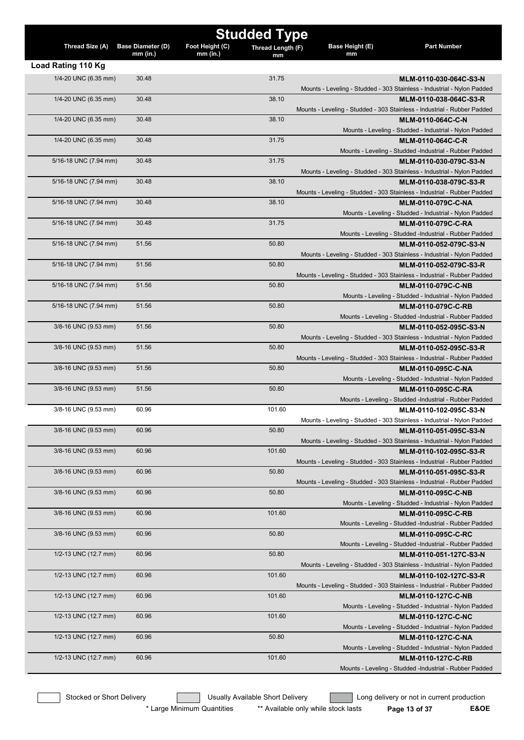# Studded Type

| Thread Size (A) | Base Diameter (D) mm (in.) | Foot Height (C) mm (in.) | Thread Length (F) mm | Base Height (E) mm | Part Number |
|---|---|---|---|---|---|
| **Load Rating 110 Kg** | | | | | |
| 1/4-20 UNC (6.35 mm) | 30.48 | | 31.75 | | **MLM-0110-030-064C-S3-N** Mounts - Leveling - Studded - 303 Stainless - Industrial - Nylon Padded |
| 1/4-20 UNC (6.35 mm) | 30.48 | | 38.10 | | **MLM-0110-038-064C-S3-R** Mounts - Leveling - Studded - 303 Stainless - Industrial - Rubber Padded |
| 1/4-20 UNC (6.35 mm) | 30.48 | | 38.10 | | **MLM-0110-064C-C-N** Mounts - Leveling - Studded - Industrial - Nylon Padded |
| 1/4-20 UNC (6.35 mm) | 30.48 | | 31.75 | | **MLM-0110-064C-C-R** Mounts - Leveling - Studded -Industrial - Rubber Padded |
| 5/16-18 UNC (7.94 mm) | 30.48 | | 31.75 | | **MLM-0110-030-079C-S3-N** Mounts - Leveling - Studded - 303 Stainless - Industrial - Nylon Padded |
| 5/16-18 UNC (7.94 mm) | 30.48 | | 38.10 | | **MLM-0110-038-079C-S3-R** Mounts - Leveling - Studded - 303 Stainless - Industrial - Rubber Padded |
| 5/16-18 UNC (7.94 mm) | 30.48 | | 38.10 | | **MLM-0110-079C-C-NA** Mounts - Leveling - Studded - Industrial - Nylon Padded |
| 5/16-18 UNC (7.94 mm) | 30.48 | | 31.75 | | **MLM-0110-079C-C-RA** Mounts - Leveling - Studded -Industrial - Rubber Padded |
| 5/16-18 UNC (7.94 mm) | 51.56 | | 50.80 | | **MLM-0110-052-079C-S3-N** Mounts - Leveling - Studded - 303 Stainless - Industrial - Nylon Padded |
| 5/16-18 UNC (7.94 mm) | 51.56 | | 50.80 | | **MLM-0110-052-079C-S3-R** Mounts - Leveling - Studded - 303 Stainless - Industrial - Rubber Padded |
| 5/16-18 UNC (7.94 mm) | 51.56 | | 50.80 | | **MLM-0110-079C-C-NB** Mounts - Leveling - Studded - Industrial - Nylon Padded |
| 5/16-18 UNC (7.94 mm) | 51.56 | | 50.80 | | **MLM-0110-079C-C-RB** Mounts - Leveling - Studded -Industrial - Rubber Padded |
| 3/8-16 UNC (9.53 mm) | 51.56 | | 50.80 | | **MLM-0110-052-095C-S3-N** Mounts - Leveling - Studded - 303 Stainless - Industrial - Nylon Padded |
| 3/8-16 UNC (9.53 mm) | 51.56 | | 50.80 | | **MLM-0110-052-095C-S3-R** Mounts - Leveling - Studded - 303 Stainless - Industrial - Rubber Padded |
| 3/8-16 UNC (9.53 mm) | 51.56 | | 50.80 | | **MLM-0110-095C-C-NA** Mounts - Leveling - Studded - Industrial - Nylon Padded |
| 3/8-16 UNC (9.53 mm) | 51.56 | | 50.80 | | **MLM-0110-095C-C-RA** Mounts - Leveling - Studded -Industrial - Rubber Padded |
| 3/8-16 UNC (9.53 mm) | 60.96 | | 101.60 | | **MLM-0110-102-095C-S3-N** Mounts - Leveling - Studded - 303 Stainless - Industrial - Nylon Padded |
| 3/8-16 UNC (9.53 mm) | 60.96 | | 50.80 | | **MLM-0110-051-095C-S3-N** Mounts - Leveling - Studded - 303 Stainless - Industrial - Nylon Padded |
| 3/8-16 UNC (9.53 mm) | 60.96 | | 101.60 | | **MLM-0110-102-095C-S3-R** Mounts - Leveling - Studded - 303 Stainless - Industrial - Rubber Padded |
| 3/8-16 UNC (9.53 mm) | 60.96 | | 50.80 | | **MLM-0110-051-095C-S3-R** Mounts - Leveling - Studded - 303 Stainless - Industrial - Rubber Padded |
| 3/8-16 UNC (9.53 mm) | 60.96 | | 50.80 | | **MLM-0110-095C-C-NB** Mounts - Leveling - Studded - Industrial - Nylon Padded |
| 3/8-16 UNC (9.53 mm) | 60.96 | | 101.60 | | **MLM-0110-095C-C-RB** Mounts - Leveling - Studded -Industrial - Rubber Padded |
| 3/8-16 UNC (9.53 mm) | 60.96 | | 50.80 | | **MLM-0110-095C-C-RC** Mounts - Leveling - Studded -Industrial - Rubber Padded |
| 1/2-13 UNC (12.7 mm) | 60.96 | | 50.80 | | **MLM-0110-051-127C-S3-N** Mounts - Leveling - Studded - 303 Stainless - Industrial - Nylon Padded |
| 1/2-13 UNC (12.7 mm) | 60.96 | | 101.60 | | **MLM-0110-102-127C-S3-R** Mounts - Leveling - Studded - 303 Stainless - Industrial - Rubber Padded |
| 1/2-13 UNC (12.7 mm) | 60.96 | | 101.60 | | **MLM-0110-127C-C-NB** Mounts - Leveling - Studded - Industrial - Nylon Padded |
| 1/2-13 UNC (12.7 mm) | 60.96 | | 101.60 | | **MLM-0110-127C-C-NC** Mounts - Leveling - Studded - Industrial - Nylon Padded |
| 1/2-13 UNC (12.7 mm) | 60.96 | | 50.80 | | **MLM-0110-127C-C-NA** Mounts - Leveling - Studded - Industrial - Nylon Padded |
| 1/2-13 UNC (12.7 mm) | 60.96 | | 101.60 | | **MLM-0110-127C-C-RB** Mounts - Leveling - Studded -Industrial - Rubber Padded |

Stocked or Short Delivery | Usually Available Short Delivery | Long delivery or not in current production

\* Large Minimum Quantities  ** Available only while stock lasts  E&OE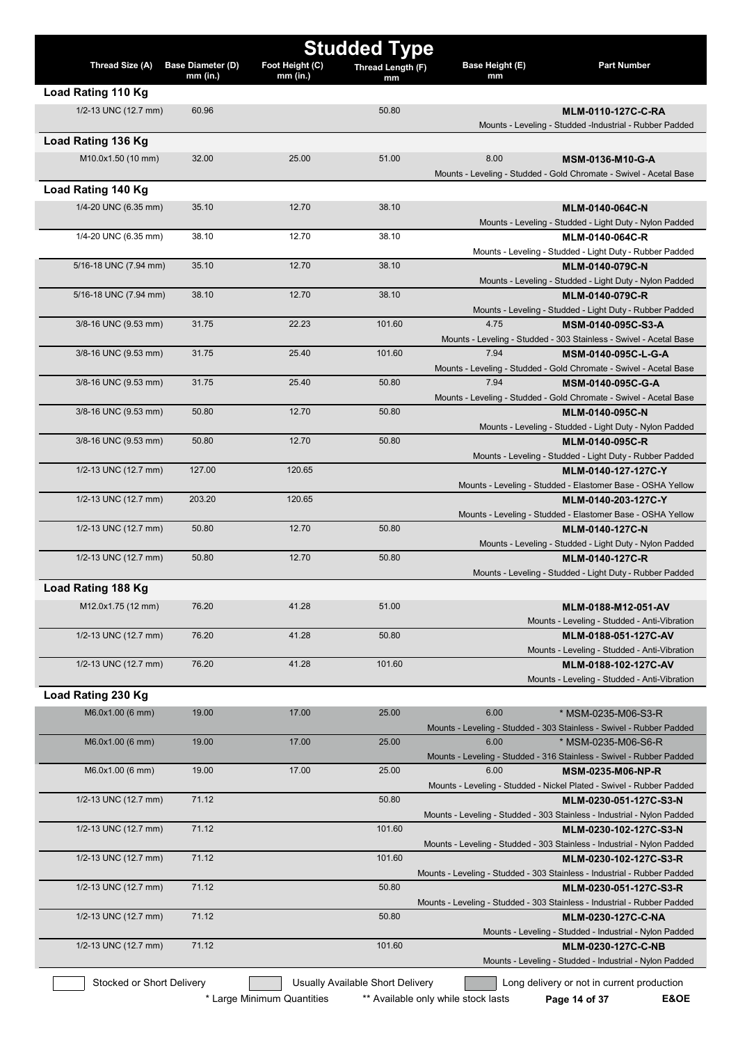# Studded Type

| Thread Size (A) | Base Diameter (D) mm (in.) | Foot Height (C) mm (in.) | Thread Length (F) mm | Base Height (E) mm | Part Number |
|---|---|---|---|---|---|
| **Load Rating 110 Kg** | | | | | |
| 1/2-13 UNC (12.7 mm) | 60.96 | | 50.80 | | **MLM-0110-127C-C-RA**<br>Mounts - Leveling - Studded -Industrial - Rubber Padded |
| **Load Rating 136 Kg** | | | | | |
| M10.0x1.50 (10 mm) | 32.00 | 25.00 | 51.00 | 8.00 | **MSM-0136-M10-G-A**<br>Mounts - Leveling - Studded - Gold Chromate - Swivel - Acetal Base |
| **Load Rating 140 Kg** | | | | | |
| 1/4-20 UNC (6.35 mm) | 35.10 | 12.70 | 38.10 | | **MLM-0140-064C-N**<br>Mounts - Leveling - Studded - Light Duty - Nylon Padded |
| 1/4-20 UNC (6.35 mm) | 38.10 | 12.70 | 38.10 | | **MLM-0140-064C-R**<br>Mounts - Leveling - Studded - Light Duty - Rubber Padded |
| 5/16-18 UNC (7.94 mm) | 35.10 | 12.70 | 38.10 | | **MLM-0140-079C-N**<br>Mounts - Leveling - Studded - Light Duty - Nylon Padded |
| 5/16-18 UNC (7.94 mm) | 38.10 | 12.70 | 38.10 | | **MLM-0140-079C-R**<br>Mounts - Leveling - Studded - Light Duty - Rubber Padded |
| 3/8-16 UNC (9.53 mm) | 31.75 | 22.23 | 101.60 | 4.75 | **MSM-0140-095C-S3-A**<br>Mounts - Leveling - Studded - 303 Stainless - Swivel - Acetal Base |
| 3/8-16 UNC (9.53 mm) | 31.75 | 25.40 | 101.60 | 7.94 | **MSM-0140-095C-L-G-A**<br>Mounts - Leveling - Studded - Gold Chromate - Swivel - Acetal Base |
| 3/8-16 UNC (9.53 mm) | 31.75 | 25.40 | 50.80 | 7.94 | **MSM-0140-095C-G-A**<br>Mounts - Leveling - Studded - Gold Chromate - Swivel - Acetal Base |
| 3/8-16 UNC (9.53 mm) | 50.80 | 12.70 | 50.80 | | **MLM-0140-095C-N**<br>Mounts - Leveling - Studded - Light Duty - Nylon Padded |
| 3/8-16 UNC (9.53 mm) | 50.80 | 12.70 | 50.80 | | **MLM-0140-095C-R**<br>Mounts - Leveling - Studded - Light Duty - Rubber Padded |
| 1/2-13 UNC (12.7 mm) | 127.00 | 120.65 | | | **MLM-0140-127-127C-Y**<br>Mounts - Leveling - Studded - Elastomer Base - OSHA Yellow |
| 1/2-13 UNC (12.7 mm) | 203.20 | 120.65 | | | **MLM-0140-203-127C-Y**<br>Mounts - Leveling - Studded - Elastomer Base - OSHA Yellow |
| 1/2-13 UNC (12.7 mm) | 50.80 | 12.70 | 50.80 | | **MLM-0140-127C-N**<br>Mounts - Leveling - Studded - Light Duty - Nylon Padded |
| 1/2-13 UNC (12.7 mm) | 50.80 | 12.70 | 50.80 | | **MLM-0140-127C-R**<br>Mounts - Leveling - Studded - Light Duty - Rubber Padded |
| **Load Rating 188 Kg** | | | | | |
| M12.0x1.75 (12 mm) | 76.20 | 41.28 | 51.00 | | **MLM-0188-M12-051-AV**<br>Mounts - Leveling - Studded - Anti-Vibration |
| 1/2-13 UNC (12.7 mm) | 76.20 | 41.28 | 50.80 | | **MLM-0188-051-127C-AV**<br>Mounts - Leveling - Studded - Anti-Vibration |
| 1/2-13 UNC (12.7 mm) | 76.20 | 41.28 | 101.60 | | **MLM-0188-102-127C-AV**<br>Mounts - Leveling - Studded - Anti-Vibration |
| **Load Rating 230 Kg** | | | | | |
| M6.0x1.00 (6 mm) | 19.00 | 17.00 | 25.00 | 6.00 | * MSM-0235-M06-S3-R<br>Mounts - Leveling - Studded - 303 Stainless - Swivel - Rubber Padded |
| M6.0x1.00 (6 mm) | 19.00 | 17.00 | 25.00 | 6.00 | * MSM-0235-M06-S6-R<br>Mounts - Leveling - Studded - 316 Stainless - Swivel - Rubber Padded |
| M6.0x1.00 (6 mm) | 19.00 | 17.00 | 25.00 | 6.00 | **MSM-0235-M06-NP-R**<br>Mounts - Leveling - Studded - Nickel Plated - Swivel - Rubber Padded |
| 1/2-13 UNC (12.7 mm) | 71.12 | | 50.80 | | **MLM-0230-051-127C-S3-N**<br>Mounts - Leveling - Studded - 303 Stainless - Industrial - Nylon Padded |
| 1/2-13 UNC (12.7 mm) | 71.12 | | 101.60 | | **MLM-0230-102-127C-S3-N**<br>Mounts - Leveling - Studded - 303 Stainless - Industrial - Nylon Padded |
| 1/2-13 UNC (12.7 mm) | 71.12 | | 101.60 | | **MLM-0230-102-127C-S3-R**<br>Mounts - Leveling - Studded - 303 Stainless - Industrial - Rubber Padded |
| 1/2-13 UNC (12.7 mm) | 71.12 | | 50.80 | | **MLM-0230-051-127C-S3-R**<br>Mounts - Leveling - Studded - 303 Stainless - Industrial - Rubber Padded |
| 1/2-13 UNC (12.7 mm) | 71.12 | | 50.80 | | **MLM-0230-127C-C-NA**<br>Mounts - Leveling - Studded - Industrial - Nylon Padded |
| 1/2-13 UNC (12.7 mm) | 71.12 | | 101.60 | | **MLM-0230-127C-C-NB**<br>Mounts - Leveling - Studded - Industrial - Nylon Padded |

Stocked or Short Delivery | Usually Available Short Delivery | Long delivery or not in current production

\* Large Minimum Quantities | ** Available only while stock lasts | E&OE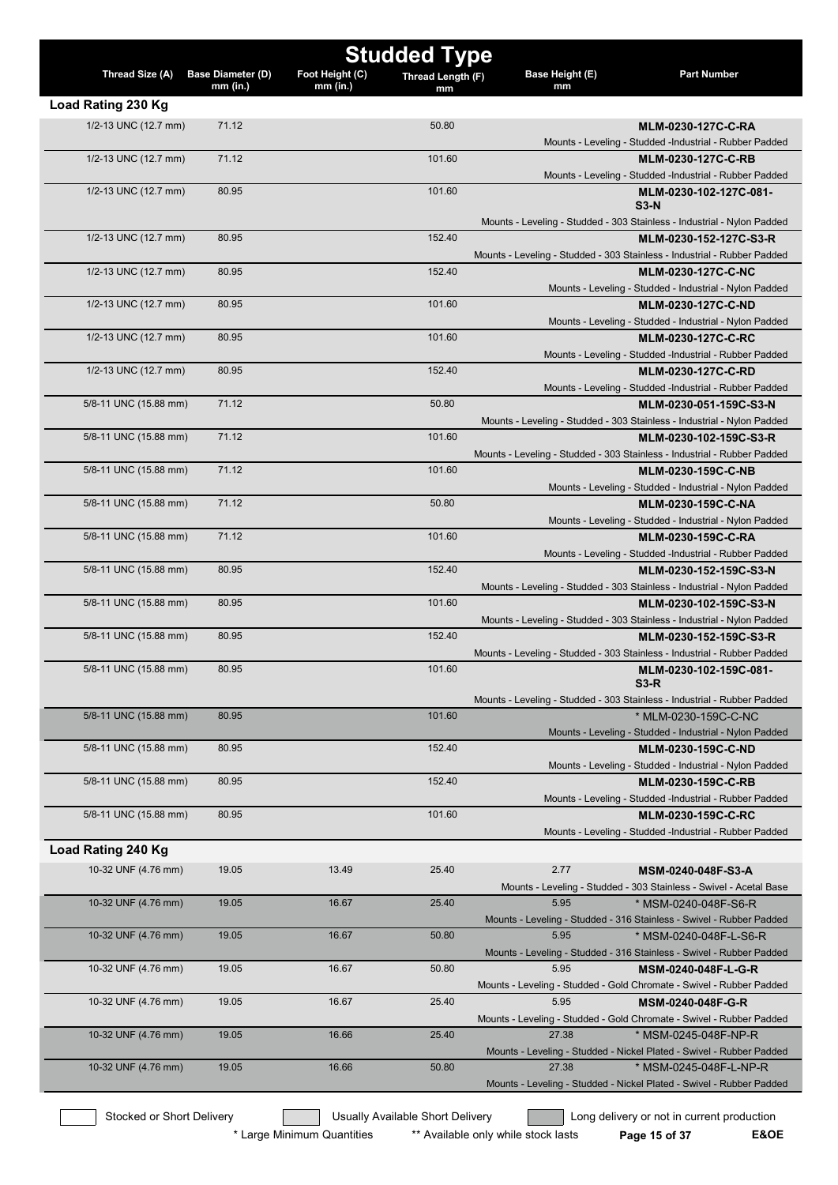# Studded Type

| Thread Size (A) | Base Diameter (D) mm (in.) | Foot Height (C) mm (in.) | Thread Length (F) mm | Base Height (E) mm | Part Number |
|---|---|---|---|---|---|
| **Load Rating 230 Kg** | | | | | |
| 1/2-13 UNC (12.7 mm) | 71.12 | | 50.80 | | **MLM-0230-127C-C-RA** Mounts - Leveling - Studded -Industrial - Rubber Padded |
| 1/2-13 UNC (12.7 mm) | 71.12 | | 101.60 | | **MLM-0230-127C-C-RB** Mounts - Leveling - Studded -Industrial - Rubber Padded |
| 1/2-13 UNC (12.7 mm) | 80.95 | | 101.60 | | **MLM-0230-102-127C-081-S3-N** Mounts - Leveling - Studded - 303 Stainless - Industrial - Nylon Padded |
| 1/2-13 UNC (12.7 mm) | 80.95 | | 152.40 | | **MLM-0230-152-127C-S3-R** Mounts - Leveling - Studded - 303 Stainless - Industrial - Rubber Padded |
| 1/2-13 UNC (12.7 mm) | 80.95 | | 152.40 | | **MLM-0230-127C-C-NC** Mounts - Leveling - Studded - Industrial - Nylon Padded |
| 1/2-13 UNC (12.7 mm) | 80.95 | | 101.60 | | **MLM-0230-127C-C-ND** Mounts - Leveling - Studded - Industrial - Nylon Padded |
| 1/2-13 UNC (12.7 mm) | 80.95 | | 101.60 | | **MLM-0230-127C-C-RC** Mounts - Leveling - Studded -Industrial - Rubber Padded |
| 1/2-13 UNC (12.7 mm) | 80.95 | | 152.40 | | **MLM-0230-127C-C-RD** Mounts - Leveling - Studded -Industrial - Rubber Padded |
| 5/8-11 UNC (15.88 mm) | 71.12 | | 50.80 | | **MLM-0230-051-159C-S3-N** Mounts - Leveling - Studded - 303 Stainless - Industrial - Nylon Padded |
| 5/8-11 UNC (15.88 mm) | 71.12 | | 101.60 | | **MLM-0230-102-159C-S3-R** Mounts - Leveling - Studded - 303 Stainless - Industrial - Rubber Padded |
| 5/8-11 UNC (15.88 mm) | 71.12 | | 101.60 | | **MLM-0230-159C-C-NB** Mounts - Leveling - Studded - Industrial - Nylon Padded |
| 5/8-11 UNC (15.88 mm) | 71.12 | | 50.80 | | **MLM-0230-159C-C-NA** Mounts - Leveling - Studded - Industrial - Nylon Padded |
| 5/8-11 UNC (15.88 mm) | 71.12 | | 101.60 | | **MLM-0230-159C-C-RA** Mounts - Leveling - Studded -Industrial - Rubber Padded |
| 5/8-11 UNC (15.88 mm) | 80.95 | | 152.40 | | **MLM-0230-152-159C-S3-N** Mounts - Leveling - Studded - 303 Stainless - Industrial - Nylon Padded |
| 5/8-11 UNC (15.88 mm) | 80.95 | | 101.60 | | **MLM-0230-102-159C-S3-N** Mounts - Leveling - Studded - 303 Stainless - Industrial - Nylon Padded |
| 5/8-11 UNC (15.88 mm) | 80.95 | | 152.40 | | **MLM-0230-152-159C-S3-R** Mounts - Leveling - Studded - 303 Stainless - Industrial - Rubber Padded |
| 5/8-11 UNC (15.88 mm) | 80.95 | | 101.60 | | **MLM-0230-102-159C-081-S3-R** Mounts - Leveling - Studded - 303 Stainless - Industrial - Rubber Padded |
| 5/8-11 UNC (15.88 mm) | 80.95 | | 101.60 | | * MLM-0230-159C-C-NC Mounts - Leveling - Studded - Industrial - Nylon Padded |
| 5/8-11 UNC (15.88 mm) | 80.95 | | 152.40 | | **MLM-0230-159C-C-ND** Mounts - Leveling - Studded - Industrial - Nylon Padded |
| 5/8-11 UNC (15.88 mm) | 80.95 | | 152.40 | | **MLM-0230-159C-C-RB** Mounts - Leveling - Studded -Industrial - Rubber Padded |
| 5/8-11 UNC (15.88 mm) | 80.95 | | 101.60 | | **MLM-0230-159C-C-RC** Mounts - Leveling - Studded -Industrial - Rubber Padded |
| **Load Rating 240 Kg** | | | | | |
| 10-32 UNF (4.76 mm) | 19.05 | 13.49 | 25.40 | 2.77 | **MSM-0240-048F-S3-A** Mounts - Leveling - Studded - 303 Stainless - Swivel - Acetal Base |
| 10-32 UNF (4.76 mm) | 19.05 | 16.67 | 25.40 | 5.95 | * MSM-0240-048F-S6-R Mounts - Leveling - Studded - 316 Stainless - Swivel - Rubber Padded |
| 10-32 UNF (4.76 mm) | 19.05 | 16.67 | 50.80 | 5.95 | * MSM-0240-048F-L-S6-R Mounts - Leveling - Studded - 316 Stainless - Swivel - Rubber Padded |
| 10-32 UNF (4.76 mm) | 19.05 | 16.67 | 50.80 | 5.95 | **MSM-0240-048F-L-G-R** Mounts - Leveling - Studded - Gold Chromate - Swivel - Rubber Padded |
| 10-32 UNF (4.76 mm) | 19.05 | 16.67 | 25.40 | 5.95 | **MSM-0240-048F-G-R** Mounts - Leveling - Studded - Gold Chromate - Swivel - Rubber Padded |
| 10-32 UNF (4.76 mm) | 19.05 | 16.66 | 25.40 | 27.38 | * MSM-0245-048F-NP-R Mounts - Leveling - Studded - Nickel Plated - Swivel - Rubber Padded |
| 10-32 UNF (4.76 mm) | 19.05 | 16.66 | 50.80 | 27.38 | * MSM-0245-048F-L-NP-R Mounts - Leveling - Studded - Nickel Plated - Swivel - Rubber Padded |

Stocked or Short Delivery | Usually Available Short Delivery | Long delivery or not in current production

\* Large Minimum Quantities  ** Available only while stock lasts  E&OE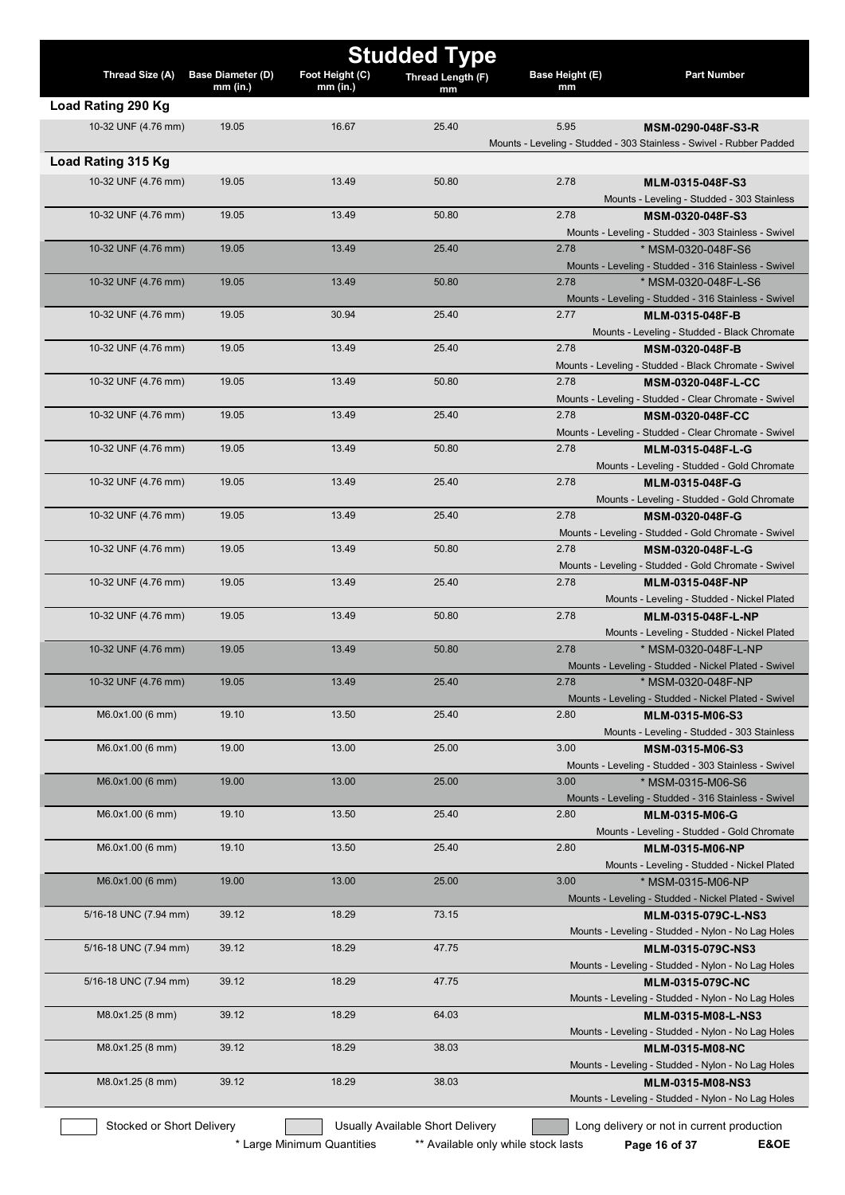# Studded Type

| Thread Size (A) | Base Diameter (D) mm (in.) | Foot Height (C) mm (in.) | Thread Length (F) mm | Base Height (E) mm | Part Number |
|---|---|---|---|---|---|
| **Load Rating 290 Kg** | | | | | |
| 10-32 UNF (4.76 mm) | 19.05 | 16.67 | 25.40 | 5.95 | **MSM-0290-048F-S3-R** Mounts - Leveling - Studded - 303 Stainless - Swivel - Rubber Padded |
| **Load Rating 315 Kg** | | | | | |
| 10-32 UNF (4.76 mm) | 19.05 | 13.49 | 50.80 | 2.78 | **MLM-0315-048F-S3** Mounts - Leveling - Studded - 303 Stainless |
| 10-32 UNF (4.76 mm) | 19.05 | 13.49 | 50.80 | 2.78 | **MSM-0320-048F-S3** Mounts - Leveling - Studded - 303 Stainless - Swivel |
| 10-32 UNF (4.76 mm) | 19.05 | 13.49 | 25.40 | 2.78 | * MSM-0320-048F-S6 Mounts - Leveling - Studded - 316 Stainless - Swivel |
| 10-32 UNF (4.76 mm) | 19.05 | 13.49 | 50.80 | 2.78 | * MSM-0320-048F-L-S6 Mounts - Leveling - Studded - 316 Stainless - Swivel |
| 10-32 UNF (4.76 mm) | 19.05 | 30.94 | 25.40 | 2.77 | **MLM-0315-048F-B** Mounts - Leveling - Studded - Black Chromate |
| 10-32 UNF (4.76 mm) | 19.05 | 13.49 | 25.40 | 2.78 | **MSM-0320-048F-B** Mounts - Leveling - Studded - Black Chromate - Swivel |
| 10-32 UNF (4.76 mm) | 19.05 | 13.49 | 50.80 | 2.78 | **MSM-0320-048F-L-CC** Mounts - Leveling - Studded - Clear Chromate - Swivel |
| 10-32 UNF (4.76 mm) | 19.05 | 13.49 | 25.40 | 2.78 | **MSM-0320-048F-CC** Mounts - Leveling - Studded - Clear Chromate - Swivel |
| 10-32 UNF (4.76 mm) | 19.05 | 13.49 | 50.80 | 2.78 | **MLM-0315-048F-L-G** Mounts - Leveling - Studded - Gold Chromate |
| 10-32 UNF (4.76 mm) | 19.05 | 13.49 | 25.40 | 2.78 | **MLM-0315-048F-G** Mounts - Leveling - Studded - Gold Chromate |
| 10-32 UNF (4.76 mm) | 19.05 | 13.49 | 25.40 | 2.78 | **MSM-0320-048F-G** Mounts - Leveling - Studded - Gold Chromate - Swivel |
| 10-32 UNF (4.76 mm) | 19.05 | 13.49 | 50.80 | 2.78 | **MSM-0320-048F-L-G** Mounts - Leveling - Studded - Gold Chromate - Swivel |
| 10-32 UNF (4.76 mm) | 19.05 | 13.49 | 25.40 | 2.78 | **MLM-0315-048F-NP** Mounts - Leveling - Studded - Nickel Plated |
| 10-32 UNF (4.76 mm) | 19.05 | 13.49 | 50.80 | 2.78 | **MLM-0315-048F-L-NP** Mounts - Leveling - Studded - Nickel Plated |
| 10-32 UNF (4.76 mm) | 19.05 | 13.49 | 50.80 | 2.78 | * MSM-0320-048F-L-NP Mounts - Leveling - Studded - Nickel Plated - Swivel |
| 10-32 UNF (4.76 mm) | 19.05 | 13.49 | 25.40 | 2.78 | * MSM-0320-048F-NP Mounts - Leveling - Studded - Nickel Plated - Swivel |
| M6.0x1.00 (6 mm) | 19.10 | 13.50 | 25.40 | 2.80 | **MLM-0315-M06-S3** Mounts - Leveling - Studded - 303 Stainless |
| M6.0x1.00 (6 mm) | 19.00 | 13.00 | 25.00 | 3.00 | **MSM-0315-M06-S3** Mounts - Leveling - Studded - 303 Stainless - Swivel |
| M6.0x1.00 (6 mm) | 19.00 | 13.00 | 25.00 | 3.00 | * MSM-0315-M06-S6 Mounts - Leveling - Studded - 316 Stainless - Swivel |
| M6.0x1.00 (6 mm) | 19.10 | 13.50 | 25.40 | 2.80 | **MLM-0315-M06-G** Mounts - Leveling - Studded - Gold Chromate |
| M6.0x1.00 (6 mm) | 19.10 | 13.50 | 25.40 | 2.80 | **MLM-0315-M06-NP** Mounts - Leveling - Studded - Nickel Plated |
| M6.0x1.00 (6 mm) | 19.00 | 13.00 | 25.00 | 3.00 | * MSM-0315-M06-NP Mounts - Leveling - Studded - Nickel Plated - Swivel |
| 5/16-18 UNC (7.94 mm) | 39.12 | 18.29 | 73.15 | | **MLM-0315-079C-L-NS3** Mounts - Leveling - Studded - Nylon - No Lag Holes |
| 5/16-18 UNC (7.94 mm) | 39.12 | 18.29 | 47.75 | | **MLM-0315-079C-NS3** Mounts - Leveling - Studded - Nylon - No Lag Holes |
| 5/16-18 UNC (7.94 mm) | 39.12 | 18.29 | 47.75 | | **MLM-0315-079C-NC** Mounts - Leveling - Studded - Nylon - No Lag Holes |
| M8.0x1.25 (8 mm) | 39.12 | 18.29 | 64.03 | | **MLM-0315-M08-L-NS3** Mounts - Leveling - Studded - Nylon - No Lag Holes |
| M8.0x1.25 (8 mm) | 39.12 | 18.29 | 38.03 | | **MLM-0315-M08-NC** Mounts - Leveling - Studded - Nylon - No Lag Holes |
| M8.0x1.25 (8 mm) | 39.12 | 18.29 | 38.03 | | **MLM-0315-M08-NS3** Mounts - Leveling - Studded - Nylon - No Lag Holes |

Stocked or Short Delivery | Usually Available Short Delivery | Long delivery or not in current production

* Large Minimum Quantities  ** Available only while stock lasts  E&OE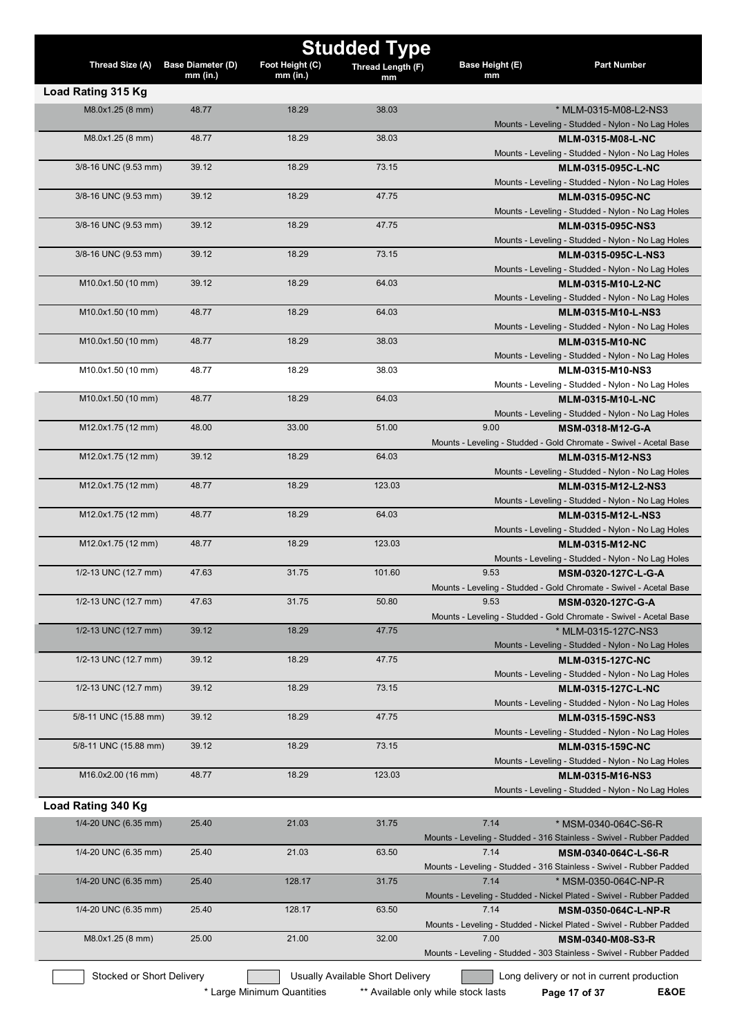# Studded Type

| Thread Size (A) | Base Diameter (D) mm (in.) | Foot Height (C) mm (in.) | Thread Length (F) mm | Base Height (E) mm | Part Number |
|---|---|---|---|---|---|
| **Load Rating 315 Kg** | | | | | |
| M8.0x1.25 (8 mm) | 48.77 | 18.29 | 38.03 | | * MLM-0315-M08-L2-NS3<br>Mounts - Leveling - Studded - Nylon - No Lag Holes |
| M8.0x1.25 (8 mm) | 48.77 | 18.29 | 38.03 | | **MLM-0315-M08-L-NC**<br>Mounts - Leveling - Studded - Nylon - No Lag Holes |
| 3/8-16 UNC (9.53 mm) | 39.12 | 18.29 | 73.15 | | **MLM-0315-095C-L-NC**<br>Mounts - Leveling - Studded - Nylon - No Lag Holes |
| 3/8-16 UNC (9.53 mm) | 39.12 | 18.29 | 47.75 | | **MLM-0315-095C-NC**<br>Mounts - Leveling - Studded - Nylon - No Lag Holes |
| 3/8-16 UNC (9.53 mm) | 39.12 | 18.29 | 47.75 | | **MLM-0315-095C-NS3**<br>Mounts - Leveling - Studded - Nylon - No Lag Holes |
| 3/8-16 UNC (9.53 mm) | 39.12 | 18.29 | 73.15 | | **MLM-0315-095C-L-NS3**<br>Mounts - Leveling - Studded - Nylon - No Lag Holes |
| M10.0x1.50 (10 mm) | 39.12 | 18.29 | 64.03 | | **MLM-0315-M10-L2-NC**<br>Mounts - Leveling - Studded - Nylon - No Lag Holes |
| M10.0x1.50 (10 mm) | 48.77 | 18.29 | 64.03 | | **MLM-0315-M10-L-NS3**<br>Mounts - Leveling - Studded - Nylon - No Lag Holes |
| M10.0x1.50 (10 mm) | 48.77 | 18.29 | 38.03 | | **MLM-0315-M10-NC**<br>Mounts - Leveling - Studded - Nylon - No Lag Holes |
| M10.0x1.50 (10 mm) | 48.77 | 18.29 | 38.03 | | **MLM-0315-M10-NS3**<br>Mounts - Leveling - Studded - Nylon - No Lag Holes |
| M10.0x1.50 (10 mm) | 48.77 | 18.29 | 64.03 | | **MLM-0315-M10-L-NC**<br>Mounts - Leveling - Studded - Nylon - No Lag Holes |
| M12.0x1.75 (12 mm) | 48.00 | 33.00 | 51.00 | 9.00 | **MSM-0318-M12-G-A**<br>Mounts - Leveling - Studded - Gold Chromate - Swivel - Acetal Base |
| M12.0x1.75 (12 mm) | 39.12 | 18.29 | 64.03 | | **MLM-0315-M12-NS3**<br>Mounts - Leveling - Studded - Nylon - No Lag Holes |
| M12.0x1.75 (12 mm) | 48.77 | 18.29 | 123.03 | | **MLM-0315-M12-L2-NS3**<br>Mounts - Leveling - Studded - Nylon - No Lag Holes |
| M12.0x1.75 (12 mm) | 48.77 | 18.29 | 64.03 | | **MLM-0315-M12-L-NS3**<br>Mounts - Leveling - Studded - Nylon - No Lag Holes |
| M12.0x1.75 (12 mm) | 48.77 | 18.29 | 123.03 | | **MLM-0315-M12-NC**<br>Mounts - Leveling - Studded - Nylon - No Lag Holes |
| 1/2-13 UNC (12.7 mm) | 47.63 | 31.75 | 101.60 | 9.53 | **MSM-0320-127C-L-G-A**<br>Mounts - Leveling - Studded - Gold Chromate - Swivel - Acetal Base |
| 1/2-13 UNC (12.7 mm) | 47.63 | 31.75 | 50.80 | 9.53 | **MSM-0320-127C-G-A**<br>Mounts - Leveling - Studded - Gold Chromate - Swivel - Acetal Base |
| 1/2-13 UNC (12.7 mm) | 39.12 | 18.29 | 47.75 | | * MLM-0315-127C-NS3<br>Mounts - Leveling - Studded - Nylon - No Lag Holes |
| 1/2-13 UNC (12.7 mm) | 39.12 | 18.29 | 47.75 | | **MLM-0315-127C-NC**<br>Mounts - Leveling - Studded - Nylon - No Lag Holes |
| 1/2-13 UNC (12.7 mm) | 39.12 | 18.29 | 73.15 | | **MLM-0315-127C-L-NC**<br>Mounts - Leveling - Studded - Nylon - No Lag Holes |
| 5/8-11 UNC (15.88 mm) | 39.12 | 18.29 | 47.75 | | **MLM-0315-159C-NS3**<br>Mounts - Leveling - Studded - Nylon - No Lag Holes |
| 5/8-11 UNC (15.88 mm) | 39.12 | 18.29 | 73.15 | | **MLM-0315-159C-NC**<br>Mounts - Leveling - Studded - Nylon - No Lag Holes |
| M16.0x2.00 (16 mm) | 48.77 | 18.29 | 123.03 | | **MLM-0315-M16-NS3**<br>Mounts - Leveling - Studded - Nylon - No Lag Holes |
| **Load Rating 340 Kg** | | | | | |
| 1/4-20 UNC (6.35 mm) | 25.40 | 21.03 | 31.75 | 7.14 | * MSM-0340-064C-S6-R<br>Mounts - Leveling - Studded - 316 Stainless - Swivel - Rubber Padded |
| 1/4-20 UNC (6.35 mm) | 25.40 | 21.03 | 63.50 | 7.14 | **MSM-0340-064C-L-S6-R**<br>Mounts - Leveling - Studded - 316 Stainless - Swivel - Rubber Padded |
| 1/4-20 UNC (6.35 mm) | 25.40 | 128.17 | 31.75 | 7.14 | * MSM-0350-064C-NP-R<br>Mounts - Leveling - Studded - Nickel Plated - Swivel - Rubber Padded |
| 1/4-20 UNC (6.35 mm) | 25.40 | 128.17 | 63.50 | 7.14 | **MSM-0350-064C-L-NP-R**<br>Mounts - Leveling - Studded - Nickel Plated - Swivel - Rubber Padded |
| M8.0x1.25 (8 mm) | 25.00 | 21.00 | 32.00 | 7.00 | **MSM-0340-M08-S3-R**<br>Mounts - Leveling - Studded - 303 Stainless - Swivel - Rubber Padded |

Stocked or Short Delivery | Usually Available Short Delivery | Long delivery or not in current production

\* Large Minimum Quantities ** Available only while stock lasts E&OE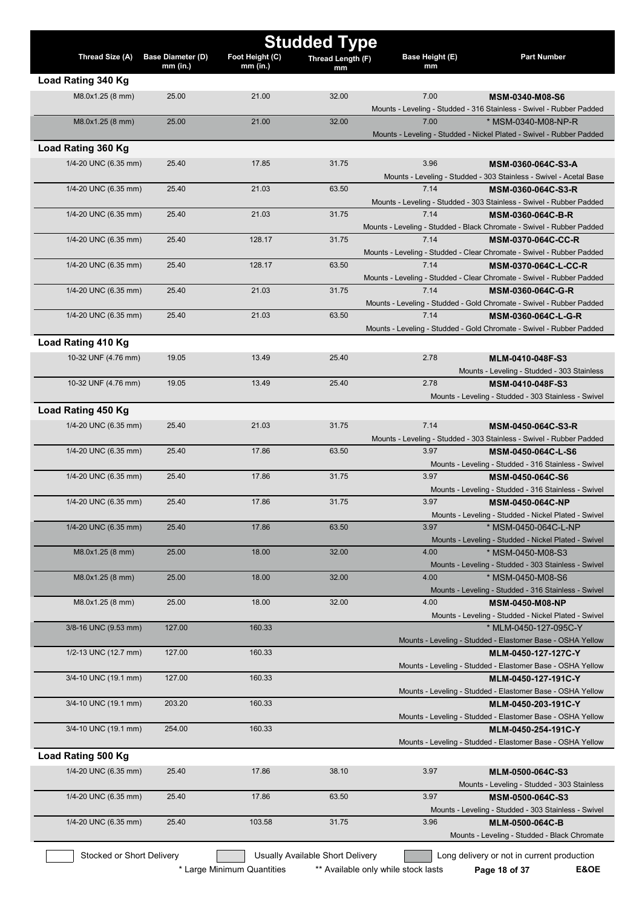# Studded Type

| Thread Size (A) | Base Diameter (D) mm (in.) | Foot Height (C) mm (in.) | Thread Length (F) mm | Base Height (E) mm | Part Number |
|---|---|---|---|---|---|
| **Load Rating 340 Kg** | | | | | |
| M8.0x1.25 (8 mm) | 25.00 | 21.00 | 32.00 | 7.00 | **MSM-0340-M08-S6**<br>Mounts - Leveling - Studded - 316 Stainless - Swivel - Rubber Padded |
| M8.0x1.25 (8 mm) | 25.00 | 21.00 | 32.00 | 7.00 | * MSM-0340-M08-NP-R<br>Mounts - Leveling - Studded - Nickel Plated - Swivel - Rubber Padded |
| **Load Rating 360 Kg** | | | | | |
| 1/4-20 UNC (6.35 mm) | 25.40 | 17.85 | 31.75 | 3.96 | **MSM-0360-064C-S3-A**<br>Mounts - Leveling - Studded - 303 Stainless - Swivel - Acetal Base |
| 1/4-20 UNC (6.35 mm) | 25.40 | 21.03 | 63.50 | 7.14 | **MSM-0360-064C-S3-R**<br>Mounts - Leveling - Studded - 303 Stainless - Swivel - Rubber Padded |
| 1/4-20 UNC (6.35 mm) | 25.40 | 21.03 | 31.75 | 7.14 | **MSM-0360-064C-B-R**<br>Mounts - Leveling - Studded - Black Chromate - Swivel - Rubber Padded |
| 1/4-20 UNC (6.35 mm) | 25.40 | 128.17 | 31.75 | 7.14 | **MSM-0370-064C-CC-R**<br>Mounts - Leveling - Studded - Clear Chromate - Swivel - Rubber Padded |
| 1/4-20 UNC (6.35 mm) | 25.40 | 128.17 | 63.50 | 7.14 | **MSM-0370-064C-L-CC-R**<br>Mounts - Leveling - Studded - Clear Chromate - Swivel - Rubber Padded |
| 1/4-20 UNC (6.35 mm) | 25.40 | 21.03 | 31.75 | 7.14 | **MSM-0360-064C-G-R**<br>Mounts - Leveling - Studded - Gold Chromate - Swivel - Rubber Padded |
| 1/4-20 UNC (6.35 mm) | 25.40 | 21.03 | 63.50 | 7.14 | **MSM-0360-064C-L-G-R**<br>Mounts - Leveling - Studded - Gold Chromate - Swivel - Rubber Padded |
| **Load Rating 410 Kg** | | | | | |
| 10-32 UNF (4.76 mm) | 19.05 | 13.49 | 25.40 | 2.78 | **MLM-0410-048F-S3**<br>Mounts - Leveling - Studded - 303 Stainless |
| 10-32 UNF (4.76 mm) | 19.05 | 13.49 | 25.40 | 2.78 | **MSM-0410-048F-S3**<br>Mounts - Leveling - Studded - 303 Stainless - Swivel |
| **Load Rating 450 Kg** | | | | | |
| 1/4-20 UNC (6.35 mm) | 25.40 | 21.03 | 31.75 | 7.14 | **MSM-0450-064C-S3-R**<br>Mounts - Leveling - Studded - 303 Stainless - Swivel - Rubber Padded |
| 1/4-20 UNC (6.35 mm) | 25.40 | 17.86 | 63.50 | 3.97 | **MSM-0450-064C-L-S6**<br>Mounts - Leveling - Studded - 316 Stainless - Swivel |
| 1/4-20 UNC (6.35 mm) | 25.40 | 17.86 | 31.75 | 3.97 | **MSM-0450-064C-S6**<br>Mounts - Leveling - Studded - 316 Stainless - Swivel |
| 1/4-20 UNC (6.35 mm) | 25.40 | 17.86 | 31.75 | 3.97 | **MSM-0450-064C-NP**<br>Mounts - Leveling - Studded - Nickel Plated - Swivel |
| 1/4-20 UNC (6.35 mm) | 25.40 | 17.86 | 63.50 | 3.97 | * MSM-0450-064C-L-NP<br>Mounts - Leveling - Studded - Nickel Plated - Swivel |
| M8.0x1.25 (8 mm) | 25.00 | 18.00 | 32.00 | 4.00 | * MSM-0450-M08-S3<br>Mounts - Leveling - Studded - 303 Stainless - Swivel |
| M8.0x1.25 (8 mm) | 25.00 | 18.00 | 32.00 | 4.00 | * MSM-0450-M08-S6<br>Mounts - Leveling - Studded - 316 Stainless - Swivel |
| M8.0x1.25 (8 mm) | 25.00 | 18.00 | 32.00 | 4.00 | **MSM-0450-M08-NP**<br>Mounts - Leveling - Studded - Nickel Plated - Swivel |
| 3/8-16 UNC (9.53 mm) | 127.00 | 160.33 | | | * MLM-0450-127-095C-Y<br>Mounts - Leveling - Studded - Elastomer Base - OSHA Yellow |
| 1/2-13 UNC (12.7 mm) | 127.00 | 160.33 | | | **MLM-0450-127-127C-Y**<br>Mounts - Leveling - Studded - Elastomer Base - OSHA Yellow |
| 3/4-10 UNC (19.1 mm) | 127.00 | 160.33 | | | **MLM-0450-127-191C-Y**<br>Mounts - Leveling - Studded - Elastomer Base - OSHA Yellow |
| 3/4-10 UNC (19.1 mm) | 203.20 | 160.33 | | | **MLM-0450-203-191C-Y**<br>Mounts - Leveling - Studded - Elastomer Base - OSHA Yellow |
| 3/4-10 UNC (19.1 mm) | 254.00 | 160.33 | | | **MLM-0450-254-191C-Y**<br>Mounts - Leveling - Studded - Elastomer Base - OSHA Yellow |
| **Load Rating 500 Kg** | | | | | |
| 1/4-20 UNC (6.35 mm) | 25.40 | 17.86 | 38.10 | 3.97 | **MLM-0500-064C-S3**<br>Mounts - Leveling - Studded - 303 Stainless |
| 1/4-20 UNC (6.35 mm) | 25.40 | 17.86 | 63.50 | 3.97 | **MSM-0500-064C-S3**<br>Mounts - Leveling - Studded - 303 Stainless - Swivel |
| 1/4-20 UNC (6.35 mm) | 25.40 | 103.58 | 31.75 | 3.96 | **MLM-0500-064C-B**<br>Mounts - Leveling - Studded - Black Chromate |

Stocked or Short Delivery | Usually Available Short Delivery | Long delivery or not in current production

* Large Minimum Quantities  ** Available only while stock lasts  E&OE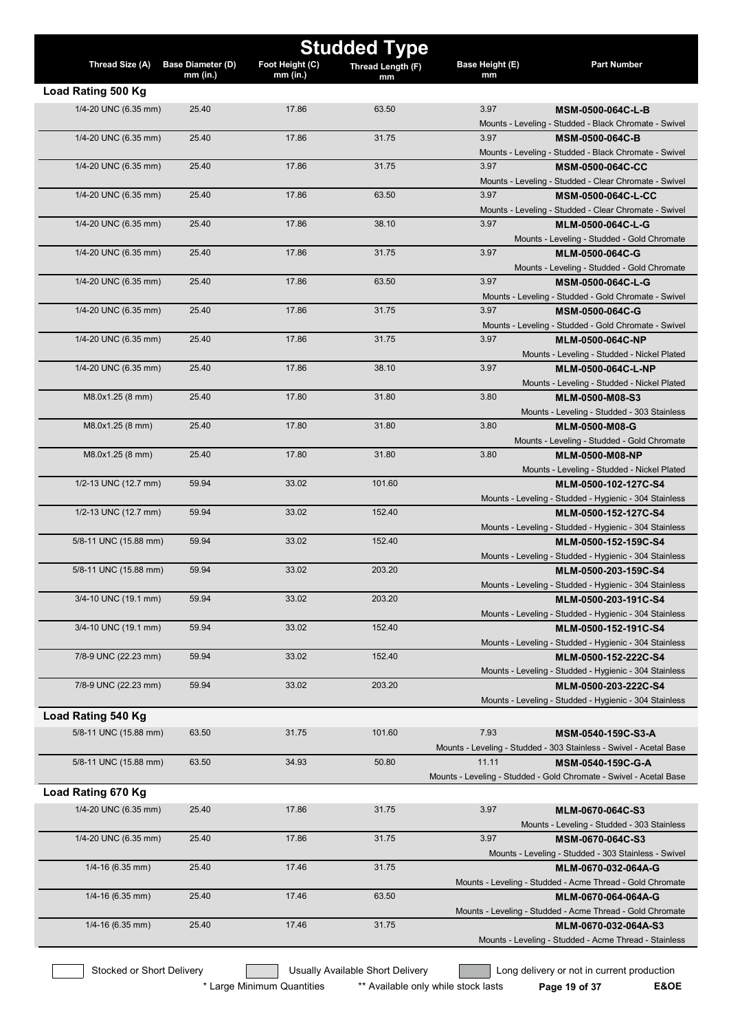# Studded Type

| Thread Size (A) | Base Diameter (D) mm (in.) | Foot Height (C) mm (in.) | Thread Length (F) mm | Base Height (E) mm | Part Number |
|---|---|---|---|---|---|
| **Load Rating 500 Kg** | | | | | |
| 1/4-20 UNC (6.35 mm) | 25.40 | 17.86 | 63.50 | 3.97 | **MSM-0500-064C-L-B** Mounts - Leveling - Studded - Black Chromate - Swivel |
| 1/4-20 UNC (6.35 mm) | 25.40 | 17.86 | 31.75 | 3.97 | **MSM-0500-064C-B** Mounts - Leveling - Studded - Black Chromate - Swivel |
| 1/4-20 UNC (6.35 mm) | 25.40 | 17.86 | 31.75 | 3.97 | **MSM-0500-064C-CC** Mounts - Leveling - Studded - Clear Chromate - Swivel |
| 1/4-20 UNC (6.35 mm) | 25.40 | 17.86 | 63.50 | 3.97 | **MSM-0500-064C-L-CC** Mounts - Leveling - Studded - Clear Chromate - Swivel |
| 1/4-20 UNC (6.35 mm) | 25.40 | 17.86 | 38.10 | 3.97 | **MLM-0500-064C-L-G** Mounts - Leveling - Studded - Gold Chromate |
| 1/4-20 UNC (6.35 mm) | 25.40 | 17.86 | 31.75 | 3.97 | **MLM-0500-064C-G** Mounts - Leveling - Studded - Gold Chromate |
| 1/4-20 UNC (6.35 mm) | 25.40 | 17.86 | 63.50 | 3.97 | **MSM-0500-064C-L-G** Mounts - Leveling - Studded - Gold Chromate - Swivel |
| 1/4-20 UNC (6.35 mm) | 25.40 | 17.86 | 31.75 | 3.97 | **MSM-0500-064C-G** Mounts - Leveling - Studded - Gold Chromate - Swivel |
| 1/4-20 UNC (6.35 mm) | 25.40 | 17.86 | 31.75 | 3.97 | **MLM-0500-064C-NP** Mounts - Leveling - Studded - Nickel Plated |
| 1/4-20 UNC (6.35 mm) | 25.40 | 17.86 | 38.10 | 3.97 | **MLM-0500-064C-L-NP** Mounts - Leveling - Studded - Nickel Plated |
| M8.0x1.25 (8 mm) | 25.40 | 17.80 | 31.80 | 3.80 | **MLM-0500-M08-S3** Mounts - Leveling - Studded - 303 Stainless |
| M8.0x1.25 (8 mm) | 25.40 | 17.80 | 31.80 | 3.80 | **MLM-0500-M08-G** Mounts - Leveling - Studded - Gold Chromate |
| M8.0x1.25 (8 mm) | 25.40 | 17.80 | 31.80 | 3.80 | **MLM-0500-M08-NP** Mounts - Leveling - Studded - Nickel Plated |
| 1/2-13 UNC (12.7 mm) | 59.94 | 33.02 | 101.60 | | **MLM-0500-102-127C-S4** Mounts - Leveling - Studded - Hygienic - 304 Stainless |
| 1/2-13 UNC (12.7 mm) | 59.94 | 33.02 | 152.40 | | **MLM-0500-152-127C-S4** Mounts - Leveling - Studded - Hygienic - 304 Stainless |
| 5/8-11 UNC (15.88 mm) | 59.94 | 33.02 | 152.40 | | **MLM-0500-152-159C-S4** Mounts - Leveling - Studded - Hygienic - 304 Stainless |
| 5/8-11 UNC (15.88 mm) | 59.94 | 33.02 | 203.20 | | **MLM-0500-203-159C-S4** Mounts - Leveling - Studded - Hygienic - 304 Stainless |
| 3/4-10 UNC (19.1 mm) | 59.94 | 33.02 | 203.20 | | **MLM-0500-203-191C-S4** Mounts - Leveling - Studded - Hygienic - 304 Stainless |
| 3/4-10 UNC (19.1 mm) | 59.94 | 33.02 | 152.40 | | **MLM-0500-152-191C-S4** Mounts - Leveling - Studded - Hygienic - 304 Stainless |
| 7/8-9 UNC (22.23 mm) | 59.94 | 33.02 | 152.40 | | **MLM-0500-152-222C-S4** Mounts - Leveling - Studded - Hygienic - 304 Stainless |
| 7/8-9 UNC (22.23 mm) | 59.94 | 33.02 | 203.20 | | **MLM-0500-203-222C-S4** Mounts - Leveling - Studded - Hygienic - 304 Stainless |
| **Load Rating 540 Kg** | | | | | |
| 5/8-11 UNC (15.88 mm) | 63.50 | 31.75 | 101.60 | 7.93 | **MSM-0540-159C-S3-A** Mounts - Leveling - Studded - 303 Stainless - Swivel - Acetal Base |
| 5/8-11 UNC (15.88 mm) | 63.50 | 34.93 | 50.80 | 11.11 | **MSM-0540-159C-G-A** Mounts - Leveling - Studded - Gold Chromate - Swivel - Acetal Base |
| **Load Rating 670 Kg** | | | | | |
| 1/4-20 UNC (6.35 mm) | 25.40 | 17.86 | 31.75 | 3.97 | **MLM-0670-064C-S3** Mounts - Leveling - Studded - 303 Stainless |
| 1/4-20 UNC (6.35 mm) | 25.40 | 17.86 | 31.75 | 3.97 | **MSM-0670-064C-S3** Mounts - Leveling - Studded - 303 Stainless - Swivel |
| 1/4-16 (6.35 mm) | 25.40 | 17.46 | 31.75 | | **MLM-0670-032-064A-G** Mounts - Leveling - Studded - Acme Thread - Gold Chromate |
| 1/4-16 (6.35 mm) | 25.40 | 17.46 | 63.50 | | **MLM-0670-064-064A-G** Mounts - Leveling - Studded - Acme Thread - Gold Chromate |
| 1/4-16 (6.35 mm) | 25.40 | 17.46 | 31.75 | | **MLM-0670-032-064A-S3** Mounts - Leveling - Studded - Acme Thread - Stainless |

Stocked or Short Delivery | Usually Available Short Delivery | Long delivery or not in current production

\* Large Minimum Quantities ** Available only while stock lasts

E&OE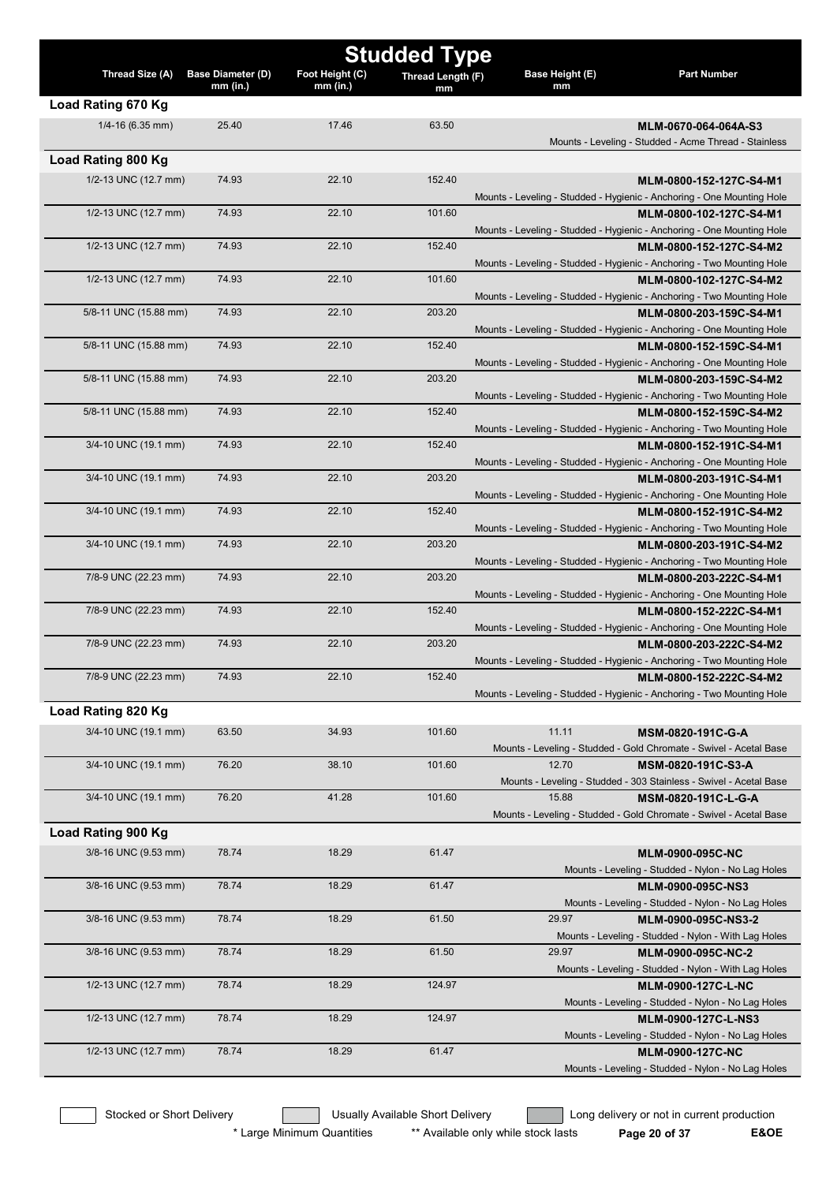# Studded Type

| Thread Size (A) | Base Diameter (D) mm (in.) | Foot Height (C) mm (in.) | Thread Length (F) mm | Base Height (E) mm | Part Number |
|---|---|---|---|---|---|
| **Load Rating 670 Kg** | | | | | |
| 1/4-16 (6.35 mm) | 25.40 | 17.46 | 63.50 | | **MLM-0670-064-064A-S3** Mounts - Leveling - Studded - Acme Thread - Stainless |
| **Load Rating 800 Kg** | | | | | |
| 1/2-13 UNC (12.7 mm) | 74.93 | 22.10 | 152.40 | | **MLM-0800-152-127C-S4-M1** Mounts - Leveling - Studded - Hygienic - Anchoring - One Mounting Hole |
| 1/2-13 UNC (12.7 mm) | 74.93 | 22.10 | 101.60 | | **MLM-0800-102-127C-S4-M1** Mounts - Leveling - Studded - Hygienic - Anchoring - One Mounting Hole |
| 1/2-13 UNC (12.7 mm) | 74.93 | 22.10 | 152.40 | | **MLM-0800-152-127C-S4-M2** Mounts - Leveling - Studded - Hygienic - Anchoring - Two Mounting Hole |
| 1/2-13 UNC (12.7 mm) | 74.93 | 22.10 | 101.60 | | **MLM-0800-102-127C-S4-M2** Mounts - Leveling - Studded - Hygienic - Anchoring - Two Mounting Hole |
| 5/8-11 UNC (15.88 mm) | 74.93 | 22.10 | 203.20 | | **MLM-0800-203-159C-S4-M1** Mounts - Leveling - Studded - Hygienic - Anchoring - One Mounting Hole |
| 5/8-11 UNC (15.88 mm) | 74.93 | 22.10 | 152.40 | | **MLM-0800-152-159C-S4-M1** Mounts - Leveling - Studded - Hygienic - Anchoring - One Mounting Hole |
| 5/8-11 UNC (15.88 mm) | 74.93 | 22.10 | 203.20 | | **MLM-0800-203-159C-S4-M2** Mounts - Leveling - Studded - Hygienic - Anchoring - Two Mounting Hole |
| 5/8-11 UNC (15.88 mm) | 74.93 | 22.10 | 152.40 | | **MLM-0800-152-159C-S4-M2** Mounts - Leveling - Studded - Hygienic - Anchoring - Two Mounting Hole |
| 3/4-10 UNC (19.1 mm) | 74.93 | 22.10 | 152.40 | | **MLM-0800-152-191C-S4-M1** Mounts - Leveling - Studded - Hygienic - Anchoring - One Mounting Hole |
| 3/4-10 UNC (19.1 mm) | 74.93 | 22.10 | 203.20 | | **MLM-0800-203-191C-S4-M1** Mounts - Leveling - Studded - Hygienic - Anchoring - One Mounting Hole |
| 3/4-10 UNC (19.1 mm) | 74.93 | 22.10 | 152.40 | | **MLM-0800-152-191C-S4-M2** Mounts - Leveling - Studded - Hygienic - Anchoring - Two Mounting Hole |
| 3/4-10 UNC (19.1 mm) | 74.93 | 22.10 | 203.20 | | **MLM-0800-203-191C-S4-M2** Mounts - Leveling - Studded - Hygienic - Anchoring - Two Mounting Hole |
| 7/8-9 UNC (22.23 mm) | 74.93 | 22.10 | 203.20 | | **MLM-0800-203-222C-S4-M1** Mounts - Leveling - Studded - Hygienic - Anchoring - One Mounting Hole |
| 7/8-9 UNC (22.23 mm) | 74.93 | 22.10 | 152.40 | | **MLM-0800-152-222C-S4-M1** Mounts - Leveling - Studded - Hygienic - Anchoring - One Mounting Hole |
| 7/8-9 UNC (22.23 mm) | 74.93 | 22.10 | 203.20 | | **MLM-0800-203-222C-S4-M2** Mounts - Leveling - Studded - Hygienic - Anchoring - Two Mounting Hole |
| 7/8-9 UNC (22.23 mm) | 74.93 | 22.10 | 152.40 | | **MLM-0800-152-222C-S4-M2** Mounts - Leveling - Studded - Hygienic - Anchoring - Two Mounting Hole |
| **Load Rating 820 Kg** | | | | | |
| 3/4-10 UNC (19.1 mm) | 63.50 | 34.93 | 101.60 | 11.11 | **MSM-0820-191C-G-A** Mounts - Leveling - Studded - Gold Chromate - Swivel - Acetal Base |
| 3/4-10 UNC (19.1 mm) | 76.20 | 38.10 | 101.60 | 12.70 | **MSM-0820-191C-S3-A** Mounts - Leveling - Studded - 303 Stainless - Swivel - Acetal Base |
| 3/4-10 UNC (19.1 mm) | 76.20 | 41.28 | 101.60 | 15.88 | **MSM-0820-191C-L-G-A** Mounts - Leveling - Studded - Gold Chromate - Swivel - Acetal Base |
| **Load Rating 900 Kg** | | | | | |
| 3/8-16 UNC (9.53 mm) | 78.74 | 18.29 | 61.47 | | **MLM-0900-095C-NC** Mounts - Leveling - Studded - Nylon - No Lag Holes |
| 3/8-16 UNC (9.53 mm) | 78.74 | 18.29 | 61.47 | | **MLM-0900-095C-NS3** Mounts - Leveling - Studded - Nylon - No Lag Holes |
| 3/8-16 UNC (9.53 mm) | 78.74 | 18.29 | 61.50 | 29.97 | **MLM-0900-095C-NS3-2** Mounts - Leveling - Studded - Nylon - With Lag Holes |
| 3/8-16 UNC (9.53 mm) | 78.74 | 18.29 | 61.50 | 29.97 | **MLM-0900-095C-NC-2** Mounts - Leveling - Studded - Nylon - With Lag Holes |
| 1/2-13 UNC (12.7 mm) | 78.74 | 18.29 | 124.97 | | **MLM-0900-127C-L-NC** Mounts - Leveling - Studded - Nylon - No Lag Holes |
| 1/2-13 UNC (12.7 mm) | 78.74 | 18.29 | 124.97 | | **MLM-0900-127C-L-NS3** Mounts - Leveling - Studded - Nylon - No Lag Holes |
| 1/2-13 UNC (12.7 mm) | 78.74 | 18.29 | 61.47 | | **MLM-0900-127C-NC** Mounts - Leveling - Studded - Nylon - No Lag Holes |

Stocked or Short Delivery | Usually Available Short Delivery | Long delivery or not in current production

\* Large Minimum Quantities | ** Available only while stock lasts | E&OE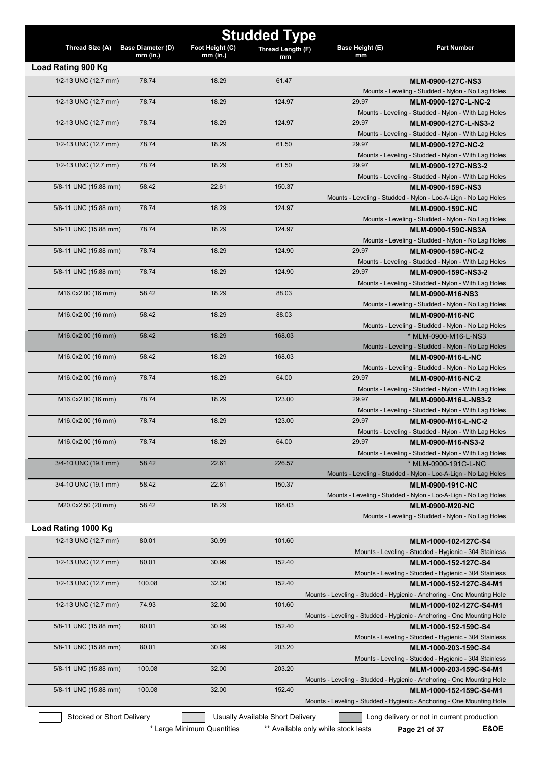# Studded Type

| Thread Size (A) | Base Diameter (D) mm (in.) | Foot Height (C) mm (in.) | Thread Length (F) mm | Base Height (E) mm | Part Number |
|---|---|---|---|---|---|
| **Load Rating 900 Kg** | | | | | |
| 1/2-13 UNC (12.7 mm) | 78.74 | 18.29 | 61.47 | | **MLM-0900-127C-NS3**<br>Mounts - Leveling - Studded - Nylon - No Lag Holes |
| 1/2-13 UNC (12.7 mm) | 78.74 | 18.29 | 124.97 | 29.97 | **MLM-0900-127C-L-NC-2**<br>Mounts - Leveling - Studded - Nylon - With Lag Holes |
| 1/2-13 UNC (12.7 mm) | 78.74 | 18.29 | 124.97 | 29.97 | **MLM-0900-127C-L-NS3-2**<br>Mounts - Leveling - Studded - Nylon - With Lag Holes |
| 1/2-13 UNC (12.7 mm) | 78.74 | 18.29 | 61.50 | 29.97 | **MLM-0900-127C-NC-2**<br>Mounts - Leveling - Studded - Nylon - With Lag Holes |
| 1/2-13 UNC (12.7 mm) | 78.74 | 18.29 | 61.50 | 29.97 | **MLM-0900-127C-NS3-2**<br>Mounts - Leveling - Studded - Nylon - With Lag Holes |
| 5/8-11 UNC (15.88 mm) | 58.42 | 22.61 | 150.37 | | **MLM-0900-159C-NS3**<br>Mounts - Leveling - Studded - Nylon - Loc-A-Lign - No Lag Holes |
| 5/8-11 UNC (15.88 mm) | 78.74 | 18.29 | 124.97 | | **MLM-0900-159C-NC**<br>Mounts - Leveling - Studded - Nylon - No Lag Holes |
| 5/8-11 UNC (15.88 mm) | 78.74 | 18.29 | 124.97 | | **MLM-0900-159C-NS3A**<br>Mounts - Leveling - Studded - Nylon - No Lag Holes |
| 5/8-11 UNC (15.88 mm) | 78.74 | 18.29 | 124.90 | 29.97 | **MLM-0900-159C-NC-2**<br>Mounts - Leveling - Studded - Nylon - With Lag Holes |
| 5/8-11 UNC (15.88 mm) | 78.74 | 18.29 | 124.90 | 29.97 | **MLM-0900-159C-NS3-2**<br>Mounts - Leveling - Studded - Nylon - With Lag Holes |
| M16.0x2.00 (16 mm) | 58.42 | 18.29 | 88.03 | | **MLM-0900-M16-NS3**<br>Mounts - Leveling - Studded - Nylon - No Lag Holes |
| M16.0x2.00 (16 mm) | 58.42 | 18.29 | 88.03 | | **MLM-0900-M16-NC**<br>Mounts - Leveling - Studded - Nylon - No Lag Holes |
| M16.0x2.00 (16 mm) | 58.42 | 18.29 | 168.03 | | * MLM-0900-M16-L-NS3<br>Mounts - Leveling - Studded - Nylon - No Lag Holes |
| M16.0x2.00 (16 mm) | 58.42 | 18.29 | 168.03 | | **MLM-0900-M16-L-NC**<br>Mounts - Leveling - Studded - Nylon - No Lag Holes |
| M16.0x2.00 (16 mm) | 78.74 | 18.29 | 64.00 | 29.97 | **MLM-0900-M16-NC-2**<br>Mounts - Leveling - Studded - Nylon - With Lag Holes |
| M16.0x2.00 (16 mm) | 78.74 | 18.29 | 123.00 | 29.97 | **MLM-0900-M16-L-NS3-2**<br>Mounts - Leveling - Studded - Nylon - With Lag Holes |
| M16.0x2.00 (16 mm) | 78.74 | 18.29 | 123.00 | 29.97 | **MLM-0900-M16-L-NC-2**<br>Mounts - Leveling - Studded - Nylon - With Lag Holes |
| M16.0x2.00 (16 mm) | 78.74 | 18.29 | 64.00 | 29.97 | **MLM-0900-M16-NS3-2**<br>Mounts - Leveling - Studded - Nylon - With Lag Holes |
| 3/4-10 UNC (19.1 mm) | 58.42 | 22.61 | 226.57 | | * MLM-0900-191C-L-NC<br>Mounts - Leveling - Studded - Nylon - Loc-A-Lign - No Lag Holes |
| 3/4-10 UNC (19.1 mm) | 58.42 | 22.61 | 150.37 | | **MLM-0900-191C-NC**<br>Mounts - Leveling - Studded - Nylon - Loc-A-Lign - No Lag Holes |
| M20.0x2.50 (20 mm) | 58.42 | 18.29 | 168.03 | | **MLM-0900-M20-NC**<br>Mounts - Leveling - Studded - Nylon - No Lag Holes |
| **Load Rating 1000 Kg** | | | | | |
| 1/2-13 UNC (12.7 mm) | 80.01 | 30.99 | 101.60 | | **MLM-1000-102-127C-S4**<br>Mounts - Leveling - Studded - Hygienic - 304 Stainless |
| 1/2-13 UNC (12.7 mm) | 80.01 | 30.99 | 152.40 | | **MLM-1000-152-127C-S4**<br>Mounts - Leveling - Studded - Hygienic - 304 Stainless |
| 1/2-13 UNC (12.7 mm) | 100.08 | 32.00 | 152.40 | | **MLM-1000-152-127C-S4-M1**<br>Mounts - Leveling - Studded - Hygienic - Anchoring - One Mounting Hole |
| 1/2-13 UNC (12.7 mm) | 74.93 | 32.00 | 101.60 | | **MLM-1000-102-127C-S4-M1**<br>Mounts - Leveling - Studded - Hygienic - Anchoring - One Mounting Hole |
| 5/8-11 UNC (15.88 mm) | 80.01 | 30.99 | 152.40 | | **MLM-1000-152-159C-S4**<br>Mounts - Leveling - Studded - Hygienic - 304 Stainless |
| 5/8-11 UNC (15.88 mm) | 80.01 | 30.99 | 203.20 | | **MLM-1000-203-159C-S4**<br>Mounts - Leveling - Studded - Hygienic - 304 Stainless |
| 5/8-11 UNC (15.88 mm) | 100.08 | 32.00 | 203.20 | | **MLM-1000-203-159C-S4-M1**<br>Mounts - Leveling - Studded - Hygienic - Anchoring - One Mounting Hole |
| 5/8-11 UNC (15.88 mm) | 100.08 | 32.00 | 152.40 | | **MLM-1000-152-159C-S4-M1**<br>Mounts - Leveling - Studded - Hygienic - Anchoring - One Mounting Hole |

Stocked or Short Delivery | Usually Available Short Delivery | Long delivery or not in current production

\* Large Minimum Quantities ** Available only while stock lasts E&OE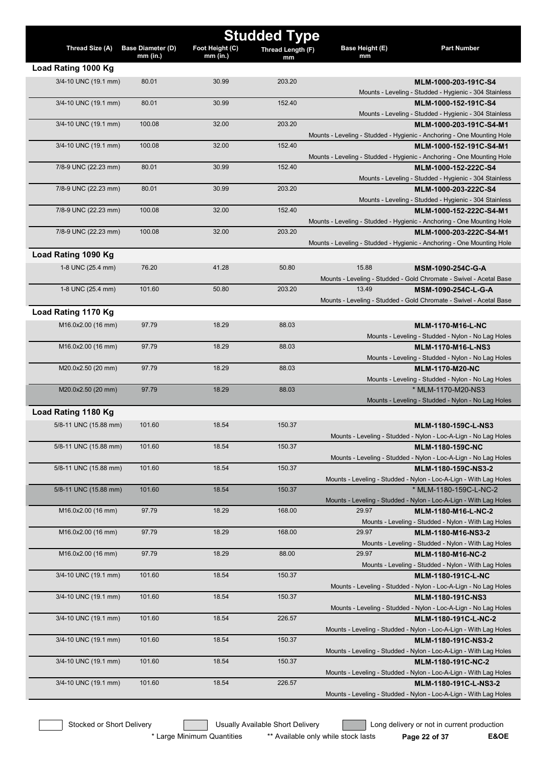# Studded Type

| Thread Size (A) | Base Diameter (D) mm (in.) | Foot Height (C) mm (in.) | Thread Length (F) mm | Base Height (E) mm | Part Number |
|---|---|---|---|---|---|
| **Load Rating 1000 Kg** | | | | | |
| 3/4-10 UNC (19.1 mm) | 80.01 | 30.99 | 203.20 | | **MLM-1000-203-191C-S4** Mounts - Leveling - Studded - Hygienic - 304 Stainless |
| 3/4-10 UNC (19.1 mm) | 80.01 | 30.99 | 152.40 | | **MLM-1000-152-191C-S4** Mounts - Leveling - Studded - Hygienic - 304 Stainless |
| 3/4-10 UNC (19.1 mm) | 100.08 | 32.00 | 203.20 | | **MLM-1000-203-191C-S4-M1** Mounts - Leveling - Studded - Hygienic - Anchoring - One Mounting Hole |
| 3/4-10 UNC (19.1 mm) | 100.08 | 32.00 | 152.40 | | **MLM-1000-152-191C-S4-M1** Mounts - Leveling - Studded - Hygienic - Anchoring - One Mounting Hole |
| 7/8-9 UNC (22.23 mm) | 80.01 | 30.99 | 152.40 | | **MLM-1000-152-222C-S4** Mounts - Leveling - Studded - Hygienic - 304 Stainless |
| 7/8-9 UNC (22.23 mm) | 80.01 | 30.99 | 203.20 | | **MLM-1000-203-222C-S4** Mounts - Leveling - Studded - Hygienic - 304 Stainless |
| 7/8-9 UNC (22.23 mm) | 100.08 | 32.00 | 152.40 | | **MLM-1000-152-222C-S4-M1** Mounts - Leveling - Studded - Hygienic - Anchoring - One Mounting Hole |
| 7/8-9 UNC (22.23 mm) | 100.08 | 32.00 | 203.20 | | **MLM-1000-203-222C-S4-M1** Mounts - Leveling - Studded - Hygienic - Anchoring - One Mounting Hole |
| **Load Rating 1090 Kg** | | | | | |
| 1-8 UNC (25.4 mm) | 76.20 | 41.28 | 50.80 | 15.88 | **MSM-1090-254C-G-A** Mounts - Leveling - Studded - Gold Chromate - Swivel - Acetal Base |
| 1-8 UNC (25.4 mm) | 101.60 | 50.80 | 203.20 | 13.49 | **MSM-1090-254C-L-G-A** Mounts - Leveling - Studded - Gold Chromate - Swivel - Acetal Base |
| **Load Rating 1170 Kg** | | | | | |
| M16.0x2.00 (16 mm) | 97.79 | 18.29 | 88.03 | | **MLM-1170-M16-L-NC** Mounts - Leveling - Studded - Nylon - No Lag Holes |
| M16.0x2.00 (16 mm) | 97.79 | 18.29 | 88.03 | | **MLM-1170-M16-L-NS3** Mounts - Leveling - Studded - Nylon - No Lag Holes |
| M20.0x2.50 (20 mm) | 97.79 | 18.29 | 88.03 | | **MLM-1170-M20-NC** Mounts - Leveling - Studded - Nylon - No Lag Holes |
| M20.0x2.50 (20 mm) | 97.79 | 18.29 | 88.03 | | * MLM-1170-M20-NS3 Mounts - Leveling - Studded - Nylon - No Lag Holes |
| **Load Rating 1180 Kg** | | | | | |
| 5/8-11 UNC (15.88 mm) | 101.60 | 18.54 | 150.37 | | **MLM-1180-159C-L-NS3** Mounts - Leveling - Studded - Nylon - Loc-A-Lign - No Lag Holes |
| 5/8-11 UNC (15.88 mm) | 101.60 | 18.54 | 150.37 | | **MLM-1180-159C-NC** Mounts - Leveling - Studded - Nylon - Loc-A-Lign - No Lag Holes |
| 5/8-11 UNC (15.88 mm) | 101.60 | 18.54 | 150.37 | | **MLM-1180-159C-NS3-2** Mounts - Leveling - Studded - Nylon - Loc-A-Lign - With Lag Holes |
| 5/8-11 UNC (15.88 mm) | 101.60 | 18.54 | 150.37 | | * MLM-1180-159C-L-NC-2 Mounts - Leveling - Studded - Nylon - Loc-A-Lign - With Lag Holes |
| M16.0x2.00 (16 mm) | 97.79 | 18.29 | 168.00 | 29.97 | **MLM-1180-M16-L-NC-2** Mounts - Leveling - Studded - Nylon - With Lag Holes |
| M16.0x2.00 (16 mm) | 97.79 | 18.29 | 168.00 | 29.97 | **MLM-1180-M16-NS3-2** Mounts - Leveling - Studded - Nylon - With Lag Holes |
| M16.0x2.00 (16 mm) | 97.79 | 18.29 | 88.00 | 29.97 | **MLM-1180-M16-NC-2** Mounts - Leveling - Studded - Nylon - With Lag Holes |
| 3/4-10 UNC (19.1 mm) | 101.60 | 18.54 | 150.37 | | **MLM-1180-191C-L-NC** Mounts - Leveling - Studded - Nylon - Loc-A-Lign - No Lag Holes |
| 3/4-10 UNC (19.1 mm) | 101.60 | 18.54 | 150.37 | | **MLM-1180-191C-NS3** Mounts - Leveling - Studded - Nylon - Loc-A-Lign - No Lag Holes |
| 3/4-10 UNC (19.1 mm) | 101.60 | 18.54 | 226.57 | | **MLM-1180-191C-L-NC-2** Mounts - Leveling - Studded - Nylon - Loc-A-Lign - With Lag Holes |
| 3/4-10 UNC (19.1 mm) | 101.60 | 18.54 | 150.37 | | **MLM-1180-191C-NS3-2** Mounts - Leveling - Studded - Nylon - Loc-A-Lign - With Lag Holes |
| 3/4-10 UNC (19.1 mm) | 101.60 | 18.54 | 150.37 | | **MLM-1180-191C-NC-2** Mounts - Leveling - Studded - Nylon - Loc-A-Lign - With Lag Holes |
| 3/4-10 UNC (19.1 mm) | 101.60 | 18.54 | 226.57 | | **MLM-1180-191C-L-NS3-2** Mounts - Leveling - Studded - Nylon - Loc-A-Lign - With Lag Holes |

Stocked or Short Delivery | Usually Available Short Delivery | Long delivery or not in current production

\* Large Minimum Quantities  ** Available only while stock lasts  E&OE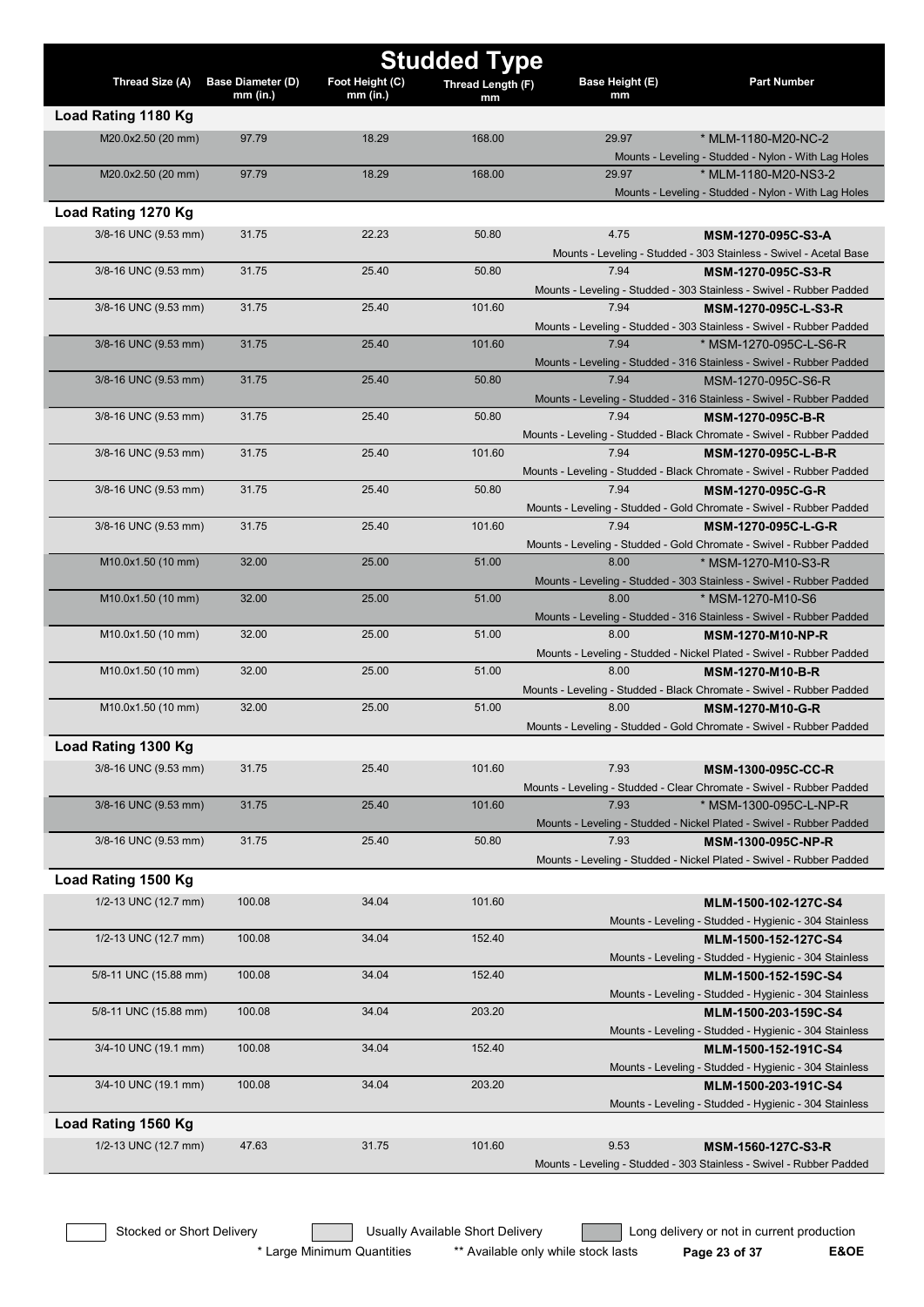# Studded Type

| Thread Size (A) | Base Diameter (D) mm (in.) | Foot Height (C) mm (in.) | Thread Length (F) mm | Base Height (E) mm | Part Number |
|---|---|---|---|---|---|
| **Load Rating 1180 Kg** | | | | | |
| M20.0x2.50 (20 mm) | 97.79 | 18.29 | 168.00 | 29.97 | * MLM-1180-M20-NC-2<br>Mounts - Leveling - Studded - Nylon - With Lag Holes |
| M20.0x2.50 (20 mm) | 97.79 | 18.29 | 168.00 | 29.97 | * MLM-1180-M20-NS3-2<br>Mounts - Leveling - Studded - Nylon - With Lag Holes |
| **Load Rating 1270 Kg** | | | | | |
| 3/8-16 UNC (9.53 mm) | 31.75 | 22.23 | 50.80 | 4.75 | **MSM-1270-095C-S3-A**<br>Mounts - Leveling - Studded - 303 Stainless - Swivel - Acetal Base |
| 3/8-16 UNC (9.53 mm) | 31.75 | 25.40 | 50.80 | 7.94 | **MSM-1270-095C-S3-R**<br>Mounts - Leveling - Studded - 303 Stainless - Swivel - Rubber Padded |
| 3/8-16 UNC (9.53 mm) | 31.75 | 25.40 | 101.60 | 7.94 | **MSM-1270-095C-L-S3-R**<br>Mounts - Leveling - Studded - 303 Stainless - Swivel - Rubber Padded |
| 3/8-16 UNC (9.53 mm) | 31.75 | 25.40 | 101.60 | 7.94 | * MSM-1270-095C-L-S6-R<br>Mounts - Leveling - Studded - 316 Stainless - Swivel - Rubber Padded |
| 3/8-16 UNC (9.53 mm) | 31.75 | 25.40 | 50.80 | 7.94 | MSM-1270-095C-S6-R<br>Mounts - Leveling - Studded - 316 Stainless - Swivel - Rubber Padded |
| 3/8-16 UNC (9.53 mm) | 31.75 | 25.40 | 50.80 | 7.94 | **MSM-1270-095C-B-R**<br>Mounts - Leveling - Studded - Black Chromate - Swivel - Rubber Padded |
| 3/8-16 UNC (9.53 mm) | 31.75 | 25.40 | 101.60 | 7.94 | **MSM-1270-095C-L-B-R**<br>Mounts - Leveling - Studded - Black Chromate - Swivel - Rubber Padded |
| 3/8-16 UNC (9.53 mm) | 31.75 | 25.40 | 50.80 | 7.94 | **MSM-1270-095C-G-R**<br>Mounts - Leveling - Studded - Gold Chromate - Swivel - Rubber Padded |
| 3/8-16 UNC (9.53 mm) | 31.75 | 25.40 | 101.60 | 7.94 | **MSM-1270-095C-L-G-R**<br>Mounts - Leveling - Studded - Gold Chromate - Swivel - Rubber Padded |
| M10.0x1.50 (10 mm) | 32.00 | 25.00 | 51.00 | 8.00 | * MSM-1270-M10-S3-R<br>Mounts - Leveling - Studded - 303 Stainless - Swivel - Rubber Padded |
| M10.0x1.50 (10 mm) | 32.00 | 25.00 | 51.00 | 8.00 | * MSM-1270-M10-S6<br>Mounts - Leveling - Studded - 316 Stainless - Swivel - Rubber Padded |
| M10.0x1.50 (10 mm) | 32.00 | 25.00 | 51.00 | 8.00 | **MSM-1270-M10-NP-R**<br>Mounts - Leveling - Studded - Nickel Plated - Swivel - Rubber Padded |
| M10.0x1.50 (10 mm) | 32.00 | 25.00 | 51.00 | 8.00 | **MSM-1270-M10-B-R**<br>Mounts - Leveling - Studded - Black Chromate - Swivel - Rubber Padded |
| M10.0x1.50 (10 mm) | 32.00 | 25.00 | 51.00 | 8.00 | **MSM-1270-M10-G-R**<br>Mounts - Leveling - Studded - Gold Chromate - Swivel - Rubber Padded |
| **Load Rating 1300 Kg** | | | | | |
| 3/8-16 UNC (9.53 mm) | 31.75 | 25.40 | 101.60 | 7.93 | **MSM-1300-095C-CC-R**<br>Mounts - Leveling - Studded - Clear Chromate - Swivel - Rubber Padded |
| 3/8-16 UNC (9.53 mm) | 31.75 | 25.40 | 101.60 | 7.93 | * MSM-1300-095C-L-NP-R<br>Mounts - Leveling - Studded - Nickel Plated - Swivel - Rubber Padded |
| 3/8-16 UNC (9.53 mm) | 31.75 | 25.40 | 50.80 | 7.93 | **MSM-1300-095C-NP-R**<br>Mounts - Leveling - Studded - Nickel Plated - Swivel - Rubber Padded |
| **Load Rating 1500 Kg** | | | | | |
| 1/2-13 UNC (12.7 mm) | 100.08 | 34.04 | 101.60 | | **MLM-1500-102-127C-S4**<br>Mounts - Leveling - Studded - Hygienic - 304 Stainless |
| 1/2-13 UNC (12.7 mm) | 100.08 | 34.04 | 152.40 | | **MLM-1500-152-127C-S4**<br>Mounts - Leveling - Studded - Hygienic - 304 Stainless |
| 5/8-11 UNC (15.88 mm) | 100.08 | 34.04 | 152.40 | | **MLM-1500-152-159C-S4**<br>Mounts - Leveling - Studded - Hygienic - 304 Stainless |
| 5/8-11 UNC (15.88 mm) | 100.08 | 34.04 | 203.20 | | **MLM-1500-203-159C-S4**<br>Mounts - Leveling - Studded - Hygienic - 304 Stainless |
| 3/4-10 UNC (19.1 mm) | 100.08 | 34.04 | 152.40 | | **MLM-1500-152-191C-S4**<br>Mounts - Leveling - Studded - Hygienic - 304 Stainless |
| 3/4-10 UNC (19.1 mm) | 100.08 | 34.04 | 203.20 | | **MLM-1500-203-191C-S4**<br>Mounts - Leveling - Studded - Hygienic - 304 Stainless |
| **Load Rating 1560 Kg** | | | | | |
| 1/2-13 UNC (12.7 mm) | 47.63 | 31.75 | 101.60 | 9.53 | **MSM-1560-127C-S3-R**<br>Mounts - Leveling - Studded - 303 Stainless - Swivel - Rubber Padded |

Stocked or Short Delivery | Usually Available Short Delivery | Long delivery or not in current production

\* Large Minimum Quantities &nbsp;&nbsp; ** Available only while stock lasts &nbsp;&nbsp; E&OE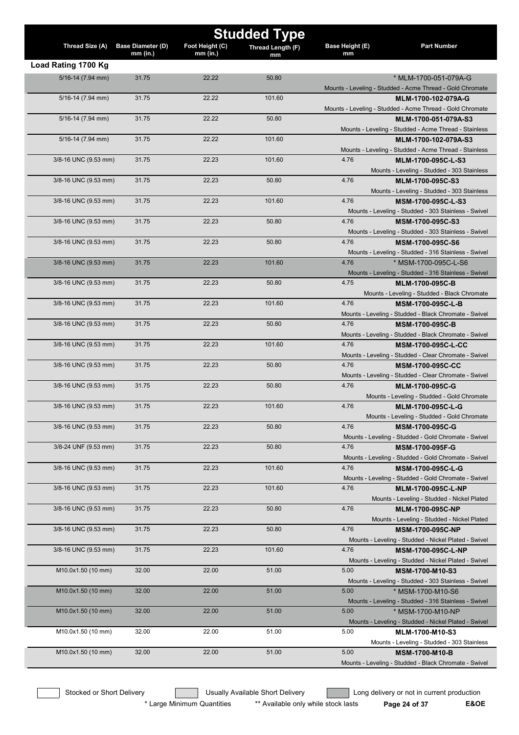# Studded Type

| Thread Size (A) | Base Diameter (D) mm (in.) | Foot Height (C) mm (in.) | Thread Length (F) mm | Base Height (E) mm | Part Number |
|---|---|---|---|---|---|
| **Load Rating 1700 Kg** | | | | | |
| 5/16-14 (7.94 mm) | 31.75 | 22.22 | 50.80 | | * MLM-1700-051-079A-G<br>Mounts - Leveling - Studded - Acme Thread - Gold Chromate |
| 5/16-14 (7.94 mm) | 31.75 | 22.22 | 101.60 | | **MLM-1700-102-079A-G**<br>Mounts - Leveling - Studded - Acme Thread - Gold Chromate |
| 5/16-14 (7.94 mm) | 31.75 | 22.22 | 50.80 | | **MLM-1700-051-079A-S3**<br>Mounts - Leveling - Studded - Acme Thread - Stainless |
| 5/16-14 (7.94 mm) | 31.75 | 22.22 | 101.60 | | **MLM-1700-102-079A-S3**<br>Mounts - Leveling - Studded - Acme Thread - Stainless |
| 3/8-16 UNC (9.53 mm) | 31.75 | 22.23 | 101.60 | 4.76 | **MLM-1700-095C-L-S3**<br>Mounts - Leveling - Studded - 303 Stainless |
| 3/8-16 UNC (9.53 mm) | 31.75 | 22.23 | 50.80 | 4.76 | **MLM-1700-095C-S3**<br>Mounts - Leveling - Studded - 303 Stainless |
| 3/8-16 UNC (9.53 mm) | 31.75 | 22.23 | 101.60 | 4.76 | **MSM-1700-095C-L-S3**<br>Mounts - Leveling - Studded - 303 Stainless - Swivel |
| 3/8-16 UNC (9.53 mm) | 31.75 | 22.23 | 50.80 | 4.76 | **MSM-1700-095C-S3**<br>Mounts - Leveling - Studded - 303 Stainless - Swivel |
| 3/8-16 UNC (9.53 mm) | 31.75 | 22.23 | 50.80 | 4.76 | **MSM-1700-095C-S6**<br>Mounts - Leveling - Studded - 316 Stainless - Swivel |
| 3/8-16 UNC (9.53 mm) | 31.75 | 22.23 | 101.60 | 4.76 | * MSM-1700-095C-L-S6<br>Mounts - Leveling - Studded - 316 Stainless - Swivel |
| 3/8-16 UNC (9.53 mm) | 31.75 | 22.23 | 50.80 | 4.75 | **MLM-1700-095C-B**<br>Mounts - Leveling - Studded - Black Chromate |
| 3/8-16 UNC (9.53 mm) | 31.75 | 22.23 | 101.60 | 4.76 | **MSM-1700-095C-L-B**<br>Mounts - Leveling - Studded - Black Chromate - Swivel |
| 3/8-16 UNC (9.53 mm) | 31.75 | 22.23 | 50.80 | 4.76 | **MSM-1700-095C-B**<br>Mounts - Leveling - Studded - Black Chromate - Swivel |
| 3/8-16 UNC (9.53 mm) | 31.75 | 22.23 | 101.60 | 4.76 | **MSM-1700-095C-L-CC**<br>Mounts - Leveling - Studded - Clear Chromate - Swivel |
| 3/8-16 UNC (9.53 mm) | 31.75 | 22.23 | 50.80 | 4.76 | **MSM-1700-095C-CC**<br>Mounts - Leveling - Studded - Clear Chromate - Swivel |
| 3/8-16 UNC (9.53 mm) | 31.75 | 22.23 | 50.80 | 4.76 | **MLM-1700-095C-G**<br>Mounts - Leveling - Studded - Gold Chromate |
| 3/8-16 UNC (9.53 mm) | 31.75 | 22.23 | 101.60 | 4.76 | **MLM-1700-095C-L-G**<br>Mounts - Leveling - Studded - Gold Chromate |
| 3/8-16 UNC (9.53 mm) | 31.75 | 22.23 | 50.80 | 4.76 | **MSM-1700-095C-G**<br>Mounts - Leveling - Studded - Gold Chromate - Swivel |
| 3/8-24 UNF (9.53 mm) | 31.75 | 22.23 | 50.80 | 4.76 | **MSM-1700-095F-G**<br>Mounts - Leveling - Studded - Gold Chromate - Swivel |
| 3/8-16 UNC (9.53 mm) | 31.75 | 22.23 | 101.60 | 4.76 | **MSM-1700-095C-L-G**<br>Mounts - Leveling - Studded - Gold Chromate - Swivel |
| 3/8-16 UNC (9.53 mm) | 31.75 | 22.23 | 101.60 | 4.76 | **MLM-1700-095C-L-NP**<br>Mounts - Leveling - Studded - Nickel Plated |
| 3/8-16 UNC (9.53 mm) | 31.75 | 22.23 | 50.80 | 4.76 | **MLM-1700-095C-NP**<br>Mounts - Leveling - Studded - Nickel Plated |
| 3/8-16 UNC (9.53 mm) | 31.75 | 22.23 | 50.80 | 4.76 | **MSM-1700-095C-NP**<br>Mounts - Leveling - Studded - Nickel Plated - Swivel |
| 3/8-16 UNC (9.53 mm) | 31.75 | 22.23 | 101.60 | 4.76 | **MSM-1700-095C-L-NP**<br>Mounts - Leveling - Studded - Nickel Plated - Swivel |
| M10.0x1.50 (10 mm) | 32.00 | 22.00 | 51.00 | 5.00 | **MSM-1700-M10-S3**<br>Mounts - Leveling - Studded - 303 Stainless - Swivel |
| M10.0x1.50 (10 mm) | 32.00 | 22.00 | 51.00 | 5.00 | * MSM-1700-M10-S6<br>Mounts - Leveling - Studded - 316 Stainless - Swivel |
| M10.0x1.50 (10 mm) | 32.00 | 22.00 | 51.00 | 5.00 | * MSM-1700-M10-NP<br>Mounts - Leveling - Studded - Nickel Plated - Swivel |
| M10.0x1.50 (10 mm) | 32.00 | 22.00 | 51.00 | 5.00 | **MLM-1700-M10-S3**<br>Mounts - Leveling - Studded - 303 Stainless |
| M10.0x1.50 (10 mm) | 32.00 | 22.00 | 51.00 | 5.00 | **MSM-1700-M10-B**<br>Mounts - Leveling - Studded - Black Chromate - Swivel |

Stocked or Short Delivery | Usually Available Short Delivery | Long delivery or not in current production

\* Large Minimum Quantities ** Available only while stock lasts E&OE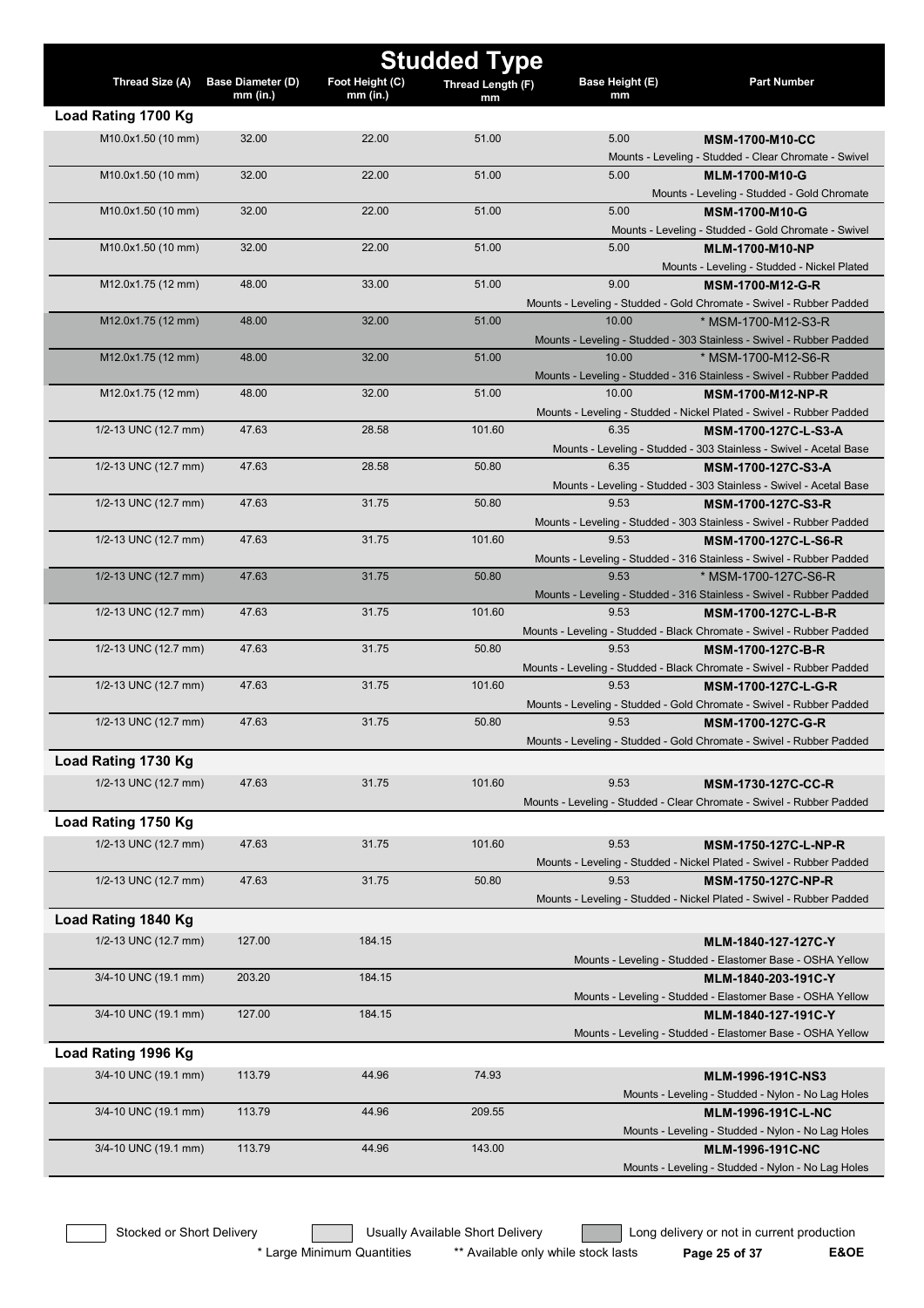## Studded Type

| Thread Size (A) | Base Diameter (D) mm (in.) | Foot Height (C) mm (in.) | Thread Length (F) mm | Base Height (E) mm | Part Number |
|---|---|---|---|---|---|
| **Load Rating 1700 Kg** | | | | | |
| M10.0x1.50 (10 mm) | 32.00 | 22.00 | 51.00 | 5.00 | **MSM-1700-M10-CC** Mounts - Leveling - Studded - Clear Chromate - Swivel |
| M10.0x1.50 (10 mm) | 32.00 | 22.00 | 51.00 | 5.00 | **MLM-1700-M10-G** Mounts - Leveling - Studded - Gold Chromate |
| M10.0x1.50 (10 mm) | 32.00 | 22.00 | 51.00 | 5.00 | **MSM-1700-M10-G** Mounts - Leveling - Studded - Gold Chromate - Swivel |
| M10.0x1.50 (10 mm) | 32.00 | 22.00 | 51.00 | 5.00 | **MLM-1700-M10-NP** Mounts - Leveling - Studded - Nickel Plated |
| M12.0x1.75 (12 mm) | 48.00 | 33.00 | 51.00 | 9.00 | **MSM-1700-M12-G-R** Mounts - Leveling - Studded - Gold Chromate - Swivel - Rubber Padded |
| M12.0x1.75 (12 mm) | 48.00 | 32.00 | 51.00 | 10.00 | * MSM-1700-M12-S3-R Mounts - Leveling - Studded - 303 Stainless - Swivel - Rubber Padded |
| M12.0x1.75 (12 mm) | 48.00 | 32.00 | 51.00 | 10.00 | * MSM-1700-M12-S6-R Mounts - Leveling - Studded - 316 Stainless - Swivel - Rubber Padded |
| M12.0x1.75 (12 mm) | 48.00 | 32.00 | 51.00 | 10.00 | **MSM-1700-M12-NP-R** Mounts - Leveling - Studded - Nickel Plated - Swivel - Rubber Padded |
| 1/2-13 UNC (12.7 mm) | 47.63 | 28.58 | 101.60 | 6.35 | **MSM-1700-127C-L-S3-A** Mounts - Leveling - Studded - 303 Stainless - Swivel - Acetal Base |
| 1/2-13 UNC (12.7 mm) | 47.63 | 28.58 | 50.80 | 6.35 | **MSM-1700-127C-S3-A** Mounts - Leveling - Studded - 303 Stainless - Swivel - Acetal Base |
| 1/2-13 UNC (12.7 mm) | 47.63 | 31.75 | 50.80 | 9.53 | **MSM-1700-127C-S3-R** Mounts - Leveling - Studded - 303 Stainless - Swivel - Rubber Padded |
| 1/2-13 UNC (12.7 mm) | 47.63 | 31.75 | 101.60 | 9.53 | **MSM-1700-127C-L-S6-R** Mounts - Leveling - Studded - 316 Stainless - Swivel - Rubber Padded |
| 1/2-13 UNC (12.7 mm) | 47.63 | 31.75 | 50.80 | 9.53 | * MSM-1700-127C-S6-R Mounts - Leveling - Studded - 316 Stainless - Swivel - Rubber Padded |
| 1/2-13 UNC (12.7 mm) | 47.63 | 31.75 | 101.60 | 9.53 | **MSM-1700-127C-L-B-R** Mounts - Leveling - Studded - Black Chromate - Swivel - Rubber Padded |
| 1/2-13 UNC (12.7 mm) | 47.63 | 31.75 | 50.80 | 9.53 | **MSM-1700-127C-B-R** Mounts - Leveling - Studded - Black Chromate - Swivel - Rubber Padded |
| 1/2-13 UNC (12.7 mm) | 47.63 | 31.75 | 101.60 | 9.53 | **MSM-1700-127C-L-G-R** Mounts - Leveling - Studded - Gold Chromate - Swivel - Rubber Padded |
| 1/2-13 UNC (12.7 mm) | 47.63 | 31.75 | 50.80 | 9.53 | **MSM-1700-127C-G-R** Mounts - Leveling - Studded - Gold Chromate - Swivel - Rubber Padded |
| **Load Rating 1730 Kg** | | | | | |
| 1/2-13 UNC (12.7 mm) | 47.63 | 31.75 | 101.60 | 9.53 | **MSM-1730-127C-CC-R** Mounts - Leveling - Studded - Clear Chromate - Swivel - Rubber Padded |
| **Load Rating 1750 Kg** | | | | | |
| 1/2-13 UNC (12.7 mm) | 47.63 | 31.75 | 101.60 | 9.53 | **MSM-1750-127C-L-NP-R** Mounts - Leveling - Studded - Nickel Plated - Swivel - Rubber Padded |
| 1/2-13 UNC (12.7 mm) | 47.63 | 31.75 | 50.80 | 9.53 | **MSM-1750-127C-NP-R** Mounts - Leveling - Studded - Nickel Plated - Swivel - Rubber Padded |
| **Load Rating 1840 Kg** | | | | | |
| 1/2-13 UNC (12.7 mm) | 127.00 | 184.15 | | | **MLM-1840-127-127C-Y** Mounts - Leveling - Studded - Elastomer Base - OSHA Yellow |
| 3/4-10 UNC (19.1 mm) | 203.20 | 184.15 | | | **MLM-1840-203-191C-Y** Mounts - Leveling - Studded - Elastomer Base - OSHA Yellow |
| 3/4-10 UNC (19.1 mm) | 127.00 | 184.15 | | | **MLM-1840-127-191C-Y** Mounts - Leveling - Studded - Elastomer Base - OSHA Yellow |
| **Load Rating 1996 Kg** | | | | | |
| 3/4-10 UNC (19.1 mm) | 113.79 | 44.96 | 74.93 | | **MLM-1996-191C-NS3** Mounts - Leveling - Studded - Nylon - No Lag Holes |
| 3/4-10 UNC (19.1 mm) | 113.79 | 44.96 | 209.55 | | **MLM-1996-191C-L-NC** Mounts - Leveling - Studded - Nylon - No Lag Holes |
| 3/4-10 UNC (19.1 mm) | 113.79 | 44.96 | 143.00 | | **MLM-1996-191C-NC** Mounts - Leveling - Studded - Nylon - No Lag Holes |

Stocked or Short Delivery | Usually Available Short Delivery | Long delivery or not in current production

* Large Minimum Quantities    ** Available only while stock lasts    E&OE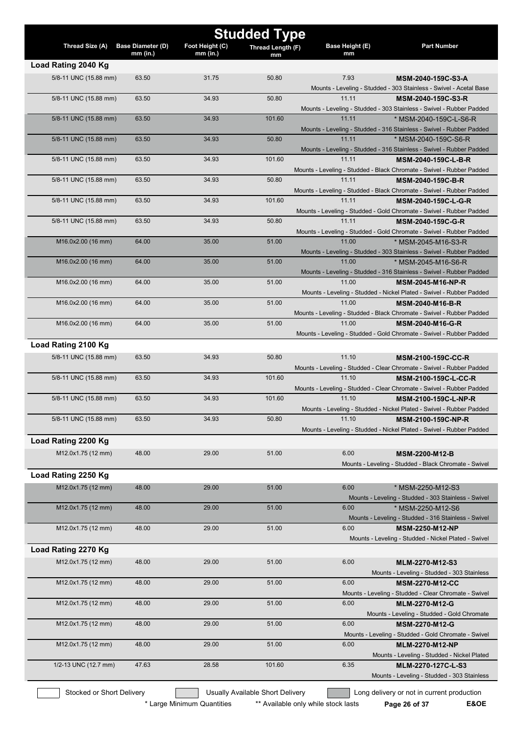# Studded Type

| Thread Size (A) | Base Diameter (D) mm (in.) | Foot Height (C) mm (in.) | Thread Length (F) mm | Base Height (E) mm | Part Number |
|---|---|---|---|---|---|
| **Load Rating 2040 Kg** | | | | | |
| 5/8-11 UNC (15.88 mm) | 63.50 | 31.75 | 50.80 | 7.93 | **MSM-2040-159C-S3-A** Mounts - Leveling - Studded - 303 Stainless - Swivel - Acetal Base |
| 5/8-11 UNC (15.88 mm) | 63.50 | 34.93 | 50.80 | 11.11 | **MSM-2040-159C-S3-R** Mounts - Leveling - Studded - 303 Stainless - Swivel - Rubber Padded |
| 5/8-11 UNC (15.88 mm) | 63.50 | 34.93 | 101.60 | 11.11 | * MSM-2040-159C-L-S6-R Mounts - Leveling - Studded - 316 Stainless - Swivel - Rubber Padded |
| 5/8-11 UNC (15.88 mm) | 63.50 | 34.93 | 50.80 | 11.11 | * MSM-2040-159C-S6-R Mounts - Leveling - Studded - 316 Stainless - Swivel - Rubber Padded |
| 5/8-11 UNC (15.88 mm) | 63.50 | 34.93 | 101.60 | 11.11 | **MSM-2040-159C-L-B-R** Mounts - Leveling - Studded - Black Chromate - Swivel - Rubber Padded |
| 5/8-11 UNC (15.88 mm) | 63.50 | 34.93 | 50.80 | 11.11 | **MSM-2040-159C-B-R** Mounts - Leveling - Studded - Black Chromate - Swivel - Rubber Padded |
| 5/8-11 UNC (15.88 mm) | 63.50 | 34.93 | 101.60 | 11.11 | **MSM-2040-159C-L-G-R** Mounts - Leveling - Studded - Gold Chromate - Swivel - Rubber Padded |
| 5/8-11 UNC (15.88 mm) | 63.50 | 34.93 | 50.80 | 11.11 | **MSM-2040-159C-G-R** Mounts - Leveling - Studded - Gold Chromate - Swivel - Rubber Padded |
| M16.0x2.00 (16 mm) | 64.00 | 35.00 | 51.00 | 11.00 | * MSM-2045-M16-S3-R Mounts - Leveling - Studded - 303 Stainless - Swivel - Rubber Padded |
| M16.0x2.00 (16 mm) | 64.00 | 35.00 | 51.00 | 11.00 | * MSM-2045-M16-S6-R Mounts - Leveling - Studded - 316 Stainless - Swivel - Rubber Padded |
| M16.0x2.00 (16 mm) | 64.00 | 35.00 | 51.00 | 11.00 | **MSM-2045-M16-NP-R** Mounts - Leveling - Studded - Nickel Plated - Swivel - Rubber Padded |
| M16.0x2.00 (16 mm) | 64.00 | 35.00 | 51.00 | 11.00 | **MSM-2040-M16-B-R** Mounts - Leveling - Studded - Black Chromate - Swivel - Rubber Padded |
| M16.0x2.00 (16 mm) | 64.00 | 35.00 | 51.00 | 11.00 | **MSM-2040-M16-G-R** Mounts - Leveling - Studded - Gold Chromate - Swivel - Rubber Padded |
| **Load Rating 2100 Kg** | | | | | |
| 5/8-11 UNC (15.88 mm) | 63.50 | 34.93 | 50.80 | 11.10 | **MSM-2100-159C-CC-R** Mounts - Leveling - Studded - Clear Chromate - Swivel - Rubber Padded |
| 5/8-11 UNC (15.88 mm) | 63.50 | 34.93 | 101.60 | 11.10 | **MSM-2100-159C-L-CC-R** Mounts - Leveling - Studded - Clear Chromate - Swivel - Rubber Padded |
| 5/8-11 UNC (15.88 mm) | 63.50 | 34.93 | 101.60 | 11.10 | **MSM-2100-159C-L-NP-R** Mounts - Leveling - Studded - Nickel Plated - Swivel - Rubber Padded |
| 5/8-11 UNC (15.88 mm) | 63.50 | 34.93 | 50.80 | 11.10 | **MSM-2100-159C-NP-R** Mounts - Leveling - Studded - Nickel Plated - Swivel - Rubber Padded |
| **Load Rating 2200 Kg** | | | | | |
| M12.0x1.75 (12 mm) | 48.00 | 29.00 | 51.00 | 6.00 | **MSM-2200-M12-B** Mounts - Leveling - Studded - Black Chromate - Swivel |
| **Load Rating 2250 Kg** | | | | | |
| M12.0x1.75 (12 mm) | 48.00 | 29.00 | 51.00 | 6.00 | * MSM-2250-M12-S3 Mounts - Leveling - Studded - 303 Stainless - Swivel |
| M12.0x1.75 (12 mm) | 48.00 | 29.00 | 51.00 | 6.00 | * MSM-2250-M12-S6 Mounts - Leveling - Studded - 316 Stainless - Swivel |
| M12.0x1.75 (12 mm) | 48.00 | 29.00 | 51.00 | 6.00 | **MSM-2250-M12-NP** Mounts - Leveling - Studded - Nickel Plated - Swivel |
| **Load Rating 2270 Kg** | | | | | |
| M12.0x1.75 (12 mm) | 48.00 | 29.00 | 51.00 | 6.00 | **MLM-2270-M12-S3** Mounts - Leveling - Studded - 303 Stainless |
| M12.0x1.75 (12 mm) | 48.00 | 29.00 | 51.00 | 6.00 | **MSM-2270-M12-CC** Mounts - Leveling - Studded - Clear Chromate - Swivel |
| M12.0x1.75 (12 mm) | 48.00 | 29.00 | 51.00 | 6.00 | **MLM-2270-M12-G** Mounts - Leveling - Studded - Gold Chromate |
| M12.0x1.75 (12 mm) | 48.00 | 29.00 | 51.00 | 6.00 | **MSM-2270-M12-G** Mounts - Leveling - Studded - Gold Chromate - Swivel |
| M12.0x1.75 (12 mm) | 48.00 | 29.00 | 51.00 | 6.00 | **MLM-2270-M12-NP** Mounts - Leveling - Studded - Nickel Plated |
| 1/2-13 UNC (12.7 mm) | 47.63 | 28.58 | 101.60 | 6.35 | **MLM-2270-127C-L-S3** Mounts - Leveling - Studded - 303 Stainless |

Stocked or Short Delivery | Usually Available Short Delivery | Long delivery or not in current production

\* Large Minimum Quantities  \*\* Available only while stock lasts  E&OE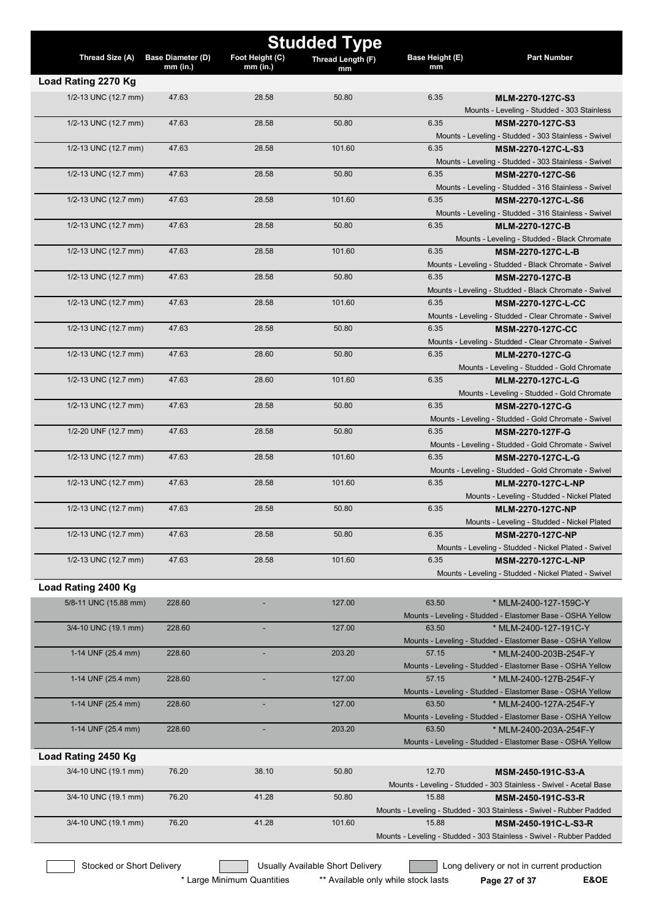# Studded Type

| Thread Size (A) | Base Diameter (D) mm (in.) | Foot Height (C) mm (in.) | Thread Length (F) mm | Base Height (E) mm | Part Number |
|---|---|---|---|---|---|
| **Load Rating 2270 Kg** | | | | | |
| 1/2-13 UNC (12.7 mm) | 47.63 | 28.58 | 50.80 | 6.35 | **MLM-2270-127C-S3** Mounts - Leveling - Studded - 303 Stainless |
| 1/2-13 UNC (12.7 mm) | 47.63 | 28.58 | 50.80 | 6.35 | **MSM-2270-127C-S3** Mounts - Leveling - Studded - 303 Stainless - Swivel |
| 1/2-13 UNC (12.7 mm) | 47.63 | 28.58 | 101.60 | 6.35 | **MSM-2270-127C-L-S3** Mounts - Leveling - Studded - 303 Stainless - Swivel |
| 1/2-13 UNC (12.7 mm) | 47.63 | 28.58 | 50.80 | 6.35 | **MSM-2270-127C-S6** Mounts - Leveling - Studded - 316 Stainless - Swivel |
| 1/2-13 UNC (12.7 mm) | 47.63 | 28.58 | 101.60 | 6.35 | **MSM-2270-127C-L-S6** Mounts - Leveling - Studded - 316 Stainless - Swivel |
| 1/2-13 UNC (12.7 mm) | 47.63 | 28.58 | 50.80 | 6.35 | **MLM-2270-127C-B** Mounts - Leveling - Studded - Black Chromate |
| 1/2-13 UNC (12.7 mm) | 47.63 | 28.58 | 101.60 | 6.35 | **MSM-2270-127C-L-B** Mounts - Leveling - Studded - Black Chromate - Swivel |
| 1/2-13 UNC (12.7 mm) | 47.63 | 28.58 | 50.80 | 6.35 | **MSM-2270-127C-B** Mounts - Leveling - Studded - Black Chromate - Swivel |
| 1/2-13 UNC (12.7 mm) | 47.63 | 28.58 | 101.60 | 6.35 | **MSM-2270-127C-L-CC** Mounts - Leveling - Studded - Clear Chromate - Swivel |
| 1/2-13 UNC (12.7 mm) | 47.63 | 28.58 | 50.80 | 6.35 | **MSM-2270-127C-CC** Mounts - Leveling - Studded - Clear Chromate - Swivel |
| 1/2-13 UNC (12.7 mm) | 47.63 | 28.60 | 50.80 | 6.35 | **MLM-2270-127C-G** Mounts - Leveling - Studded - Gold Chromate |
| 1/2-13 UNC (12.7 mm) | 47.63 | 28.60 | 101.60 | 6.35 | **MLM-2270-127C-L-G** Mounts - Leveling - Studded - Gold Chromate |
| 1/2-13 UNC (12.7 mm) | 47.63 | 28.58 | 50.80 | 6.35 | **MSM-2270-127C-G** Mounts - Leveling - Studded - Gold Chromate - Swivel |
| 1/2-20 UNF (12.7 mm) | 47.63 | 28.58 | 50.80 | 6.35 | **MSM-2270-127F-G** Mounts - Leveling - Studded - Gold Chromate - Swivel |
| 1/2-13 UNC (12.7 mm) | 47.63 | 28.58 | 101.60 | 6.35 | **MSM-2270-127C-L-G** Mounts - Leveling - Studded - Gold Chromate - Swivel |
| 1/2-13 UNC (12.7 mm) | 47.63 | 28.58 | 101.60 | 6.35 | **MLM-2270-127C-L-NP** Mounts - Leveling - Studded - Nickel Plated |
| 1/2-13 UNC (12.7 mm) | 47.63 | 28.58 | 50.80 | 6.35 | **MLM-2270-127C-NP** Mounts - Leveling - Studded - Nickel Plated |
| 1/2-13 UNC (12.7 mm) | 47.63 | 28.58 | 50.80 | 6.35 | **MSM-2270-127C-NP** Mounts - Leveling - Studded - Nickel Plated - Swivel |
| 1/2-13 UNC (12.7 mm) | 47.63 | 28.58 | 101.60 | 6.35 | **MSM-2270-127C-L-NP** Mounts - Leveling - Studded - Nickel Plated - Swivel |
| **Load Rating 2400 Kg** | | | | | |
| 5/8-11 UNC (15.88 mm) | 228.60 | - | 127.00 | 63.50 | * MLM-2400-127-159C-Y Mounts - Leveling - Studded - Elastomer Base - OSHA Yellow |
| 3/4-10 UNC (19.1 mm) | 228.60 | - | 127.00 | 63.50 | * MLM-2400-127-191C-Y Mounts - Leveling - Studded - Elastomer Base - OSHA Yellow |
| 1-14 UNF (25.4 mm) | 228.60 | - | 203.20 | 57.15 | * MLM-2400-203B-254F-Y Mounts - Leveling - Studded - Elastomer Base - OSHA Yellow |
| 1-14 UNF (25.4 mm) | 228.60 | - | 127.00 | 57.15 | * MLM-2400-127B-254F-Y Mounts - Leveling - Studded - Elastomer Base - OSHA Yellow |
| 1-14 UNF (25.4 mm) | 228.60 | - | 127.00 | 63.50 | * MLM-2400-127A-254F-Y Mounts - Leveling - Studded - Elastomer Base - OSHA Yellow |
| 1-14 UNF (25.4 mm) | 228.60 | - | 203.20 | 63.50 | * MLM-2400-203A-254F-Y Mounts - Leveling - Studded - Elastomer Base - OSHA Yellow |
| **Load Rating 2450 Kg** | | | | | |
| 3/4-10 UNC (19.1 mm) | 76.20 | 38.10 | 50.80 | 12.70 | **MSM-2450-191C-S3-A** Mounts - Leveling - Studded - 303 Stainless - Swivel - Acetal Base |
| 3/4-10 UNC (19.1 mm) | 76.20 | 41.28 | 50.80 | 15.88 | **MSM-2450-191C-S3-R** Mounts - Leveling - Studded - 303 Stainless - Swivel - Rubber Padded |
| 3/4-10 UNC (19.1 mm) | 76.20 | 41.28 | 101.60 | 15.88 | **MSM-2450-191C-L-S3-R** Mounts - Leveling - Studded - 303 Stainless - Swivel - Rubber Padded |

Stocked or Short Delivery | Usually Available Short Delivery | Long delivery or not in current production

\* Large Minimum Quantities ** Available only while stock lasts E&OE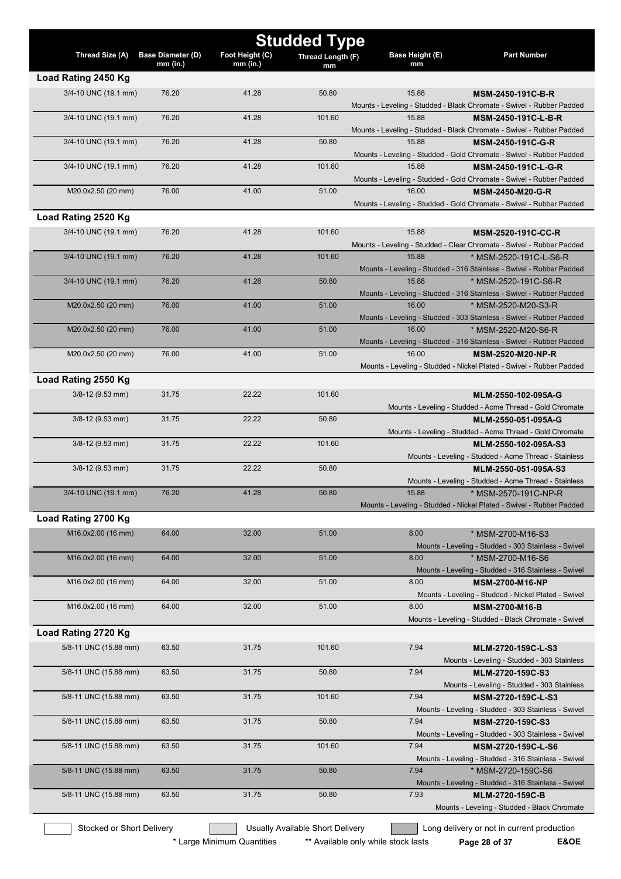# Studded Type

| Thread Size (A) | Base Diameter (D) mm (in.) | Foot Height (C) mm (in.) | Thread Length (F) mm | Base Height (E) mm | Part Number |
|---|---|---|---|---|---|
| **Load Rating 2450 Kg** | | | | | |
| 3/4-10 UNC (19.1 mm) | 76.20 | 41.28 | 50.80 | 15.88 | **MSM-2450-191C-B-R**<br>Mounts - Leveling - Studded - Black Chromate - Swivel - Rubber Padded |
| 3/4-10 UNC (19.1 mm) | 76.20 | 41.28 | 101.60 | 15.88 | **MSM-2450-191C-L-B-R**<br>Mounts - Leveling - Studded - Black Chromate - Swivel - Rubber Padded |
| 3/4-10 UNC (19.1 mm) | 76.20 | 41.28 | 50.80 | 15.88 | **MSM-2450-191C-G-R**<br>Mounts - Leveling - Studded - Gold Chromate - Swivel - Rubber Padded |
| 3/4-10 UNC (19.1 mm) | 76.20 | 41.28 | 101.60 | 15.88 | **MSM-2450-191C-L-G-R**<br>Mounts - Leveling - Studded - Gold Chromate - Swivel - Rubber Padded |
| M20.0x2.50 (20 mm) | 76.00 | 41.00 | 51.00 | 16.00 | **MSM-2450-M20-G-R**<br>Mounts - Leveling - Studded - Gold Chromate - Swivel - Rubber Padded |
| **Load Rating 2520 Kg** | | | | | |
| 3/4-10 UNC (19.1 mm) | 76.20 | 41.28 | 101.60 | 15.88 | **MSM-2520-191C-CC-R**<br>Mounts - Leveling - Studded - Clear Chromate - Swivel - Rubber Padded |
| 3/4-10 UNC (19.1 mm) | 76.20 | 41.28 | 101.60 | 15.88 | * MSM-2520-191C-L-S6-R<br>Mounts - Leveling - Studded - 316 Stainless - Swivel - Rubber Padded |
| 3/4-10 UNC (19.1 mm) | 76.20 | 41.28 | 50.80 | 15.88 | * MSM-2520-191C-S6-R<br>Mounts - Leveling - Studded - 316 Stainless - Swivel - Rubber Padded |
| M20.0x2.50 (20 mm) | 76.00 | 41.00 | 51.00 | 16.00 | * MSM-2520-M20-S3-R<br>Mounts - Leveling - Studded - 303 Stainless - Swivel - Rubber Padded |
| M20.0x2.50 (20 mm) | 76.00 | 41.00 | 51.00 | 16.00 | * MSM-2520-M20-S6-R<br>Mounts - Leveling - Studded - 316 Stainless - Swivel - Rubber Padded |
| M20.0x2.50 (20 mm) | 76.00 | 41.00 | 51.00 | 16.00 | **MSM-2520-M20-NP-R**<br>Mounts - Leveling - Studded - Nickel Plated - Swivel - Rubber Padded |
| **Load Rating 2550 Kg** | | | | | |
| 3/8-12 (9.53 mm) | 31.75 | 22.22 | 101.60 | | **MLM-2550-102-095A-G**<br>Mounts - Leveling - Studded - Acme Thread - Gold Chromate |
| 3/8-12 (9.53 mm) | 31.75 | 22.22 | 50.80 | | **MLM-2550-051-095A-G**<br>Mounts - Leveling - Studded - Acme Thread - Gold Chromate |
| 3/8-12 (9.53 mm) | 31.75 | 22.22 | 101.60 | | **MLM-2550-102-095A-S3**<br>Mounts - Leveling - Studded - Acme Thread - Stainless |
| 3/8-12 (9.53 mm) | 31.75 | 22.22 | 50.80 | | **MLM-2550-051-095A-S3**<br>Mounts - Leveling - Studded - Acme Thread - Stainless |
| 3/4-10 UNC (19.1 mm) | 76.20 | 41.28 | 50.80 | 15.88 | * MSM-2570-191C-NP-R<br>Mounts - Leveling - Studded - Nickel Plated - Swivel - Rubber Padded |
| **Load Rating 2700 Kg** | | | | | |
| M16.0x2.00 (16 mm) | 64.00 | 32.00 | 51.00 | 8.00 | * MSM-2700-M16-S3<br>Mounts - Leveling - Studded - 303 Stainless - Swivel |
| M16.0x2.00 (16 mm) | 64.00 | 32.00 | 51.00 | 8.00 | * MSM-2700-M16-S6<br>Mounts - Leveling - Studded - 316 Stainless - Swivel |
| M16.0x2.00 (16 mm) | 64.00 | 32.00 | 51.00 | 8.00 | **MSM-2700-M16-NP**<br>Mounts - Leveling - Studded - Nickel Plated - Swivel |
| M16.0x2.00 (16 mm) | 64.00 | 32.00 | 51.00 | 8.00 | **MSM-2700-M16-B**<br>Mounts - Leveling - Studded - Black Chromate - Swivel |
| **Load Rating 2720 Kg** | | | | | |
| 5/8-11 UNC (15.88 mm) | 63.50 | 31.75 | 101.60 | 7.94 | **MLM-2720-159C-L-S3**<br>Mounts - Leveling - Studded - 303 Stainless |
| 5/8-11 UNC (15.88 mm) | 63.50 | 31.75 | 50.80 | 7.94 | **MLM-2720-159C-S3**<br>Mounts - Leveling - Studded - 303 Stainless |
| 5/8-11 UNC (15.88 mm) | 63.50 | 31.75 | 101.60 | 7.94 | **MSM-2720-159C-L-S3**<br>Mounts - Leveling - Studded - 303 Stainless - Swivel |
| 5/8-11 UNC (15.88 mm) | 63.50 | 31.75 | 50.80 | 7.94 | **MSM-2720-159C-S3**<br>Mounts - Leveling - Studded - 303 Stainless - Swivel |
| 5/8-11 UNC (15.88 mm) | 63.50 | 31.75 | 101.60 | 7.94 | **MSM-2720-159C-L-S6**<br>Mounts - Leveling - Studded - 316 Stainless - Swivel |
| 5/8-11 UNC (15.88 mm) | 63.50 | 31.75 | 50.80 | 7.94 | * MSM-2720-159C-S6<br>Mounts - Leveling - Studded - 316 Stainless - Swivel |
| 5/8-11 UNC (15.88 mm) | 63.50 | 31.75 | 50.80 | 7.93 | **MLM-2720-159C-B**<br>Mounts - Leveling - Studded - Black Chromate |

Stocked or Short Delivery | Usually Available Short Delivery | Long delivery or not in current production

\* Large Minimum Quantities &nbsp;&nbsp; ** Available only while stock lasts &nbsp;&nbsp; E&OE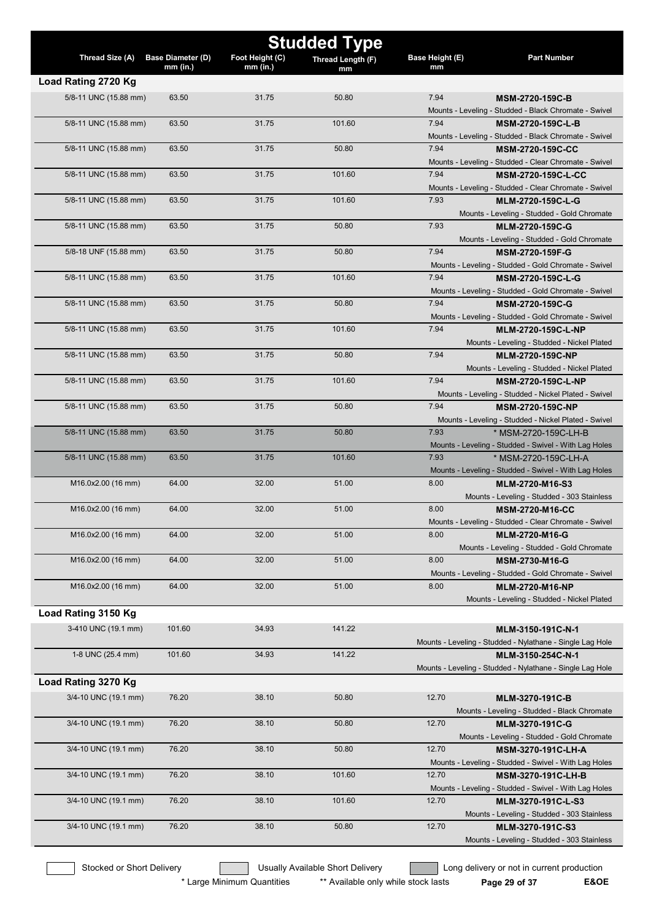# Studded Type

| Thread Size (A) | Base Diameter (D) mm (in.) | Foot Height (C) mm (in.) | Thread Length (F) mm | Base Height (E) mm | Part Number |
|---|---|---|---|---|---|
| **Load Rating 2720 Kg** | | | | | |
| 5/8-11 UNC (15.88 mm) | 63.50 | 31.75 | 50.80 | 7.94 | **MSM-2720-159C-B** Mounts - Leveling - Studded - Black Chromate - Swivel |
| 5/8-11 UNC (15.88 mm) | 63.50 | 31.75 | 101.60 | 7.94 | **MSM-2720-159C-L-B** Mounts - Leveling - Studded - Black Chromate - Swivel |
| 5/8-11 UNC (15.88 mm) | 63.50 | 31.75 | 50.80 | 7.94 | **MSM-2720-159C-CC** Mounts - Leveling - Studded - Clear Chromate - Swivel |
| 5/8-11 UNC (15.88 mm) | 63.50 | 31.75 | 101.60 | 7.94 | **MSM-2720-159C-L-CC** Mounts - Leveling - Studded - Clear Chromate - Swivel |
| 5/8-11 UNC (15.88 mm) | 63.50 | 31.75 | 101.60 | 7.93 | **MLM-2720-159C-L-G** Mounts - Leveling - Studded - Gold Chromate |
| 5/8-11 UNC (15.88 mm) | 63.50 | 31.75 | 50.80 | 7.93 | **MLM-2720-159C-G** Mounts - Leveling - Studded - Gold Chromate |
| 5/8-18 UNF (15.88 mm) | 63.50 | 31.75 | 50.80 | 7.94 | **MSM-2720-159F-G** Mounts - Leveling - Studded - Gold Chromate - Swivel |
| 5/8-11 UNC (15.88 mm) | 63.50 | 31.75 | 101.60 | 7.94 | **MSM-2720-159C-L-G** Mounts - Leveling - Studded - Gold Chromate - Swivel |
| 5/8-11 UNC (15.88 mm) | 63.50 | 31.75 | 50.80 | 7.94 | **MSM-2720-159C-G** Mounts - Leveling - Studded - Gold Chromate - Swivel |
| 5/8-11 UNC (15.88 mm) | 63.50 | 31.75 | 101.60 | 7.94 | **MLM-2720-159C-L-NP** Mounts - Leveling - Studded - Nickel Plated |
| 5/8-11 UNC (15.88 mm) | 63.50 | 31.75 | 50.80 | 7.94 | **MLM-2720-159C-NP** Mounts - Leveling - Studded - Nickel Plated |
| 5/8-11 UNC (15.88 mm) | 63.50 | 31.75 | 101.60 | 7.94 | **MSM-2720-159C-L-NP** Mounts - Leveling - Studded - Nickel Plated - Swivel |
| 5/8-11 UNC (15.88 mm) | 63.50 | 31.75 | 50.80 | 7.94 | **MSM-2720-159C-NP** Mounts - Leveling - Studded - Nickel Plated - Swivel |
| 5/8-11 UNC (15.88 mm) | 63.50 | 31.75 | 50.80 | 7.93 | * MSM-2720-159C-LH-B Mounts - Leveling - Studded - Swivel - With Lag Holes |
| 5/8-11 UNC (15.88 mm) | 63.50 | 31.75 | 101.60 | 7.93 | * MSM-2720-159C-LH-A Mounts - Leveling - Studded - Swivel - With Lag Holes |
| M16.0x2.00 (16 mm) | 64.00 | 32.00 | 51.00 | 8.00 | **MLM-2720-M16-S3** Mounts - Leveling - Studded - 303 Stainless |
| M16.0x2.00 (16 mm) | 64.00 | 32.00 | 51.00 | 8.00 | **MSM-2720-M16-CC** Mounts - Leveling - Studded - Clear Chromate - Swivel |
| M16.0x2.00 (16 mm) | 64.00 | 32.00 | 51.00 | 8.00 | **MLM-2720-M16-G** Mounts - Leveling - Studded - Gold Chromate |
| M16.0x2.00 (16 mm) | 64.00 | 32.00 | 51.00 | 8.00 | **MSM-2730-M16-G** Mounts - Leveling - Studded - Gold Chromate - Swivel |
| M16.0x2.00 (16 mm) | 64.00 | 32.00 | 51.00 | 8.00 | **MLM-2720-M16-NP** Mounts - Leveling - Studded - Nickel Plated |
| **Load Rating 3150 Kg** | | | | | |
| 3-410 UNC (19.1 mm) | 101.60 | 34.93 | 141.22 | | **MLM-3150-191C-N-1** Mounts - Leveling - Studded - Nylathane - Single Lag Hole |
| 1-8 UNC (25.4 mm) | 101.60 | 34.93 | 141.22 | | **MLM-3150-254C-N-1** Mounts - Leveling - Studded - Nylathane - Single Lag Hole |
| **Load Rating 3270 Kg** | | | | | |
| 3/4-10 UNC (19.1 mm) | 76.20 | 38.10 | 50.80 | 12.70 | **MLM-3270-191C-B** Mounts - Leveling - Studded - Black Chromate |
| 3/4-10 UNC (19.1 mm) | 76.20 | 38.10 | 50.80 | 12.70 | **MLM-3270-191C-G** Mounts - Leveling - Studded - Gold Chromate |
| 3/4-10 UNC (19.1 mm) | 76.20 | 38.10 | 50.80 | 12.70 | **MSM-3270-191C-LH-A** Mounts - Leveling - Studded - Swivel - With Lag Holes |
| 3/4-10 UNC (19.1 mm) | 76.20 | 38.10 | 101.60 | 12.70 | **MSM-3270-191C-LH-B** Mounts - Leveling - Studded - Swivel - With Lag Holes |
| 3/4-10 UNC (19.1 mm) | 76.20 | 38.10 | 101.60 | 12.70 | **MLM-3270-191C-L-S3** Mounts - Leveling - Studded - 303 Stainless |
| 3/4-10 UNC (19.1 mm) | 76.20 | 38.10 | 50.80 | 12.70 | **MLM-3270-191C-S3** Mounts - Leveling - Studded - 303 Stainless |

Stocked or Short Delivery — Usually Available Short Delivery — Long delivery or not in current production

\* Large Minimum Quantities — ** Available only while stock lasts — E&OE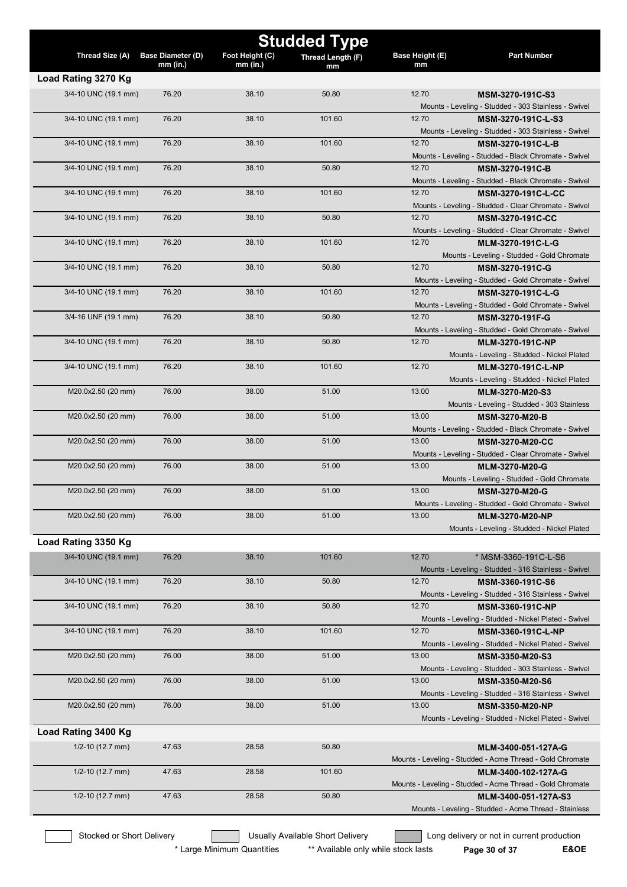# Studded Type

| Thread Size (A) | Base Diameter (D) mm (in.) | Foot Height (C) mm (in.) | Thread Length (F) mm | Base Height (E) mm | Part Number |
|---|---|---|---|---|---|
| **Load Rating 3270 Kg** | | | | | |
| 3/4-10 UNC (19.1 mm) | 76.20 | 38.10 | 50.80 | 12.70 | **MSM-3270-191C-S3** Mounts - Leveling - Studded - 303 Stainless - Swivel |
| 3/4-10 UNC (19.1 mm) | 76.20 | 38.10 | 101.60 | 12.70 | **MSM-3270-191C-L-S3** Mounts - Leveling - Studded - 303 Stainless - Swivel |
| 3/4-10 UNC (19.1 mm) | 76.20 | 38.10 | 101.60 | 12.70 | **MSM-3270-191C-L-B** Mounts - Leveling - Studded - Black Chromate - Swivel |
| 3/4-10 UNC (19.1 mm) | 76.20 | 38.10 | 50.80 | 12.70 | **MSM-3270-191C-B** Mounts - Leveling - Studded - Black Chromate - Swivel |
| 3/4-10 UNC (19.1 mm) | 76.20 | 38.10 | 101.60 | 12.70 | **MSM-3270-191C-L-CC** Mounts - Leveling - Studded - Clear Chromate - Swivel |
| 3/4-10 UNC (19.1 mm) | 76.20 | 38.10 | 50.80 | 12.70 | **MSM-3270-191C-CC** Mounts - Leveling - Studded - Clear Chromate - Swivel |
| 3/4-10 UNC (19.1 mm) | 76.20 | 38.10 | 101.60 | 12.70 | **MLM-3270-191C-L-G** Mounts - Leveling - Studded - Gold Chromate |
| 3/4-10 UNC (19.1 mm) | 76.20 | 38.10 | 50.80 | 12.70 | **MSM-3270-191C-G** Mounts - Leveling - Studded - Gold Chromate - Swivel |
| 3/4-10 UNC (19.1 mm) | 76.20 | 38.10 | 101.60 | 12.70 | **MSM-3270-191C-L-G** Mounts - Leveling - Studded - Gold Chromate - Swivel |
| 3/4-16 UNF (19.1 mm) | 76.20 | 38.10 | 50.80 | 12.70 | **MSM-3270-191F-G** Mounts - Leveling - Studded - Gold Chromate - Swivel |
| 3/4-10 UNC (19.1 mm) | 76.20 | 38.10 | 50.80 | 12.70 | **MLM-3270-191C-NP** Mounts - Leveling - Studded - Nickel Plated |
| 3/4-10 UNC (19.1 mm) | 76.20 | 38.10 | 101.60 | 12.70 | **MLM-3270-191C-L-NP** Mounts - Leveling - Studded - Nickel Plated |
| M20.0x2.50 (20 mm) | 76.00 | 38.00 | 51.00 | 13.00 | **MLM-3270-M20-S3** Mounts - Leveling - Studded - 303 Stainless |
| M20.0x2.50 (20 mm) | 76.00 | 38.00 | 51.00 | 13.00 | **MSM-3270-M20-B** Mounts - Leveling - Studded - Black Chromate - Swivel |
| M20.0x2.50 (20 mm) | 76.00 | 38.00 | 51.00 | 13.00 | **MSM-3270-M20-CC** Mounts - Leveling - Studded - Clear Chromate - Swivel |
| M20.0x2.50 (20 mm) | 76.00 | 38.00 | 51.00 | 13.00 | **MLM-3270-M20-G** Mounts - Leveling - Studded - Gold Chromate |
| M20.0x2.50 (20 mm) | 76.00 | 38.00 | 51.00 | 13.00 | **MSM-3270-M20-G** Mounts - Leveling - Studded - Gold Chromate - Swivel |
| M20.0x2.50 (20 mm) | 76.00 | 38.00 | 51.00 | 13.00 | **MLM-3270-M20-NP** Mounts - Leveling - Studded - Nickel Plated |
| **Load Rating 3350 Kg** | | | | | |
| 3/4-10 UNC (19.1 mm) | 76.20 | 38.10 | 101.60 | 12.70 | * MSM-3360-191C-L-S6 Mounts - Leveling - Studded - 316 Stainless - Swivel |
| 3/4-10 UNC (19.1 mm) | 76.20 | 38.10 | 50.80 | 12.70 | **MSM-3360-191C-S6** Mounts - Leveling - Studded - 316 Stainless - Swivel |
| 3/4-10 UNC (19.1 mm) | 76.20 | 38.10 | 50.80 | 12.70 | **MSM-3360-191C-NP** Mounts - Leveling - Studded - Nickel Plated - Swivel |
| 3/4-10 UNC (19.1 mm) | 76.20 | 38.10 | 101.60 | 12.70 | **MLM-3360-191C-L-NP** Mounts - Leveling - Studded - Nickel Plated - Swivel |
| M20.0x2.50 (20 mm) | 76.00 | 38.00 | 51.00 | 13.00 | **MSM-3350-M20-S3** Mounts - Leveling - Studded - 303 Stainless - Swivel |
| M20.0x2.50 (20 mm) | 76.00 | 38.00 | 51.00 | 13.00 | **MSM-3350-M20-S6** Mounts - Leveling - Studded - 316 Stainless - Swivel |
| M20.0x2.50 (20 mm) | 76.00 | 38.00 | 51.00 | 13.00 | **MSM-3350-M20-NP** Mounts - Leveling - Studded - Nickel Plated - Swivel |
| **Load Rating 3400 Kg** | | | | | |
| 1/2-10 (12.7 mm) | 47.63 | 28.58 | 50.80 | | **MLM-3400-051-127A-G** Mounts - Leveling - Studded - Acme Thread - Gold Chromate |
| 1/2-10 (12.7 mm) | 47.63 | 28.58 | 101.60 | | **MLM-3400-102-127A-G** Mounts - Leveling - Studded - Acme Thread - Gold Chromate |
| 1/2-10 (12.7 mm) | 47.63 | 28.58 | 50.80 | | **MLM-3400-051-127A-S3** Mounts - Leveling - Studded - Acme Thread - Stainless |

Stocked or Short Delivery | Usually Available Short Delivery | Long delivery or not in current production

\* Large Minimum Quantities ** Available only while stock lasts

E&OE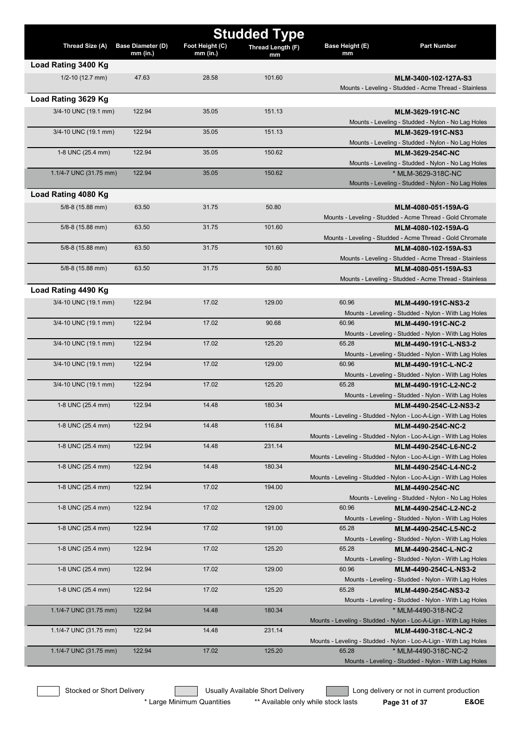# Studded Type

| Thread Size (A) | Base Diameter (D) mm (in.) | Foot Height (C) mm (in.) | Thread Length (F) mm | Base Height (E) mm | Part Number |
|---|---|---|---|---|---|
| **Load Rating 3400 Kg** | | | | | |
| 1/2-10 (12.7 mm) | 47.63 | 28.58 | 101.60 | | **MLM-3400-102-127A-S3**<br>Mounts - Leveling - Studded - Acme Thread - Stainless |
| **Load Rating 3629 Kg** | | | | | |
| 3/4-10 UNC (19.1 mm) | 122.94 | 35.05 | 151.13 | | **MLM-3629-191C-NC**<br>Mounts - Leveling - Studded - Nylon - No Lag Holes |
| 3/4-10 UNC (19.1 mm) | 122.94 | 35.05 | 151.13 | | **MLM-3629-191C-NS3**<br>Mounts - Leveling - Studded - Nylon - No Lag Holes |
| 1-8 UNC (25.4 mm) | 122.94 | 35.05 | 150.62 | | **MLM-3629-254C-NC**<br>Mounts - Leveling - Studded - Nylon - No Lag Holes |
| 1.1/4-7 UNC (31.75 mm) | 122.94 | 35.05 | 150.62 | | * MLM-3629-318C-NC<br>Mounts - Leveling - Studded - Nylon - No Lag Holes |
| **Load Rating 4080 Kg** | | | | | |
| 5/8-8 (15.88 mm) | 63.50 | 31.75 | 50.80 | | **MLM-4080-051-159A-G**<br>Mounts - Leveling - Studded - Acme Thread - Gold Chromate |
| 5/8-8 (15.88 mm) | 63.50 | 31.75 | 101.60 | | **MLM-4080-102-159A-G**<br>Mounts - Leveling - Studded - Acme Thread - Gold Chromate |
| 5/8-8 (15.88 mm) | 63.50 | 31.75 | 101.60 | | **MLM-4080-102-159A-S3**<br>Mounts - Leveling - Studded - Acme Thread - Stainless |
| 5/8-8 (15.88 mm) | 63.50 | 31.75 | 50.80 | | **MLM-4080-051-159A-S3**<br>Mounts - Leveling - Studded - Acme Thread - Stainless |
| **Load Rating 4490 Kg** | | | | | |
| 3/4-10 UNC (19.1 mm) | 122.94 | 17.02 | 129.00 | 60.96 | **MLM-4490-191C-NS3-2**<br>Mounts - Leveling - Studded - Nylon - With Lag Holes |
| 3/4-10 UNC (19.1 mm) | 122.94 | 17.02 | 90.68 | 60.96 | **MLM-4490-191C-NC-2**<br>Mounts - Leveling - Studded - Nylon - With Lag Holes |
| 3/4-10 UNC (19.1 mm) | 122.94 | 17.02 | 125.20 | 65.28 | **MLM-4490-191C-L-NS3-2**<br>Mounts - Leveling - Studded - Nylon - With Lag Holes |
| 3/4-10 UNC (19.1 mm) | 122.94 | 17.02 | 129.00 | 60.96 | **MLM-4490-191C-L-NC-2**<br>Mounts - Leveling - Studded - Nylon - With Lag Holes |
| 3/4-10 UNC (19.1 mm) | 122.94 | 17.02 | 125.20 | 65.28 | **MLM-4490-191C-L2-NC-2**<br>Mounts - Leveling - Studded - Nylon - With Lag Holes |
| 1-8 UNC (25.4 mm) | 122.94 | 14.48 | 180.34 | | **MLM-4490-254C-L2-NS3-2**<br>Mounts - Leveling - Studded - Nylon - Loc-A-Lign - With Lag Holes |
| 1-8 UNC (25.4 mm) | 122.94 | 14.48 | 116.84 | | **MLM-4490-254C-NC-2**<br>Mounts - Leveling - Studded - Nylon - Loc-A-Lign - With Lag Holes |
| 1-8 UNC (25.4 mm) | 122.94 | 14.48 | 231.14 | | **MLM-4490-254C-L6-NC-2**<br>Mounts - Leveling - Studded - Nylon - Loc-A-Lign - With Lag Holes |
| 1-8 UNC (25.4 mm) | 122.94 | 14.48 | 180.34 | | **MLM-4490-254C-L4-NC-2**<br>Mounts - Leveling - Studded - Nylon - Loc-A-Lign - With Lag Holes |
| 1-8 UNC (25.4 mm) | 122.94 | 17.02 | 194.00 | | **MLM-4490-254C-NC**<br>Mounts - Leveling - Studded - Nylon - No Lag Holes |
| 1-8 UNC (25.4 mm) | 122.94 | 17.02 | 129.00 | 60.96 | **MLM-4490-254C-L2-NC-2**<br>Mounts - Leveling - Studded - Nylon - With Lag Holes |
| 1-8 UNC (25.4 mm) | 122.94 | 17.02 | 191.00 | 65.28 | **MLM-4490-254C-L5-NC-2**<br>Mounts - Leveling - Studded - Nylon - With Lag Holes |
| 1-8 UNC (25.4 mm) | 122.94 | 17.02 | 125.20 | 65.28 | **MLM-4490-254C-L-NC-2**<br>Mounts - Leveling - Studded - Nylon - With Lag Holes |
| 1-8 UNC (25.4 mm) | 122.94 | 17.02 | 129.00 | 60.96 | **MLM-4490-254C-L-NS3-2**<br>Mounts - Leveling - Studded - Nylon - With Lag Holes |
| 1-8 UNC (25.4 mm) | 122.94 | 17.02 | 125.20 | 65.28 | **MLM-4490-254C-NS3-2**<br>Mounts - Leveling - Studded - Nylon - With Lag Holes |
| 1.1/4-7 UNC (31.75 mm) | 122.94 | 14.48 | 180.34 | | * MLM-4490-318-NC-2<br>Mounts - Leveling - Studded - Nylon - Loc-A-Lign - With Lag Holes |
| 1.1/4-7 UNC (31.75 mm) | 122.94 | 14.48 | 231.14 | | **MLM-4490-318C-L-NC-2**<br>Mounts - Leveling - Studded - Nylon - Loc-A-Lign - With Lag Holes |
| 1.1/4-7 UNC (31.75 mm) | 122.94 | 17.02 | 125.20 | 65.28 | * MLM-4490-318C-NC-2<br>Mounts - Leveling - Studded - Nylon - With Lag Holes |

Stocked or Short Delivery | Usually Available Short Delivery | Long delivery or not in current production

* Large Minimum Quantities    ** Available only while stock lasts    E&OE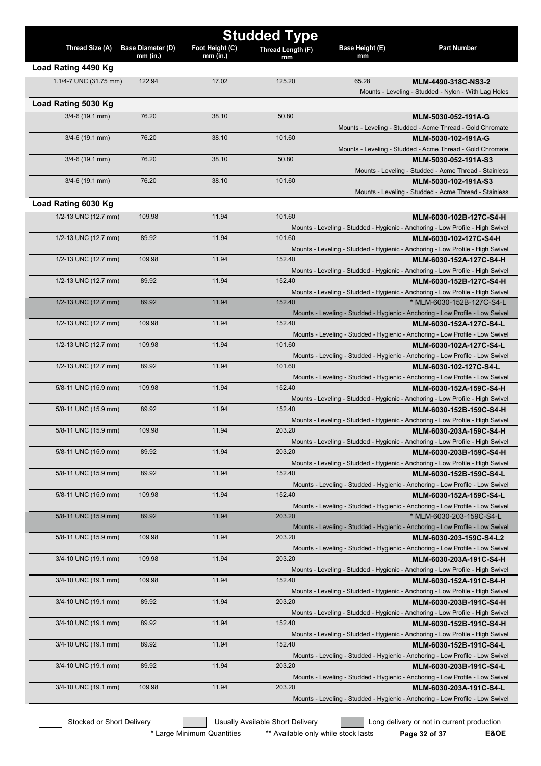# Studded Type

| Thread Size (A) | Base Diameter (D) mm (in.) | Foot Height (C) mm (in.) | Thread Length (F) mm | Base Height (E) mm | Part Number |
|---|---|---|---|---|---|
| **Load Rating 4490 Kg** | | | | | |
| 1.1/4-7 UNC (31.75 mm) | 122.94 | 17.02 | 125.20 | 65.28 | **MLM-4490-318C-NS3-2**<br>Mounts - Leveling - Studded - Nylon - With Lag Holes |
| **Load Rating 5030 Kg** | | | | | |
| 3/4-6 (19.1 mm) | 76.20 | 38.10 | 50.80 | | **MLM-5030-052-191A-G**<br>Mounts - Leveling - Studded - Acme Thread - Gold Chromate |
| 3/4-6 (19.1 mm) | 76.20 | 38.10 | 101.60 | | **MLM-5030-102-191A-G**<br>Mounts - Leveling - Studded - Acme Thread - Gold Chromate |
| 3/4-6 (19.1 mm) | 76.20 | 38.10 | 50.80 | | **MLM-5030-052-191A-S3**<br>Mounts - Leveling - Studded - Acme Thread - Stainless |
| 3/4-6 (19.1 mm) | 76.20 | 38.10 | 101.60 | | **MLM-5030-102-191A-S3**<br>Mounts - Leveling - Studded - Acme Thread - Stainless |
| **Load Rating 6030 Kg** | | | | | |
| 1/2-13 UNC (12.7 mm) | 109.98 | 11.94 | 101.60 | | **MLM-6030-102B-127C-S4-H**<br>Mounts - Leveling - Studded - Hygienic - Anchoring - Low Profile - High Swivel |
| 1/2-13 UNC (12.7 mm) | 89.92 | 11.94 | 101.60 | | **MLM-6030-102-127C-S4-H**<br>Mounts - Leveling - Studded - Hygienic - Anchoring - Low Profile - High Swivel |
| 1/2-13 UNC (12.7 mm) | 109.98 | 11.94 | 152.40 | | **MLM-6030-152A-127C-S4-H**<br>Mounts - Leveling - Studded - Hygienic - Anchoring - Low Profile - High Swivel |
| 1/2-13 UNC (12.7 mm) | 89.92 | 11.94 | 152.40 | | **MLM-6030-152B-127C-S4-H**<br>Mounts - Leveling - Studded - Hygienic - Anchoring - Low Profile - High Swivel |
| 1/2-13 UNC (12.7 mm) | 89.92 | 11.94 | 152.40 | | * MLM-6030-152B-127C-S4-L<br>Mounts - Leveling - Studded - Hygienic - Anchoring - Low Profile - Low Swivel |
| 1/2-13 UNC (12.7 mm) | 109.98 | 11.94 | 152.40 | | **MLM-6030-152A-127C-S4-L**<br>Mounts - Leveling - Studded - Hygienic - Anchoring - Low Profile - Low Swivel |
| 1/2-13 UNC (12.7 mm) | 109.98 | 11.94 | 101.60 | | **MLM-6030-102A-127C-S4-L**<br>Mounts - Leveling - Studded - Hygienic - Anchoring - Low Profile - Low Swivel |
| 1/2-13 UNC (12.7 mm) | 89.92 | 11.94 | 101.60 | | **MLM-6030-102-127C-S4-L**<br>Mounts - Leveling - Studded - Hygienic - Anchoring - Low Profile - Low Swivel |
| 5/8-11 UNC (15.9 mm) | 109.98 | 11.94 | 152.40 | | **MLM-6030-152A-159C-S4-H**<br>Mounts - Leveling - Studded - Hygienic - Anchoring - Low Profile - High Swivel |
| 5/8-11 UNC (15.9 mm) | 89.92 | 11.94 | 152.40 | | **MLM-6030-152B-159C-S4-H**<br>Mounts - Leveling - Studded - Hygienic - Anchoring - Low Profile - High Swivel |
| 5/8-11 UNC (15.9 mm) | 109.98 | 11.94 | 203.20 | | **MLM-6030-203A-159C-S4-H**<br>Mounts - Leveling - Studded - Hygienic - Anchoring - Low Profile - High Swivel |
| 5/8-11 UNC (15.9 mm) | 89.92 | 11.94 | 203.20 | | **MLM-6030-203B-159C-S4-H**<br>Mounts - Leveling - Studded - Hygienic - Anchoring - Low Profile - High Swivel |
| 5/8-11 UNC (15.9 mm) | 89.92 | 11.94 | 152.40 | | **MLM-6030-152B-159C-S4-L**<br>Mounts - Leveling - Studded - Hygienic - Anchoring - Low Profile - Low Swivel |
| 5/8-11 UNC (15.9 mm) | 109.98 | 11.94 | 152.40 | | **MLM-6030-152A-159C-S4-L**<br>Mounts - Leveling - Studded - Hygienic - Anchoring - Low Profile - Low Swivel |
| 5/8-11 UNC (15.9 mm) | 89.92 | 11.94 | 203.20 | | * MLM-6030-203-159C-S4-L<br>Mounts - Leveling - Studded - Hygienic - Anchoring - Low Profile - Low Swivel |
| 5/8-11 UNC (15.9 mm) | 109.98 | 11.94 | 203.20 | | **MLM-6030-203-159C-S4-L2**<br>Mounts - Leveling - Studded - Hygienic - Anchoring - Low Profile - Low Swivel |
| 3/4-10 UNC (19.1 mm) | 109.98 | 11.94 | 203.20 | | **MLM-6030-203A-191C-S4-H**<br>Mounts - Leveling - Studded - Hygienic - Anchoring - Low Profile - High Swivel |
| 3/4-10 UNC (19.1 mm) | 109.98 | 11.94 | 152.40 | | **MLM-6030-152A-191C-S4-H**<br>Mounts - Leveling - Studded - Hygienic - Anchoring - Low Profile - High Swivel |
| 3/4-10 UNC (19.1 mm) | 89.92 | 11.94 | 203.20 | | **MLM-6030-203B-191C-S4-H**<br>Mounts - Leveling - Studded - Hygienic - Anchoring - Low Profile - High Swivel |
| 3/4-10 UNC (19.1 mm) | 89.92 | 11.94 | 152.40 | | **MLM-6030-152B-191C-S4-H**<br>Mounts - Leveling - Studded - Hygienic - Anchoring - Low Profile - High Swivel |
| 3/4-10 UNC (19.1 mm) | 89.92 | 11.94 | 152.40 | | **MLM-6030-152B-191C-S4-L**<br>Mounts - Leveling - Studded - Hygienic - Anchoring - Low Profile - Low Swivel |
| 3/4-10 UNC (19.1 mm) | 89.92 | 11.94 | 203.20 | | **MLM-6030-203B-191C-S4-L**<br>Mounts - Leveling - Studded - Hygienic - Anchoring - Low Profile - Low Swivel |
| 3/4-10 UNC (19.1 mm) | 109.98 | 11.94 | 203.20 | | **MLM-6030-203A-191C-S4-L**<br>Mounts - Leveling - Studded - Hygienic - Anchoring - Low Profile - Low Swivel |

Stocked or Short Delivery | Usually Available Short Delivery | Long delivery or not in current production

\* Large Minimum Quantities ** Available only while stock lasts

E&OE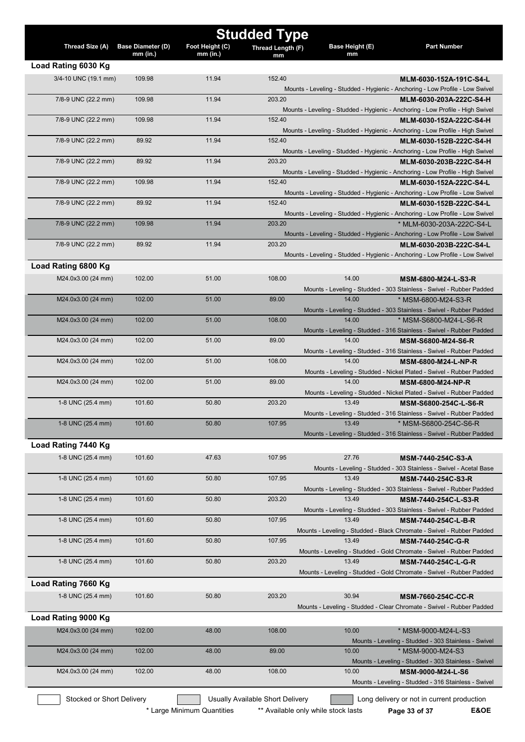# Studded Type

| Thread Size (A) | Base Diameter (D) mm (in.) | Foot Height (C) mm (in.) | Thread Length (F) mm | Base Height (E) mm | Part Number |
|---|---|---|---|---|---|
| **Load Rating 6030 Kg** | | | | | |
| 3/4-10 UNC (19.1 mm) | 109.98 | 11.94 | 152.40 | | **MLM-6030-152A-191C-S4-L** Mounts - Leveling - Studded - Hygienic - Anchoring - Low Profile - Low Swivel |
| 7/8-9 UNC (22.2 mm) | 109.98 | 11.94 | 203.20 | | **MLM-6030-203A-222C-S4-H** Mounts - Leveling - Studded - Hygienic - Anchoring - Low Profile - High Swivel |
| 7/8-9 UNC (22.2 mm) | 109.98 | 11.94 | 152.40 | | **MLM-6030-152A-222C-S4-H** Mounts - Leveling - Studded - Hygienic - Anchoring - Low Profile - High Swivel |
| 7/8-9 UNC (22.2 mm) | 89.92 | 11.94 | 152.40 | | **MLM-6030-152B-222C-S4-H** Mounts - Leveling - Studded - Hygienic - Anchoring - Low Profile - High Swivel |
| 7/8-9 UNC (22.2 mm) | 89.92 | 11.94 | 203.20 | | **MLM-6030-203B-222C-S4-H** Mounts - Leveling - Studded - Hygienic - Anchoring - Low Profile - High Swivel |
| 7/8-9 UNC (22.2 mm) | 109.98 | 11.94 | 152.40 | | **MLM-6030-152A-222C-S4-L** Mounts - Leveling - Studded - Hygienic - Anchoring - Low Profile - Low Swivel |
| 7/8-9 UNC (22.2 mm) | 89.92 | 11.94 | 152.40 | | **MLM-6030-152B-222C-S4-L** Mounts - Leveling - Studded - Hygienic - Anchoring - Low Profile - Low Swivel |
| 7/8-9 UNC (22.2 mm) | 109.98 | 11.94 | 203.20 | | * MLM-6030-203A-222C-S4-L Mounts - Leveling - Studded - Hygienic - Anchoring - Low Profile - Low Swivel |
| 7/8-9 UNC (22.2 mm) | 89.92 | 11.94 | 203.20 | | **MLM-6030-203B-222C-S4-L** Mounts - Leveling - Studded - Hygienic - Anchoring - Low Profile - Low Swivel |
| **Load Rating 6800 Kg** | | | | | |
| M24.0x3.00 (24 mm) | 102.00 | 51.00 | 108.00 | 14.00 | **MSM-6800-M24-L-S3-R** Mounts - Leveling - Studded - 303 Stainless - Swivel - Rubber Padded |
| M24.0x3.00 (24 mm) | 102.00 | 51.00 | 89.00 | 14.00 | * MSM-6800-M24-S3-R Mounts - Leveling - Studded - 303 Stainless - Swivel - Rubber Padded |
| M24.0x3.00 (24 mm) | 102.00 | 51.00 | 108.00 | 14.00 | * MSM-S6800-M24-L-S6-R Mounts - Leveling - Studded - 316 Stainless - Swivel - Rubber Padded |
| M24.0x3.00 (24 mm) | 102.00 | 51.00 | 89.00 | 14.00 | **MSM-S6800-M24-S6-R** Mounts - Leveling - Studded - 316 Stainless - Swivel - Rubber Padded |
| M24.0x3.00 (24 mm) | 102.00 | 51.00 | 108.00 | 14.00 | **MSM-6800-M24-L-NP-R** Mounts - Leveling - Studded - Nickel Plated - Swivel - Rubber Padded |
| M24.0x3.00 (24 mm) | 102.00 | 51.00 | 89.00 | 14.00 | **MSM-6800-M24-NP-R** Mounts - Leveling - Studded - Nickel Plated - Swivel - Rubber Padded |
| 1-8 UNC (25.4 mm) | 101.60 | 50.80 | 203.20 | 13.49 | **MSM-S6800-254C-L-S6-R** Mounts - Leveling - Studded - 316 Stainless - Swivel - Rubber Padded |
| 1-8 UNC (25.4 mm) | 101.60 | 50.80 | 107.95 | 13.49 | * MSM-S6800-254C-S6-R Mounts - Leveling - Studded - 316 Stainless - Swivel - Rubber Padded |
| **Load Rating 7440 Kg** | | | | | |
| 1-8 UNC (25.4 mm) | 101.60 | 47.63 | 107.95 | 27.76 | **MSM-7440-254C-S3-A** Mounts - Leveling - Studded - 303 Stainless - Swivel - Acetal Base |
| 1-8 UNC (25.4 mm) | 101.60 | 50.80 | 107.95 | 13.49 | **MSM-7440-254C-S3-R** Mounts - Leveling - Studded - 303 Stainless - Swivel - Rubber Padded |
| 1-8 UNC (25.4 mm) | 101.60 | 50.80 | 203.20 | 13.49 | **MSM-7440-254C-L-S3-R** Mounts - Leveling - Studded - 303 Stainless - Swivel - Rubber Padded |
| 1-8 UNC (25.4 mm) | 101.60 | 50.80 | 107.95 | 13.49 | **MSM-7440-254C-L-B-R** Mounts - Leveling - Studded - Black Chromate - Swivel - Rubber Padded |
| 1-8 UNC (25.4 mm) | 101.60 | 50.80 | 107.95 | 13.49 | **MSM-7440-254C-G-R** Mounts - Leveling - Studded - Gold Chromate - Swivel - Rubber Padded |
| 1-8 UNC (25.4 mm) | 101.60 | 50.80 | 203.20 | 13.49 | **MSM-7440-254C-L-G-R** Mounts - Leveling - Studded - Gold Chromate - Swivel - Rubber Padded |
| **Load Rating 7660 Kg** | | | | | |
| 1-8 UNC (25.4 mm) | 101.60 | 50.80 | 203.20 | 30.94 | **MSM-7660-254C-CC-R** Mounts - Leveling - Studded - Clear Chromate - Swivel - Rubber Padded |
| **Load Rating 9000 Kg** | | | | | |
| M24.0x3.00 (24 mm) | 102.00 | 48.00 | 108.00 | 10.00 | * MSM-9000-M24-L-S3 Mounts - Leveling - Studded - 303 Stainless - Swivel |
| M24.0x3.00 (24 mm) | 102.00 | 48.00 | 89.00 | 10.00 | * MSM-9000-M24-S3 Mounts - Leveling - Studded - 303 Stainless - Swivel |
| M24.0x3.00 (24 mm) | 102.00 | 48.00 | 108.00 | 10.00 | **MSM-9000-M24-L-S6** Mounts - Leveling - Studded - 316 Stainless - Swivel |

Stocked or Short Delivery | Usually Available Short Delivery | Long delivery or not in current production

\* Large Minimum Quantities  ** Available only while stock lasts

E&OE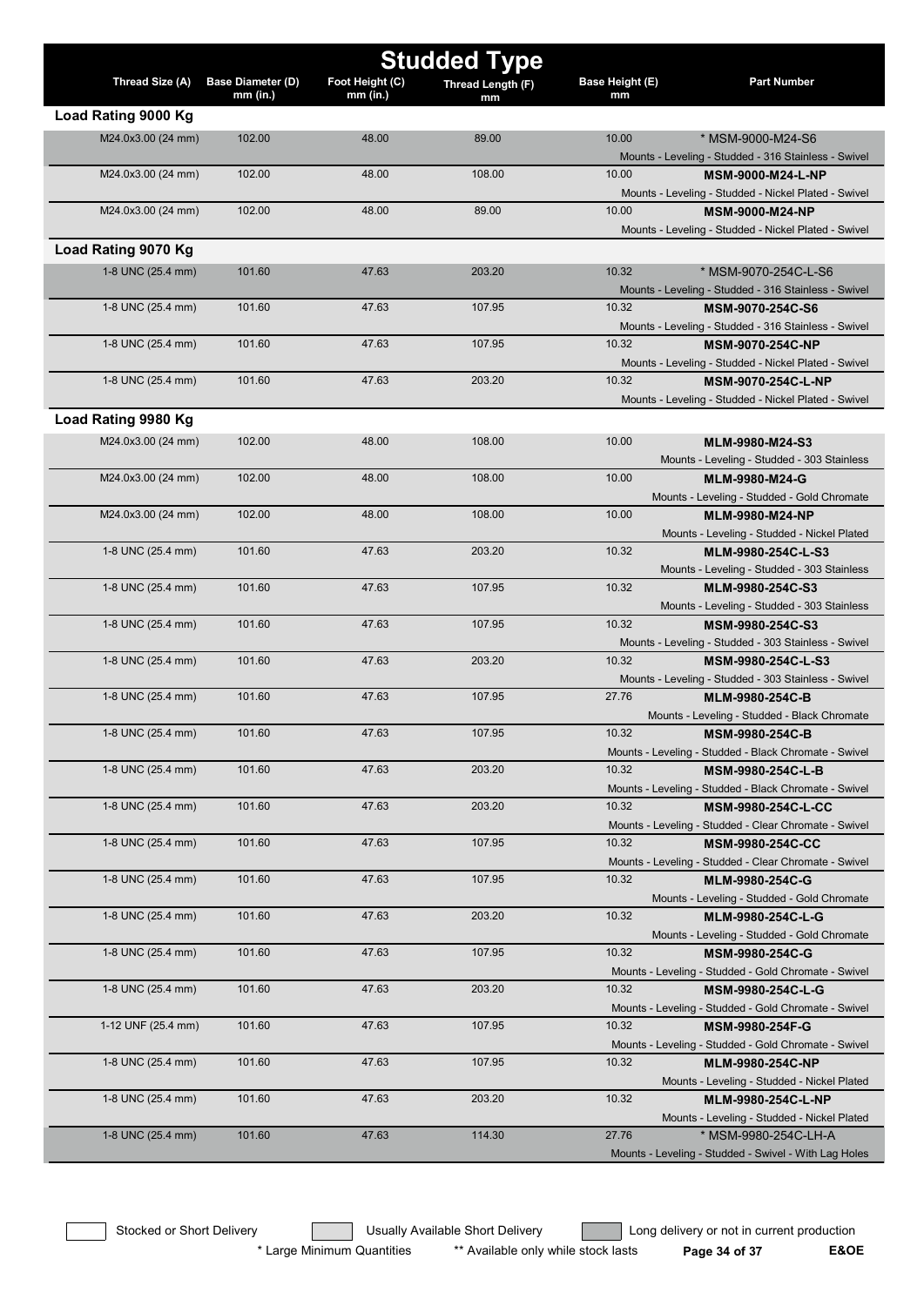# Studded Type

| Thread Size (A) | Base Diameter (D) mm (in.) | Foot Height (C) mm (in.) | Thread Length (F) mm | Base Height (E) mm | Part Number |
|---|---|---|---|---|---|
| **Load Rating 9000 Kg** | | | | | |
| M24.0x3.00 (24 mm) | 102.00 | 48.00 | 89.00 | 10.00 | * MSM-9000-M24-S6<br>Mounts - Leveling - Studded - 316 Stainless - Swivel |
| M24.0x3.00 (24 mm) | 102.00 | 48.00 | 108.00 | 10.00 | **MSM-9000-M24-L-NP**<br>Mounts - Leveling - Studded - Nickel Plated - Swivel |
| M24.0x3.00 (24 mm) | 102.00 | 48.00 | 89.00 | 10.00 | **MSM-9000-M24-NP**<br>Mounts - Leveling - Studded - Nickel Plated - Swivel |
| **Load Rating 9070 Kg** | | | | | |
| 1-8 UNC (25.4 mm) | 101.60 | 47.63 | 203.20 | 10.32 | * MSM-9070-254C-L-S6<br>Mounts - Leveling - Studded - 316 Stainless - Swivel |
| 1-8 UNC (25.4 mm) | 101.60 | 47.63 | 107.95 | 10.32 | **MSM-9070-254C-S6**<br>Mounts - Leveling - Studded - 316 Stainless - Swivel |
| 1-8 UNC (25.4 mm) | 101.60 | 47.63 | 107.95 | 10.32 | **MSM-9070-254C-NP**<br>Mounts - Leveling - Studded - Nickel Plated - Swivel |
| 1-8 UNC (25.4 mm) | 101.60 | 47.63 | 203.20 | 10.32 | **MSM-9070-254C-L-NP**<br>Mounts - Leveling - Studded - Nickel Plated - Swivel |
| **Load Rating 9980 Kg** | | | | | |
| M24.0x3.00 (24 mm) | 102.00 | 48.00 | 108.00 | 10.00 | **MLM-9980-M24-S3**<br>Mounts - Leveling - Studded - 303 Stainless |
| M24.0x3.00 (24 mm) | 102.00 | 48.00 | 108.00 | 10.00 | **MLM-9980-M24-G**<br>Mounts - Leveling - Studded - Gold Chromate |
| M24.0x3.00 (24 mm) | 102.00 | 48.00 | 108.00 | 10.00 | **MLM-9980-M24-NP**<br>Mounts - Leveling - Studded - Nickel Plated |
| 1-8 UNC (25.4 mm) | 101.60 | 47.63 | 203.20 | 10.32 | **MLM-9980-254C-L-S3**<br>Mounts - Leveling - Studded - 303 Stainless |
| 1-8 UNC (25.4 mm) | 101.60 | 47.63 | 107.95 | 10.32 | **MLM-9980-254C-S3**<br>Mounts - Leveling - Studded - 303 Stainless |
| 1-8 UNC (25.4 mm) | 101.60 | 47.63 | 107.95 | 10.32 | **MSM-9980-254C-S3**<br>Mounts - Leveling - Studded - 303 Stainless - Swivel |
| 1-8 UNC (25.4 mm) | 101.60 | 47.63 | 203.20 | 10.32 | **MSM-9980-254C-L-S3**<br>Mounts - Leveling - Studded - 303 Stainless - Swivel |
| 1-8 UNC (25.4 mm) | 101.60 | 47.63 | 107.95 | 27.76 | **MLM-9980-254C-B**<br>Mounts - Leveling - Studded - Black Chromate |
| 1-8 UNC (25.4 mm) | 101.60 | 47.63 | 107.95 | 10.32 | **MSM-9980-254C-B**<br>Mounts - Leveling - Studded - Black Chromate - Swivel |
| 1-8 UNC (25.4 mm) | 101.60 | 47.63 | 203.20 | 10.32 | **MSM-9980-254C-L-B**<br>Mounts - Leveling - Studded - Black Chromate - Swivel |
| 1-8 UNC (25.4 mm) | 101.60 | 47.63 | 203.20 | 10.32 | **MSM-9980-254C-L-CC**<br>Mounts - Leveling - Studded - Clear Chromate - Swivel |
| 1-8 UNC (25.4 mm) | 101.60 | 47.63 | 107.95 | 10.32 | **MSM-9980-254C-CC**<br>Mounts - Leveling - Studded - Clear Chromate - Swivel |
| 1-8 UNC (25.4 mm) | 101.60 | 47.63 | 107.95 | 10.32 | **MLM-9980-254C-G**<br>Mounts - Leveling - Studded - Gold Chromate |
| 1-8 UNC (25.4 mm) | 101.60 | 47.63 | 203.20 | 10.32 | **MLM-9980-254C-L-G**<br>Mounts - Leveling - Studded - Gold Chromate |
| 1-8 UNC (25.4 mm) | 101.60 | 47.63 | 107.95 | 10.32 | **MSM-9980-254C-G**<br>Mounts - Leveling - Studded - Gold Chromate - Swivel |
| 1-8 UNC (25.4 mm) | 101.60 | 47.63 | 203.20 | 10.32 | **MSM-9980-254C-L-G**<br>Mounts - Leveling - Studded - Gold Chromate - Swivel |
| 1-12 UNF (25.4 mm) | 101.60 | 47.63 | 107.95 | 10.32 | **MSM-9980-254F-G**<br>Mounts - Leveling - Studded - Gold Chromate - Swivel |
| 1-8 UNC (25.4 mm) | 101.60 | 47.63 | 107.95 | 10.32 | **MLM-9980-254C-NP**<br>Mounts - Leveling - Studded - Nickel Plated |
| 1-8 UNC (25.4 mm) | 101.60 | 47.63 | 203.20 | 10.32 | **MLM-9980-254C-L-NP**<br>Mounts - Leveling - Studded - Nickel Plated |
| 1-8 UNC (25.4 mm) | 101.60 | 47.63 | 114.30 | 27.76 | * MSM-9980-254C-LH-A<br>Mounts - Leveling - Studded - Swivel - With Lag Holes |

Stocked or Short Delivery | Usually Available Short Delivery | Long delivery or not in current production

\* Large Minimum Quantities &nbsp;&nbsp; ** Available only while stock lasts &nbsp;&nbsp; E&OE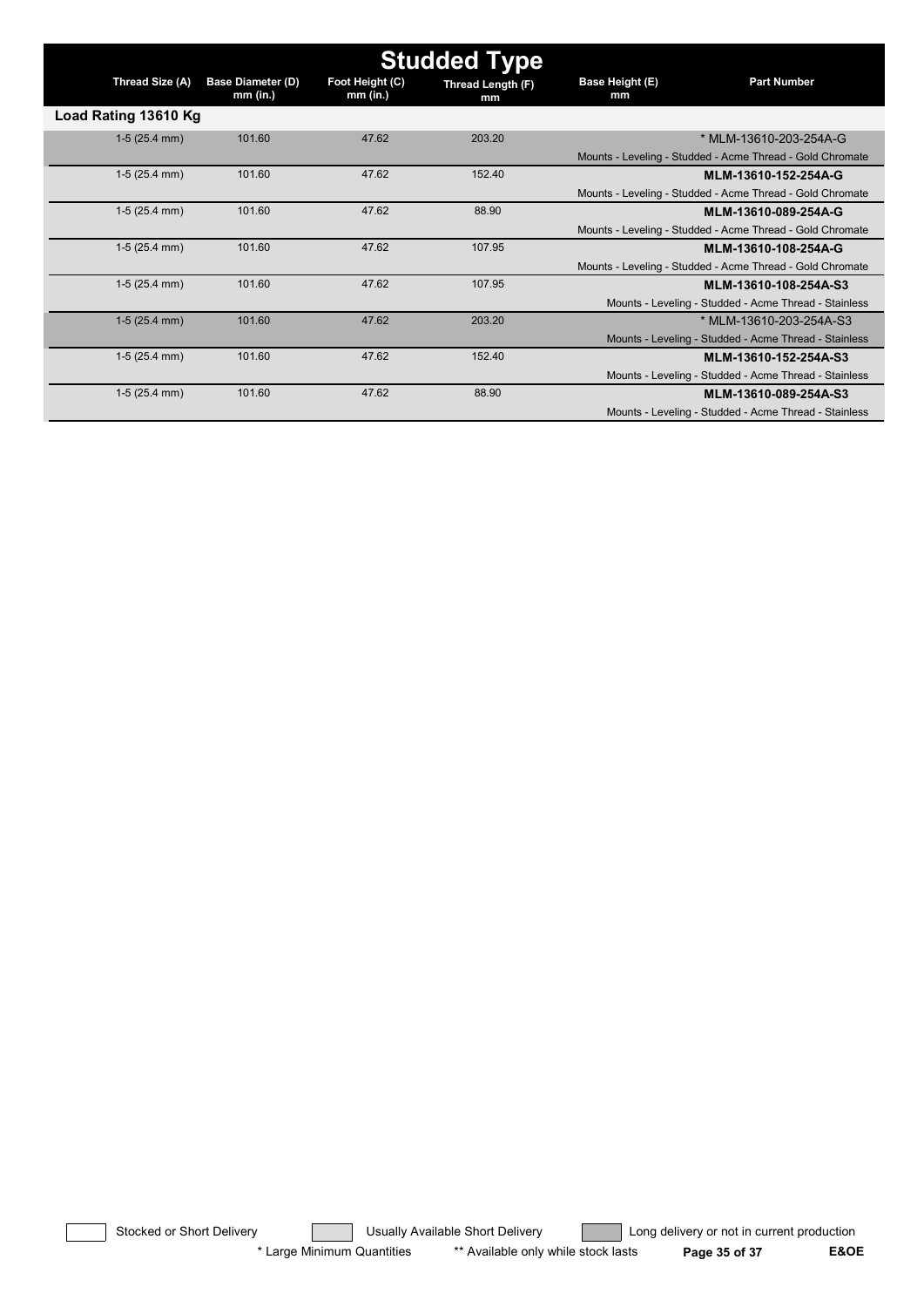# Studded Type

| Thread Size (A) | Base Diameter (D) mm (in.) | Foot Height (C) mm (in.) | Thread Length (F) mm | Base Height (E) mm | Part Number |
|---|---|---|---|---|---|
| **Load Rating 13610 Kg** | | | | | |
| 1-5 (25.4 mm) | 101.60 | 47.62 | 203.20 | | * MLM-13610-203-254A-G<br>Mounts - Leveling - Studded - Acme Thread - Gold Chromate |
| 1-5 (25.4 mm) | 101.60 | 47.62 | 152.40 | | **MLM-13610-152-254A-G**<br>Mounts - Leveling - Studded - Acme Thread - Gold Chromate |
| 1-5 (25.4 mm) | 101.60 | 47.62 | 88.90 | | **MLM-13610-089-254A-G**<br>Mounts - Leveling - Studded - Acme Thread - Gold Chromate |
| 1-5 (25.4 mm) | 101.60 | 47.62 | 107.95 | | **MLM-13610-108-254A-G**<br>Mounts - Leveling - Studded - Acme Thread - Gold Chromate |
| 1-5 (25.4 mm) | 101.60 | 47.62 | 107.95 | | **MLM-13610-108-254A-S3**<br>Mounts - Leveling - Studded - Acme Thread - Stainless |
| 1-5 (25.4 mm) | 101.60 | 47.62 | 203.20 | | * MLM-13610-203-254A-S3<br>Mounts - Leveling - Studded - Acme Thread - Stainless |
| 1-5 (25.4 mm) | 101.60 | 47.62 | 152.40 | | **MLM-13610-152-254A-S3**<br>Mounts - Leveling - Studded - Acme Thread - Stainless |
| 1-5 (25.4 mm) | 101.60 | 47.62 | 88.90 | | **MLM-13610-089-254A-S3**<br>Mounts - Leveling - Studded - Acme Thread - Stainless |

Stocked or Short Delivery | Usually Available Short Delivery | Long delivery or not in current production

* Large Minimum Quantities ** Available only while stock lasts

E&OE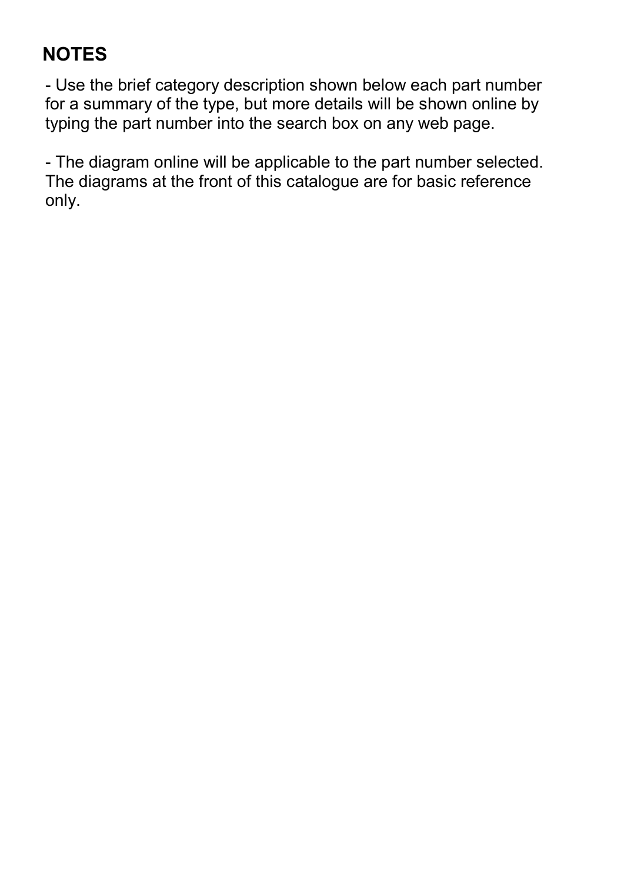## NOTES

- Use the brief category description shown below each part number for a summary of the type, but more details will be shown online by typing the part number into the search box on any web page.

- The diagram online will be applicable to the part number selected. The diagrams at the front of this catalogue are for basic reference only.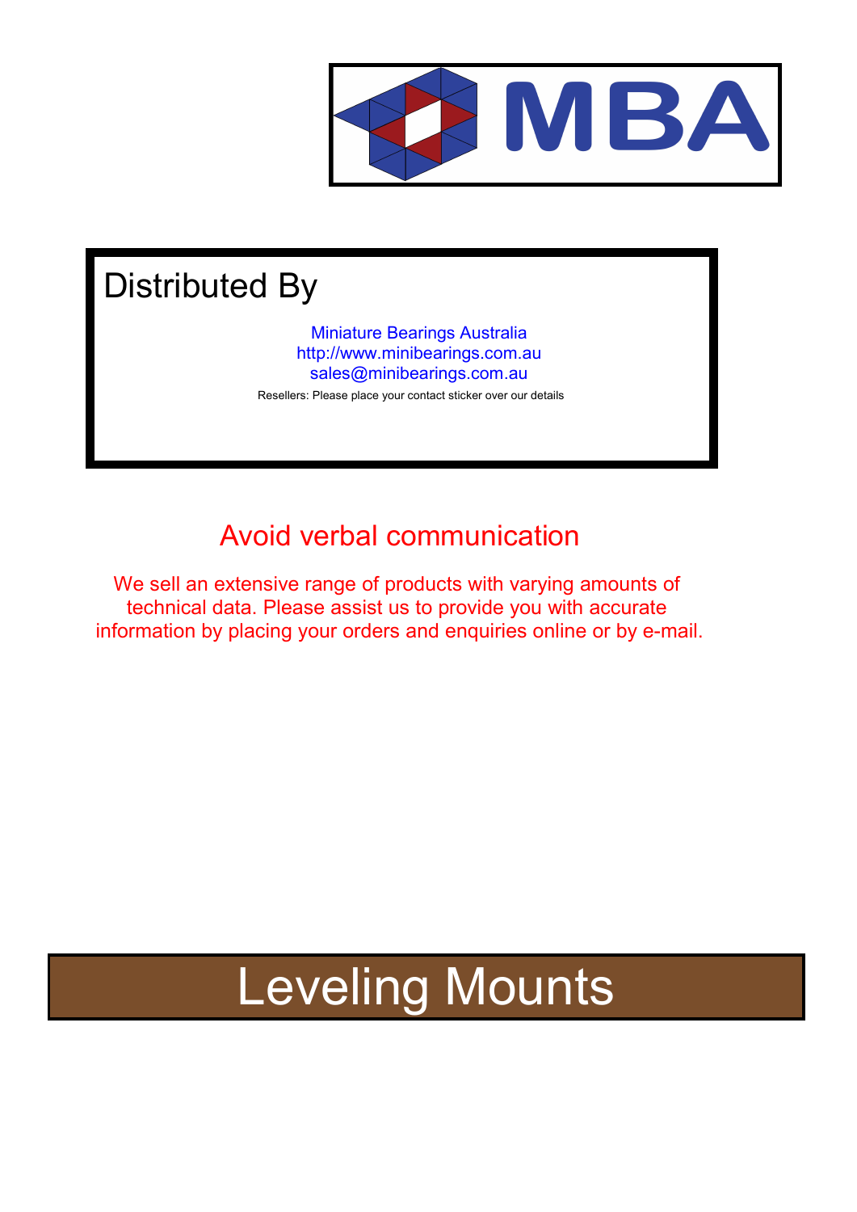MBA

## Distributed By

Miniature Bearings Australia
http://www.minibearings.com.au
sales@minibearings.com.au

Resellers: Please place your contact sticker over our details

## Avoid verbal communication

We sell an extensive range of products with varying amounts of technical data. Please assist us to provide you with accurate information by placing your orders and enquiries online or by e-mail.

# Leveling Mounts